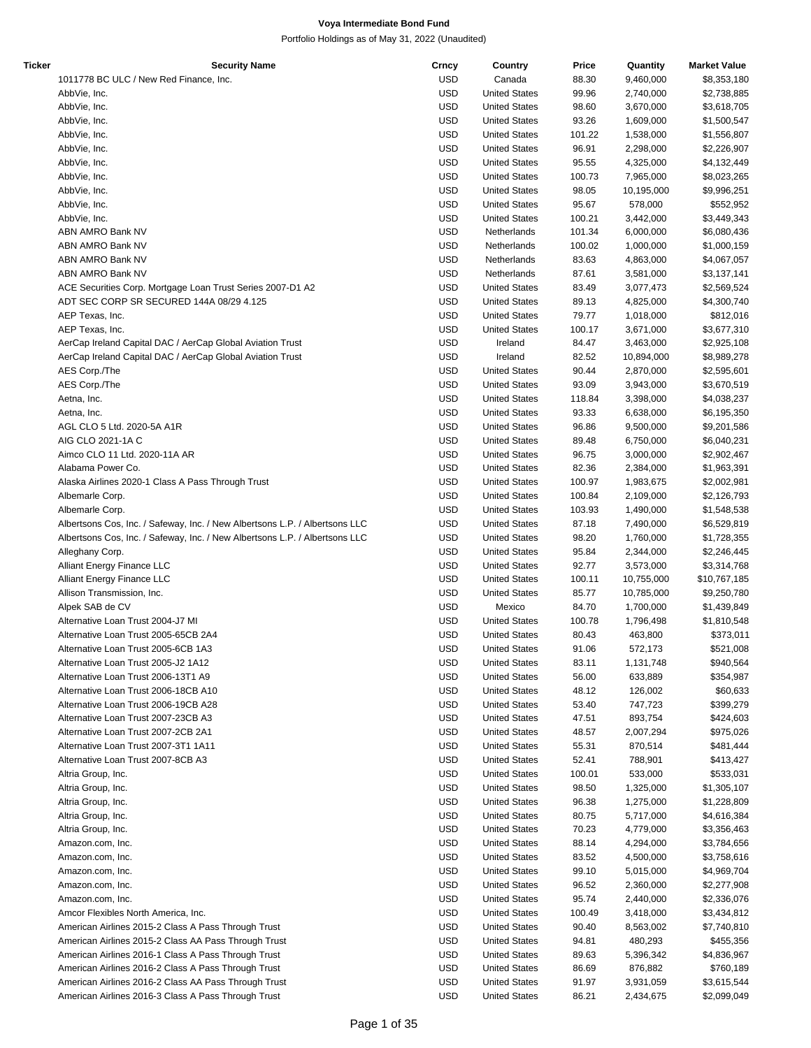# Voya Intermediate Bond Fund

Portfolio Holdings as of May 31, 2022 (Unaudited)

| Ticker | Security Name | Crncy | Country | Price | Quantity | Market Value |
|---|---|---|---|---|---|---|
| | 1011778 BC ULC / New Red Finance, Inc. | USD | Canada | 88.30 | 9,460,000 | $8,353,180 |
| | AbbVie, Inc. | USD | United States | 99.96 | 2,740,000 | $2,738,885 |
| | AbbVie, Inc. | USD | United States | 98.60 | 3,670,000 | $3,618,705 |
| | AbbVie, Inc. | USD | United States | 93.26 | 1,609,000 | $1,500,547 |
| | AbbVie, Inc. | USD | United States | 101.22 | 1,538,000 | $1,556,807 |
| | AbbVie, Inc. | USD | United States | 96.91 | 2,298,000 | $2,226,907 |
| | AbbVie, Inc. | USD | United States | 95.55 | 4,325,000 | $4,132,449 |
| | AbbVie, Inc. | USD | United States | 100.73 | 7,965,000 | $8,023,265 |
| | AbbVie, Inc. | USD | United States | 98.05 | 10,195,000 | $9,996,251 |
| | AbbVie, Inc. | USD | United States | 95.67 | 578,000 | $552,952 |
| | AbbVie, Inc. | USD | United States | 100.21 | 3,442,000 | $3,449,343 |
| | ABN AMRO Bank NV | USD | Netherlands | 101.34 | 6,000,000 | $6,080,436 |
| | ABN AMRO Bank NV | USD | Netherlands | 100.02 | 1,000,000 | $1,000,159 |
| | ABN AMRO Bank NV | USD | Netherlands | 83.63 | 4,863,000 | $4,067,057 |
| | ABN AMRO Bank NV | USD | Netherlands | 87.61 | 3,581,000 | $3,137,141 |
| | ACE Securities Corp. Mortgage Loan Trust Series 2007-D1 A2 | USD | United States | 83.49 | 3,077,473 | $2,569,524 |
| | ADT SEC CORP SR SECURED 144A 08/29 4.125 | USD | United States | 89.13 | 4,825,000 | $4,300,740 |
| | AEP Texas, Inc. | USD | United States | 79.77 | 1,018,000 | $812,016 |
| | AEP Texas, Inc. | USD | United States | 100.17 | 3,671,000 | $3,677,310 |
| | AerCap Ireland Capital DAC / AerCap Global Aviation Trust | USD | Ireland | 84.47 | 3,463,000 | $2,925,108 |
| | AerCap Ireland Capital DAC / AerCap Global Aviation Trust | USD | Ireland | 82.52 | 10,894,000 | $8,989,278 |
| | AES Corp./The | USD | United States | 90.44 | 2,870,000 | $2,595,601 |
| | AES Corp./The | USD | United States | 93.09 | 3,943,000 | $3,670,519 |
| | Aetna, Inc. | USD | United States | 118.84 | 3,398,000 | $4,038,237 |
| | Aetna, Inc. | USD | United States | 93.33 | 6,638,000 | $6,195,350 |
| | AGL CLO 5 Ltd. 2020-5A A1R | USD | United States | 96.86 | 9,500,000 | $9,201,586 |
| | AIG CLO 2021-1A C | USD | United States | 89.48 | 6,750,000 | $6,040,231 |
| | Aimco CLO 11 Ltd. 2020-11A AR | USD | United States | 96.75 | 3,000,000 | $2,902,467 |
| | Alabama Power Co. | USD | United States | 82.36 | 2,384,000 | $1,963,391 |
| | Alaska Airlines 2020-1 Class A Pass Through Trust | USD | United States | 100.97 | 1,983,675 | $2,002,981 |
| | Albemarle Corp. | USD | United States | 100.84 | 2,109,000 | $2,126,793 |
| | Albemarle Corp. | USD | United States | 103.93 | 1,490,000 | $1,548,538 |
| | Albertsons Cos, Inc. / Safeway, Inc. / New Albertsons L.P. / Albertsons LLC | USD | United States | 87.18 | 7,490,000 | $6,529,819 |
| | Albertsons Cos, Inc. / Safeway, Inc. / New Albertsons L.P. / Albertsons LLC | USD | United States | 98.20 | 1,760,000 | $1,728,355 |
| | Alleghany Corp. | USD | United States | 95.84 | 2,344,000 | $2,246,445 |
| | Alliant Energy Finance LLC | USD | United States | 92.77 | 3,573,000 | $3,314,768 |
| | Alliant Energy Finance LLC | USD | United States | 100.11 | 10,755,000 | $10,767,185 |
| | Allison Transmission, Inc. | USD | United States | 85.77 | 10,785,000 | $9,250,780 |
| | Alpek SAB de CV | USD | Mexico | 84.70 | 1,700,000 | $1,439,849 |
| | Alternative Loan Trust 2004-J7 MI | USD | United States | 100.78 | 1,796,498 | $1,810,548 |
| | Alternative Loan Trust 2005-65CB 2A4 | USD | United States | 80.43 | 463,800 | $373,011 |
| | Alternative Loan Trust 2005-6CB 1A3 | USD | United States | 91.06 | 572,173 | $521,008 |
| | Alternative Loan Trust 2005-J2 1A12 | USD | United States | 83.11 | 1,131,748 | $940,564 |
| | Alternative Loan Trust 2006-13T1 A9 | USD | United States | 56.00 | 633,889 | $354,987 |
| | Alternative Loan Trust 2006-18CB A10 | USD | United States | 48.12 | 126,002 | $60,633 |
| | Alternative Loan Trust 2006-19CB A28 | USD | United States | 53.40 | 747,723 | $399,279 |
| | Alternative Loan Trust 2007-23CB A3 | USD | United States | 47.51 | 893,754 | $424,603 |
| | Alternative Loan Trust 2007-2CB 2A1 | USD | United States | 48.57 | 2,007,294 | $975,026 |
| | Alternative Loan Trust 2007-3T1 1A11 | USD | United States | 55.31 | 870,514 | $481,444 |
| | Alternative Loan Trust 2007-8CB A3 | USD | United States | 52.41 | 788,901 | $413,427 |
| | Altria Group, Inc. | USD | United States | 100.01 | 533,000 | $533,031 |
| | Altria Group, Inc. | USD | United States | 98.50 | 1,325,000 | $1,305,107 |
| | Altria Group, Inc. | USD | United States | 96.38 | 1,275,000 | $1,228,809 |
| | Altria Group, Inc. | USD | United States | 80.75 | 5,717,000 | $4,616,384 |
| | Altria Group, Inc. | USD | United States | 70.23 | 4,779,000 | $3,356,463 |
| | Amazon.com, Inc. | USD | United States | 88.14 | 4,294,000 | $3,784,656 |
| | Amazon.com, Inc. | USD | United States | 83.52 | 4,500,000 | $3,758,616 |
| | Amazon.com, Inc. | USD | United States | 99.10 | 5,015,000 | $4,969,704 |
| | Amazon.com, Inc. | USD | United States | 96.52 | 2,360,000 | $2,277,908 |
| | Amazon.com, Inc. | USD | United States | 95.74 | 2,440,000 | $2,336,076 |
| | Amcor Flexibles North America, Inc. | USD | United States | 100.49 | 3,418,000 | $3,434,812 |
| | American Airlines 2015-2 Class A Pass Through Trust | USD | United States | 90.40 | 8,563,002 | $7,740,810 |
| | American Airlines 2015-2 Class AA Pass Through Trust | USD | United States | 94.81 | 480,293 | $455,356 |
| | American Airlines 2016-1 Class A Pass Through Trust | USD | United States | 89.63 | 5,396,342 | $4,836,967 |
| | American Airlines 2016-2 Class A Pass Through Trust | USD | United States | 86.69 | 876,882 | $760,189 |
| | American Airlines 2016-2 Class AA Pass Through Trust | USD | United States | 91.97 | 3,931,059 | $3,615,544 |
| | American Airlines 2016-3 Class A Pass Through Trust | USD | United States | 86.21 | 2,434,675 | $2,099,049 |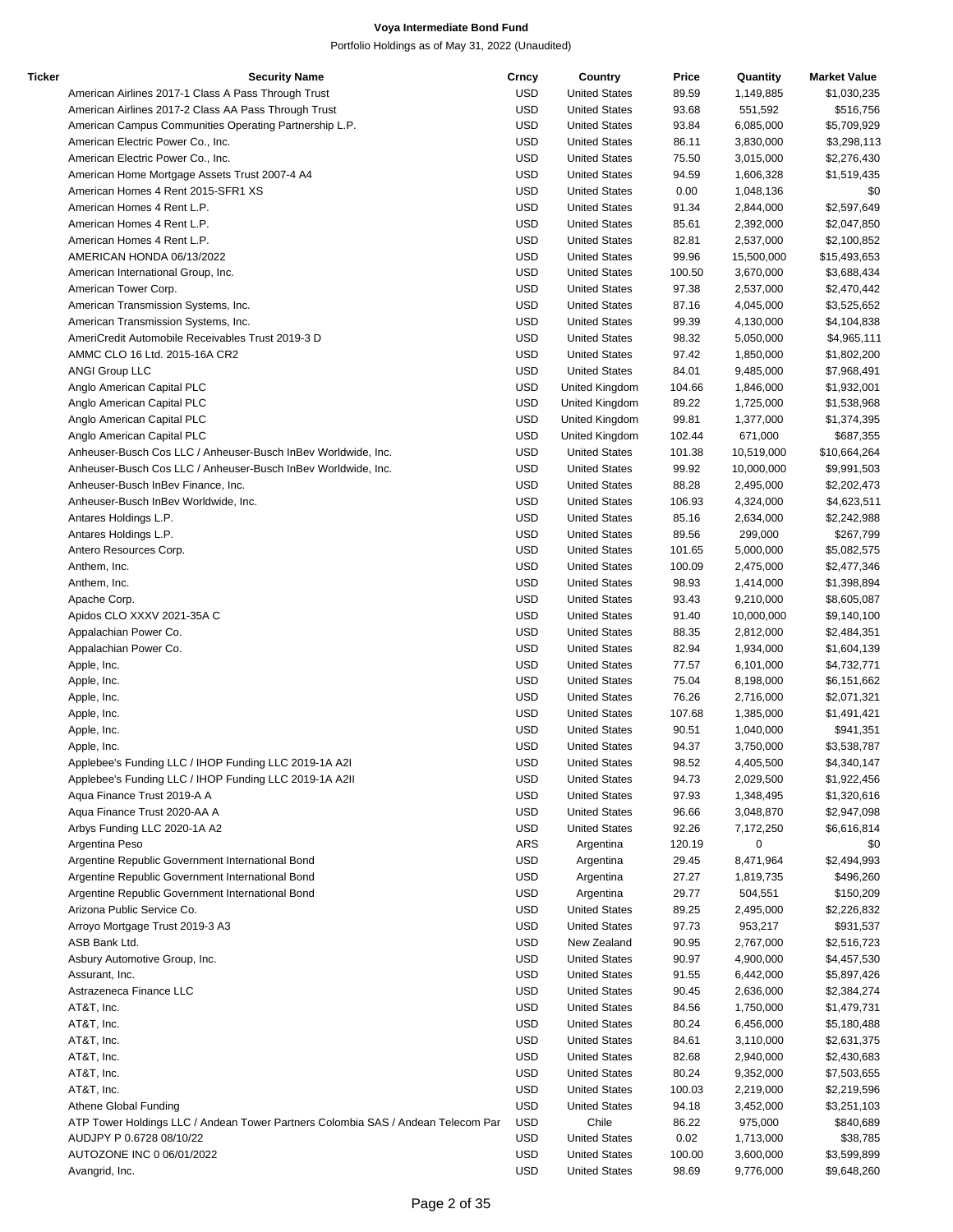# Voya Intermediate Bond Fund

Portfolio Holdings as of May 31, 2022 (Unaudited)

| Ticker | Security Name | Crncy | Country | Price | Quantity | Market Value |
|---|---|---|---|---|---|---|
| | American Airlines 2017-1 Class A Pass Through Trust | USD | United States | 89.59 | 1,149,885 | $1,030,235 |
| | American Airlines 2017-2 Class AA Pass Through Trust | USD | United States | 93.68 | 551,592 | $516,756 |
| | American Campus Communities Operating Partnership L.P. | USD | United States | 93.84 | 6,085,000 | $5,709,929 |
| | American Electric Power Co., Inc. | USD | United States | 86.11 | 3,830,000 | $3,298,113 |
| | American Electric Power Co., Inc. | USD | United States | 75.50 | 3,015,000 | $2,276,430 |
| | American Home Mortgage Assets Trust 2007-4 A4 | USD | United States | 94.59 | 1,606,328 | $1,519,435 |
| | American Homes 4 Rent 2015-SFR1 XS | USD | United States | 0.00 | 1,048,136 | $0 |
| | American Homes 4 Rent L.P. | USD | United States | 91.34 | 2,844,000 | $2,597,649 |
| | American Homes 4 Rent L.P. | USD | United States | 85.61 | 2,392,000 | $2,047,850 |
| | American Homes 4 Rent L.P. | USD | United States | 82.81 | 2,537,000 | $2,100,852 |
| | AMERICAN HONDA 06/13/2022 | USD | United States | 99.96 | 15,500,000 | $15,493,653 |
| | American International Group, Inc. | USD | United States | 100.50 | 3,670,000 | $3,688,434 |
| | American Tower Corp. | USD | United States | 97.38 | 2,537,000 | $2,470,442 |
| | American Transmission Systems, Inc. | USD | United States | 87.16 | 4,045,000 | $3,525,652 |
| | American Transmission Systems, Inc. | USD | United States | 99.39 | 4,130,000 | $4,104,838 |
| | AmeriCredit Automobile Receivables Trust 2019-3 D | USD | United States | 98.32 | 5,050,000 | $4,965,111 |
| | AMMC CLO 16 Ltd. 2015-16A CR2 | USD | United States | 97.42 | 1,850,000 | $1,802,200 |
| | ANGI Group LLC | USD | United States | 84.01 | 9,485,000 | $7,968,491 |
| | Anglo American Capital PLC | USD | United Kingdom | 104.66 | 1,846,000 | $1,932,001 |
| | Anglo American Capital PLC | USD | United Kingdom | 89.22 | 1,725,000 | $1,538,968 |
| | Anglo American Capital PLC | USD | United Kingdom | 99.81 | 1,377,000 | $1,374,395 |
| | Anglo American Capital PLC | USD | United Kingdom | 102.44 | 671,000 | $687,355 |
| | Anheuser-Busch Cos LLC / Anheuser-Busch InBev Worldwide, Inc. | USD | United States | 101.38 | 10,519,000 | $10,664,264 |
| | Anheuser-Busch Cos LLC / Anheuser-Busch InBev Worldwide, Inc. | USD | United States | 99.92 | 10,000,000 | $9,991,503 |
| | Anheuser-Busch InBev Finance, Inc. | USD | United States | 88.28 | 2,495,000 | $2,202,473 |
| | Anheuser-Busch InBev Worldwide, Inc. | USD | United States | 106.93 | 4,324,000 | $4,623,511 |
| | Antares Holdings L.P. | USD | United States | 85.16 | 2,634,000 | $2,242,988 |
| | Antares Holdings L.P. | USD | United States | 89.56 | 299,000 | $267,799 |
| | Antero Resources Corp. | USD | United States | 101.65 | 5,000,000 | $5,082,575 |
| | Anthem, Inc. | USD | United States | 100.09 | 2,475,000 | $2,477,346 |
| | Anthem, Inc. | USD | United States | 98.93 | 1,414,000 | $1,398,894 |
| | Apache Corp. | USD | United States | 93.43 | 9,210,000 | $8,605,087 |
| | Apidos CLO XXXV 2021-35A C | USD | United States | 91.40 | 10,000,000 | $9,140,100 |
| | Appalachian Power Co. | USD | United States | 88.35 | 2,812,000 | $2,484,351 |
| | Appalachian Power Co. | USD | United States | 82.94 | 1,934,000 | $1,604,139 |
| | Apple, Inc. | USD | United States | 77.57 | 6,101,000 | $4,732,771 |
| | Apple, Inc. | USD | United States | 75.04 | 8,198,000 | $6,151,662 |
| | Apple, Inc. | USD | United States | 76.26 | 2,716,000 | $2,071,321 |
| | Apple, Inc. | USD | United States | 107.68 | 1,385,000 | $1,491,421 |
| | Apple, Inc. | USD | United States | 90.51 | 1,040,000 | $941,351 |
| | Apple, Inc. | USD | United States | 94.37 | 3,750,000 | $3,538,787 |
| | Applebee's Funding LLC / IHOP Funding LLC 2019-1A A2I | USD | United States | 98.52 | 4,405,500 | $4,340,147 |
| | Applebee's Funding LLC / IHOP Funding LLC 2019-1A A2II | USD | United States | 94.73 | 2,029,500 | $1,922,456 |
| | Aqua Finance Trust 2019-A A | USD | United States | 97.93 | 1,348,495 | $1,320,616 |
| | Aqua Finance Trust 2020-AA A | USD | United States | 96.66 | 3,048,870 | $2,947,098 |
| | Arbys Funding LLC 2020-1A A2 | USD | United States | 92.26 | 7,172,250 | $6,616,814 |
| | Argentina Peso | ARS | Argentina | 120.19 | 0 | $0 |
| | Argentine Republic Government International Bond | USD | Argentina | 29.45 | 8,471,964 | $2,494,993 |
| | Argentine Republic Government International Bond | USD | Argentina | 27.27 | 1,819,735 | $496,260 |
| | Argentine Republic Government International Bond | USD | Argentina | 29.77 | 504,551 | $150,209 |
| | Arizona Public Service Co. | USD | United States | 89.25 | 2,495,000 | $2,226,832 |
| | Arroyo Mortgage Trust 2019-3 A3 | USD | United States | 97.73 | 953,217 | $931,537 |
| | ASB Bank Ltd. | USD | New Zealand | 90.95 | 2,767,000 | $2,516,723 |
| | Asbury Automotive Group, Inc. | USD | United States | 90.97 | 4,900,000 | $4,457,530 |
| | Assurant, Inc. | USD | United States | 91.55 | 6,442,000 | $5,897,426 |
| | Astrazeneca Finance LLC | USD | United States | 90.45 | 2,636,000 | $2,384,274 |
| | AT&T, Inc. | USD | United States | 84.56 | 1,750,000 | $1,479,731 |
| | AT&T, Inc. | USD | United States | 80.24 | 6,456,000 | $5,180,488 |
| | AT&T, Inc. | USD | United States | 84.61 | 3,110,000 | $2,631,375 |
| | AT&T, Inc. | USD | United States | 82.68 | 2,940,000 | $2,430,683 |
| | AT&T, Inc. | USD | United States | 80.24 | 9,352,000 | $7,503,655 |
| | AT&T, Inc. | USD | United States | 100.03 | 2,219,000 | $2,219,596 |
| | Athene Global Funding | USD | United States | 94.18 | 3,452,000 | $3,251,103 |
| | ATP Tower Holdings LLC / Andean Tower Partners Colombia SAS / Andean Telecom Par | USD | Chile | 86.22 | 975,000 | $840,689 |
| | AUDJPY P 0.6728 08/10/22 | USD | United States | 0.02 | 1,713,000 | $38,785 |
| | AUTOZONE INC 0 06/01/2022 | USD | United States | 100.00 | 3,600,000 | $3,599,899 |
| | Avangrid, Inc. | USD | United States | 98.69 | 9,776,000 | $9,648,260 |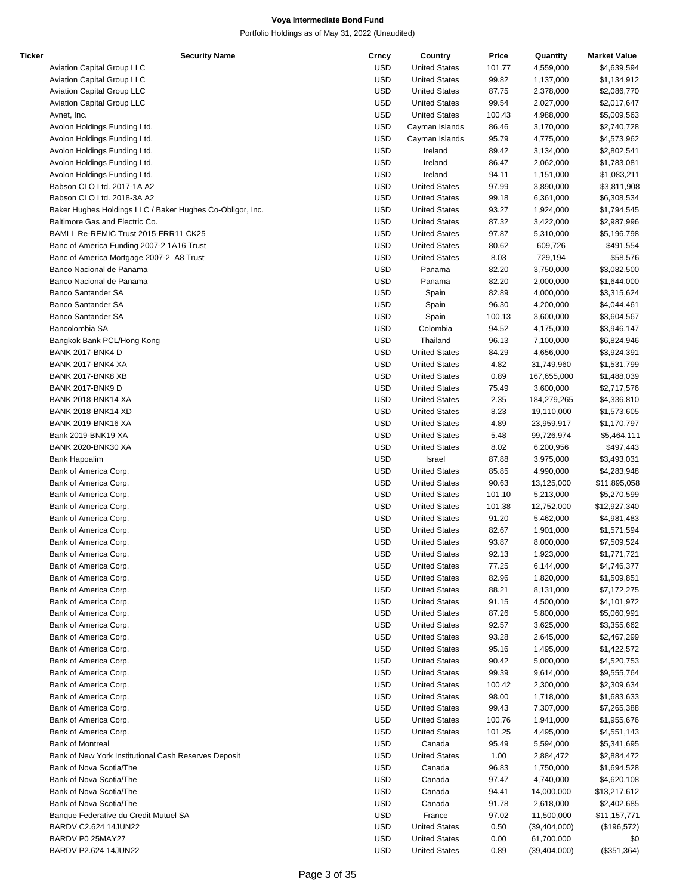# Voya Intermediate Bond Fund

Portfolio Holdings as of May 31, 2022 (Unaudited)

| Ticker | Security Name | Crncy | Country | Price | Quantity | Market Value |
|---|---|---|---|---|---|---|
| | Aviation Capital Group LLC | USD | United States | 101.77 | 4,559,000 | $4,639,594 |
| | Aviation Capital Group LLC | USD | United States | 99.82 | 1,137,000 | $1,134,912 |
| | Aviation Capital Group LLC | USD | United States | 87.75 | 2,378,000 | $2,086,770 |
| | Aviation Capital Group LLC | USD | United States | 99.54 | 2,027,000 | $2,017,647 |
| | Avnet, Inc. | USD | United States | 100.43 | 4,988,000 | $5,009,563 |
| | Avolon Holdings Funding Ltd. | USD | Cayman Islands | 86.46 | 3,170,000 | $2,740,728 |
| | Avolon Holdings Funding Ltd. | USD | Cayman Islands | 95.79 | 4,775,000 | $4,573,962 |
| | Avolon Holdings Funding Ltd. | USD | Ireland | 89.42 | 3,134,000 | $2,802,541 |
| | Avolon Holdings Funding Ltd. | USD | Ireland | 86.47 | 2,062,000 | $1,783,081 |
| | Avolon Holdings Funding Ltd. | USD | Ireland | 94.11 | 1,151,000 | $1,083,211 |
| | Babson CLO Ltd. 2017-1A A2 | USD | United States | 97.99 | 3,890,000 | $3,811,908 |
| | Babson CLO Ltd. 2018-3A A2 | USD | United States | 99.18 | 6,361,000 | $6,308,534 |
| | Baker Hughes Holdings LLC / Baker Hughes Co-Obligor, Inc. | USD | United States | 93.27 | 1,924,000 | $1,794,545 |
| | Baltimore Gas and Electric Co. | USD | United States | 87.32 | 3,422,000 | $2,987,996 |
| | BAMLL Re-REMIC Trust 2015-FRR11 CK25 | USD | United States | 97.87 | 5,310,000 | $5,196,798 |
| | Banc of America Funding 2007-2 1A16 Trust | USD | United States | 80.62 | 609,726 | $491,554 |
| | Banc of America Mortgage 2007-2 A8 Trust | USD | United States | 8.03 | 729,194 | $58,576 |
| | Banco Nacional de Panama | USD | Panama | 82.20 | 3,750,000 | $3,082,500 |
| | Banco Nacional de Panama | USD | Panama | 82.20 | 2,000,000 | $1,644,000 |
| | Banco Santander SA | USD | Spain | 82.89 | 4,000,000 | $3,315,624 |
| | Banco Santander SA | USD | Spain | 96.30 | 4,200,000 | $4,044,461 |
| | Banco Santander SA | USD | Spain | 100.13 | 3,600,000 | $3,604,567 |
| | Bancolombia SA | USD | Colombia | 94.52 | 4,175,000 | $3,946,147 |
| | Bangkok Bank PCL/Hong Kong | USD | Thailand | 96.13 | 7,100,000 | $6,824,946 |
| | BANK 2017-BNK4 D | USD | United States | 84.29 | 4,656,000 | $3,924,391 |
| | BANK 2017-BNK4 XA | USD | United States | 4.82 | 31,749,960 | $1,531,799 |
| | BANK 2017-BNK8 XB | USD | United States | 0.89 | 167,655,000 | $1,488,039 |
| | BANK 2017-BNK9 D | USD | United States | 75.49 | 3,600,000 | $2,717,576 |
| | BANK 2018-BNK14 XA | USD | United States | 2.35 | 184,279,265 | $4,336,810 |
| | BANK 2018-BNK14 XD | USD | United States | 8.23 | 19,110,000 | $1,573,605 |
| | BANK 2019-BNK16 XA | USD | United States | 4.89 | 23,959,917 | $1,170,797 |
| | Bank 2019-BNK19 XA | USD | United States | 5.48 | 99,726,974 | $5,464,111 |
| | BANK 2020-BNK30 XA | USD | United States | 8.02 | 6,200,956 | $497,443 |
| | Bank Hapoalim | USD | Israel | 87.88 | 3,975,000 | $3,493,031 |
| | Bank of America Corp. | USD | United States | 85.85 | 4,990,000 | $4,283,948 |
| | Bank of America Corp. | USD | United States | 90.63 | 13,125,000 | $11,895,058 |
| | Bank of America Corp. | USD | United States | 101.10 | 5,213,000 | $5,270,599 |
| | Bank of America Corp. | USD | United States | 101.38 | 12,752,000 | $12,927,340 |
| | Bank of America Corp. | USD | United States | 91.20 | 5,462,000 | $4,981,483 |
| | Bank of America Corp. | USD | United States | 82.67 | 1,901,000 | $1,571,594 |
| | Bank of America Corp. | USD | United States | 93.87 | 8,000,000 | $7,509,524 |
| | Bank of America Corp. | USD | United States | 92.13 | 1,923,000 | $1,771,721 |
| | Bank of America Corp. | USD | United States | 77.25 | 6,144,000 | $4,746,377 |
| | Bank of America Corp. | USD | United States | 82.96 | 1,820,000 | $1,509,851 |
| | Bank of America Corp. | USD | United States | 88.21 | 8,131,000 | $7,172,275 |
| | Bank of America Corp. | USD | United States | 91.15 | 4,500,000 | $4,101,972 |
| | Bank of America Corp. | USD | United States | 87.26 | 5,800,000 | $5,060,991 |
| | Bank of America Corp. | USD | United States | 92.57 | 3,625,000 | $3,355,662 |
| | Bank of America Corp. | USD | United States | 93.28 | 2,645,000 | $2,467,299 |
| | Bank of America Corp. | USD | United States | 95.16 | 1,495,000 | $1,422,572 |
| | Bank of America Corp. | USD | United States | 90.42 | 5,000,000 | $4,520,753 |
| | Bank of America Corp. | USD | United States | 99.39 | 9,614,000 | $9,555,764 |
| | Bank of America Corp. | USD | United States | 100.42 | 2,300,000 | $2,309,634 |
| | Bank of America Corp. | USD | United States | 98.00 | 1,718,000 | $1,683,633 |
| | Bank of America Corp. | USD | United States | 99.43 | 7,307,000 | $7,265,388 |
| | Bank of America Corp. | USD | United States | 100.76 | 1,941,000 | $1,955,676 |
| | Bank of America Corp. | USD | United States | 101.25 | 4,495,000 | $4,551,143 |
| | Bank of Montreal | USD | Canada | 95.49 | 5,594,000 | $5,341,695 |
| | Bank of New York Institutional Cash Reserves Deposit | USD | United States | 1.00 | 2,884,472 | $2,884,472 |
| | Bank of Nova Scotia/The | USD | Canada | 96.83 | 1,750,000 | $1,694,528 |
| | Bank of Nova Scotia/The | USD | Canada | 97.47 | 4,740,000 | $4,620,108 |
| | Bank of Nova Scotia/The | USD | Canada | 94.41 | 14,000,000 | $13,217,612 |
| | Bank of Nova Scotia/The | USD | Canada | 91.78 | 2,618,000 | $2,402,685 |
| | Banque Federative du Credit Mutuel SA | USD | France | 97.02 | 11,500,000 | $11,157,771 |
| | BARDV C2.624 14JUN22 | USD | United States | 0.50 | (39,404,000) | ($196,572) |
| | BARDV P0 25MAY27 | USD | United States | 0.00 | 61,700,000 | $0 |
| | BARDV P2.624 14JUN22 | USD | United States | 0.89 | (39,404,000) | ($351,364) |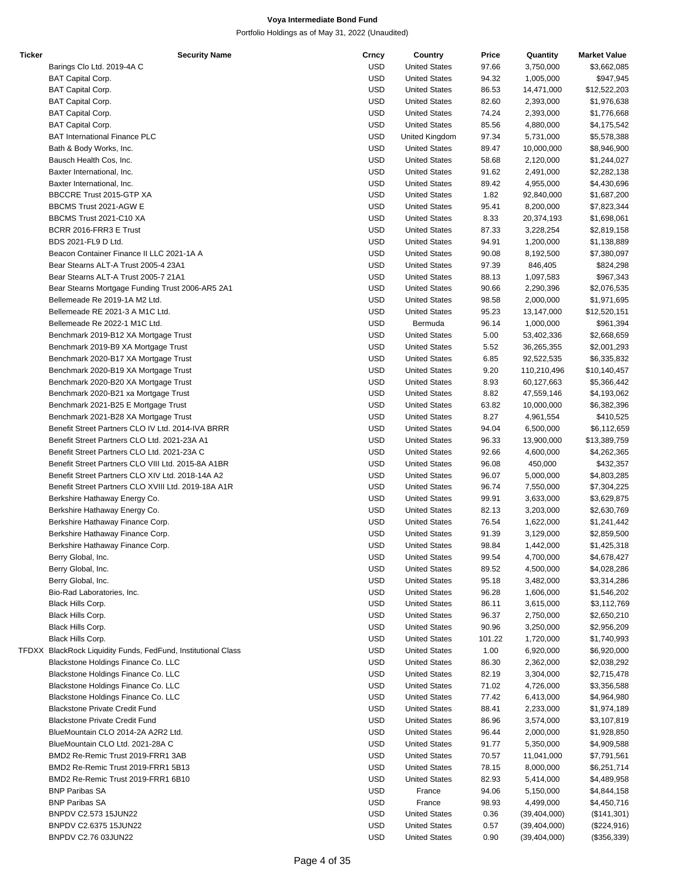# Voya Intermediate Bond Fund

Portfolio Holdings as of May 31, 2022 (Unaudited)

| Ticker | Security Name | Crncy | Country | Price | Quantity | Market Value |
|---|---|---|---|---|---|---|
| | Barings Clo Ltd. 2019-4A C | USD | United States | 97.66 | 3,750,000 | $3,662,085 |
| | BAT Capital Corp. | USD | United States | 94.32 | 1,005,000 | $947,945 |
| | BAT Capital Corp. | USD | United States | 86.53 | 14,471,000 | $12,522,203 |
| | BAT Capital Corp. | USD | United States | 82.60 | 2,393,000 | $1,976,638 |
| | BAT Capital Corp. | USD | United States | 74.24 | 2,393,000 | $1,776,668 |
| | BAT Capital Corp. | USD | United States | 85.56 | 4,880,000 | $4,175,542 |
| | BAT International Finance PLC | USD | United Kingdom | 97.34 | 5,731,000 | $5,578,388 |
| | Bath & Body Works, Inc. | USD | United States | 89.47 | 10,000,000 | $8,946,900 |
| | Bausch Health Cos, Inc. | USD | United States | 58.68 | 2,120,000 | $1,244,027 |
| | Baxter International, Inc. | USD | United States | 91.62 | 2,491,000 | $2,282,138 |
| | Baxter International, Inc. | USD | United States | 89.42 | 4,955,000 | $4,430,696 |
| | BBCCRE Trust 2015-GTP XA | USD | United States | 1.82 | 92,840,000 | $1,687,200 |
| | BBCMS Trust 2021-AGW E | USD | United States | 95.41 | 8,200,000 | $7,823,344 |
| | BBCMS Trust 2021-C10 XA | USD | United States | 8.33 | 20,374,193 | $1,698,061 |
| | BCRR 2016-FRR3 E Trust | USD | United States | 87.33 | 3,228,254 | $2,819,158 |
| | BDS 2021-FL9 D Ltd. | USD | United States | 94.91 | 1,200,000 | $1,138,889 |
| | Beacon Container Finance II LLC 2021-1A A | USD | United States | 90.08 | 8,192,500 | $7,380,097 |
| | Bear Stearns ALT-A Trust 2005-4 23A1 | USD | United States | 97.39 | 846,405 | $824,298 |
| | Bear Stearns ALT-A Trust 2005-7 21A1 | USD | United States | 88.13 | 1,097,583 | $967,343 |
| | Bear Stearns Mortgage Funding Trust 2006-AR5 2A1 | USD | United States | 90.66 | 2,290,396 | $2,076,535 |
| | Bellemeade Re 2019-1A M2 Ltd. | USD | United States | 98.58 | 2,000,000 | $1,971,695 |
| | Bellemeade RE 2021-3 A M1C Ltd. | USD | United States | 95.23 | 13,147,000 | $12,520,151 |
| | Bellemeade Re 2022-1 M1C Ltd. | USD | Bermuda | 96.14 | 1,000,000 | $961,394 |
| | Benchmark 2019-B12 XA Mortgage Trust | USD | United States | 5.00 | 53,402,336 | $2,668,659 |
| | Benchmark 2019-B9 XA Mortgage Trust | USD | United States | 5.52 | 36,265,355 | $2,001,293 |
| | Benchmark 2020-B17 XA Mortgage Trust | USD | United States | 6.85 | 92,522,535 | $6,335,832 |
| | Benchmark 2020-B19 XA Mortgage Trust | USD | United States | 9.20 | 110,210,496 | $10,140,457 |
| | Benchmark 2020-B20 XA Mortgage Trust | USD | United States | 8.93 | 60,127,663 | $5,366,442 |
| | Benchmark 2020-B21 xa Mortgage Trust | USD | United States | 8.82 | 47,559,146 | $4,193,062 |
| | Benchmark 2021-B25 E Mortgage Trust | USD | United States | 63.82 | 10,000,000 | $6,382,396 |
| | Benchmark 2021-B28 XA Mortgage Trust | USD | United States | 8.27 | 4,961,554 | $410,525 |
| | Benefit Street Partners CLO IV Ltd. 2014-IVA BRRR | USD | United States | 94.04 | 6,500,000 | $6,112,659 |
| | Benefit Street Partners CLO Ltd. 2021-23A A1 | USD | United States | 96.33 | 13,900,000 | $13,389,759 |
| | Benefit Street Partners CLO Ltd. 2021-23A C | USD | United States | 92.66 | 4,600,000 | $4,262,365 |
| | Benefit Street Partners CLO VIII Ltd. 2015-8A A1BR | USD | United States | 96.08 | 450,000 | $432,357 |
| | Benefit Street Partners CLO XIV Ltd. 2018-14A A2 | USD | United States | 96.07 | 5,000,000 | $4,803,285 |
| | Benefit Street Partners CLO XVIII Ltd. 2019-18A A1R | USD | United States | 96.74 | 7,550,000 | $7,304,225 |
| | Berkshire Hathaway Energy Co. | USD | United States | 99.91 | 3,633,000 | $3,629,875 |
| | Berkshire Hathaway Energy Co. | USD | United States | 82.13 | 3,203,000 | $2,630,769 |
| | Berkshire Hathaway Finance Corp. | USD | United States | 76.54 | 1,622,000 | $1,241,442 |
| | Berkshire Hathaway Finance Corp. | USD | United States | 91.39 | 3,129,000 | $2,859,500 |
| | Berkshire Hathaway Finance Corp. | USD | United States | 98.84 | 1,442,000 | $1,425,318 |
| | Berry Global, Inc. | USD | United States | 99.54 | 4,700,000 | $4,678,427 |
| | Berry Global, Inc. | USD | United States | 89.52 | 4,500,000 | $4,028,286 |
| | Berry Global, Inc. | USD | United States | 95.18 | 3,482,000 | $3,314,286 |
| | Bio-Rad Laboratories, Inc. | USD | United States | 96.28 | 1,606,000 | $1,546,202 |
| | Black Hills Corp. | USD | United States | 86.11 | 3,615,000 | $3,112,769 |
| | Black Hills Corp. | USD | United States | 96.37 | 2,750,000 | $2,650,210 |
| | Black Hills Corp. | USD | United States | 90.96 | 3,250,000 | $2,956,209 |
| | Black Hills Corp. | USD | United States | 101.22 | 1,720,000 | $1,740,993 |
| TFDXX | BlackRock Liquidity Funds, FedFund, Institutional Class | USD | United States | 1.00 | 6,920,000 | $6,920,000 |
| | Blackstone Holdings Finance Co. LLC | USD | United States | 86.30 | 2,362,000 | $2,038,292 |
| | Blackstone Holdings Finance Co. LLC | USD | United States | 82.19 | 3,304,000 | $2,715,478 |
| | Blackstone Holdings Finance Co. LLC | USD | United States | 71.02 | 4,726,000 | $3,356,588 |
| | Blackstone Holdings Finance Co. LLC | USD | United States | 77.42 | 6,413,000 | $4,964,980 |
| | Blackstone Private Credit Fund | USD | United States | 88.41 | 2,233,000 | $1,974,189 |
| | Blackstone Private Credit Fund | USD | United States | 86.96 | 3,574,000 | $3,107,819 |
| | BlueMountain CLO 2014-2A A2R2 Ltd. | USD | United States | 96.44 | 2,000,000 | $1,928,850 |
| | BlueMountain CLO Ltd. 2021-28A C | USD | United States | 91.77 | 5,350,000 | $4,909,588 |
| | BMD2 Re-Remic Trust 2019-FRR1 3AB | USD | United States | 70.57 | 11,041,000 | $7,791,561 |
| | BMD2 Re-Remic Trust 2019-FRR1 5B13 | USD | United States | 78.15 | 8,000,000 | $6,251,714 |
| | BMD2 Re-Remic Trust 2019-FRR1 6B10 | USD | United States | 82.93 | 5,414,000 | $4,489,958 |
| | BNP Paribas SA | USD | France | 94.06 | 5,150,000 | $4,844,158 |
| | BNP Paribas SA | USD | France | 98.93 | 4,499,000 | $4,450,716 |
| | BNPDV C2.573 15JUN22 | USD | United States | 0.36 | (39,404,000) | ($141,301) |
| | BNPDV C2.6375 15JUN22 | USD | United States | 0.57 | (39,404,000) | ($224,916) |
| | BNPDV C2.76 03JUN22 | USD | United States | 0.90 | (39,404,000) | ($356,339) |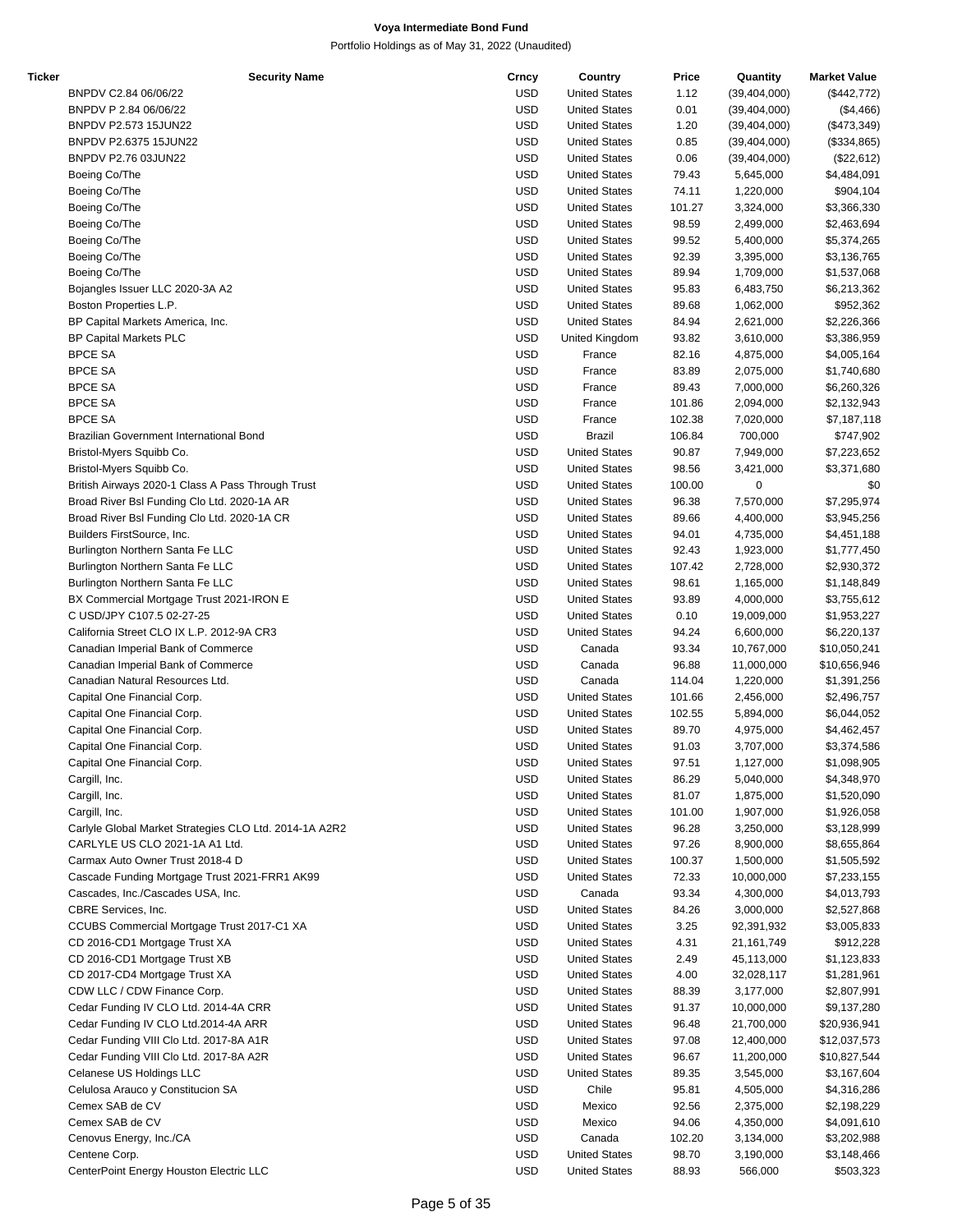| Ticker | Security Name | Crncy | Country | Price | Quantity | Market Value |
|---|---|---|---|---|---|---|
| | BNPDV C2.84 06/06/22 | USD | United States | 1.12 | (39,404,000) | ($442,772) |
| | BNPDV P 2.84 06/06/22 | USD | United States | 0.01 | (39,404,000) | ($4,466) |
| | BNPDV P2.573 15JUN22 | USD | United States | 1.20 | (39,404,000) | ($473,349) |
| | BNPDV P2.6375 15JUN22 | USD | United States | 0.85 | (39,404,000) | ($334,865) |
| | BNPDV P2.76 03JUN22 | USD | United States | 0.06 | (39,404,000) | ($22,612) |
| | Boeing Co/The | USD | United States | 79.43 | 5,645,000 | $4,484,091 |
| | Boeing Co/The | USD | United States | 74.11 | 1,220,000 | $904,104 |
| | Boeing Co/The | USD | United States | 101.27 | 3,324,000 | $3,366,330 |
| | Boeing Co/The | USD | United States | 98.59 | 2,499,000 | $2,463,694 |
| | Boeing Co/The | USD | United States | 99.52 | 5,400,000 | $5,374,265 |
| | Boeing Co/The | USD | United States | 92.39 | 3,395,000 | $3,136,765 |
| | Boeing Co/The | USD | United States | 89.94 | 1,709,000 | $1,537,068 |
| | Bojangles Issuer LLC 2020-3A A2 | USD | United States | 95.83 | 6,483,750 | $6,213,362 |
| | Boston Properties L.P. | USD | United States | 89.68 | 1,062,000 | $952,362 |
| | BP Capital Markets America, Inc. | USD | United States | 84.94 | 2,621,000 | $2,226,366 |
| | BP Capital Markets PLC | USD | United Kingdom | 93.82 | 3,610,000 | $3,386,959 |
| | BPCE SA | USD | France | 82.16 | 4,875,000 | $4,005,164 |
| | BPCE SA | USD | France | 83.89 | 2,075,000 | $1,740,680 |
| | BPCE SA | USD | France | 89.43 | 7,000,000 | $6,260,326 |
| | BPCE SA | USD | France | 101.86 | 2,094,000 | $2,132,943 |
| | BPCE SA | USD | France | 102.38 | 7,020,000 | $7,187,118 |
| | Brazilian Government International Bond | USD | Brazil | 106.84 | 700,000 | $747,902 |
| | Bristol-Myers Squibb Co. | USD | United States | 90.87 | 7,949,000 | $7,223,652 |
| | Bristol-Myers Squibb Co. | USD | United States | 98.56 | 3,421,000 | $3,371,680 |
| | British Airways 2020-1 Class A Pass Through Trust | USD | United States | 100.00 | 0 | $0 |
| | Broad River Bsl Funding Clo Ltd. 2020-1A AR | USD | United States | 96.38 | 7,570,000 | $7,295,974 |
| | Broad River Bsl Funding Clo Ltd. 2020-1A CR | USD | United States | 89.66 | 4,400,000 | $3,945,256 |
| | Builders FirstSource, Inc. | USD | United States | 94.01 | 4,735,000 | $4,451,188 |
| | Burlington Northern Santa Fe LLC | USD | United States | 92.43 | 1,923,000 | $1,777,450 |
| | Burlington Northern Santa Fe LLC | USD | United States | 107.42 | 2,728,000 | $2,930,372 |
| | Burlington Northern Santa Fe LLC | USD | United States | 98.61 | 1,165,000 | $1,148,849 |
| | BX Commercial Mortgage Trust 2021-IRON E | USD | United States | 93.89 | 4,000,000 | $3,755,612 |
| | C USD/JPY C107.5 02-27-25 | USD | United States | 0.10 | 19,009,000 | $1,953,227 |
| | California Street CLO IX L.P. 2012-9A CR3 | USD | United States | 94.24 | 6,600,000 | $6,220,137 |
| | Canadian Imperial Bank of Commerce | USD | Canada | 93.34 | 10,767,000 | $10,050,241 |
| | Canadian Imperial Bank of Commerce | USD | Canada | 96.88 | 11,000,000 | $10,656,946 |
| | Canadian Natural Resources Ltd. | USD | Canada | 114.04 | 1,220,000 | $1,391,256 |
| | Capital One Financial Corp. | USD | United States | 101.66 | 2,456,000 | $2,496,757 |
| | Capital One Financial Corp. | USD | United States | 102.55 | 5,894,000 | $6,044,052 |
| | Capital One Financial Corp. | USD | United States | 89.70 | 4,975,000 | $4,462,457 |
| | Capital One Financial Corp. | USD | United States | 91.03 | 3,707,000 | $3,374,586 |
| | Capital One Financial Corp. | USD | United States | 97.51 | 1,127,000 | $1,098,905 |
| | Cargill, Inc. | USD | United States | 86.29 | 5,040,000 | $4,348,970 |
| | Cargill, Inc. | USD | United States | 81.07 | 1,875,000 | $1,520,090 |
| | Cargill, Inc. | USD | United States | 101.00 | 1,907,000 | $1,926,058 |
| | Carlyle Global Market Strategies CLO Ltd. 2014-1A A2R2 | USD | United States | 96.28 | 3,250,000 | $3,128,999 |
| | CARLYLE US CLO 2021-1A A1 Ltd. | USD | United States | 97.26 | 8,900,000 | $8,655,864 |
| | Carmax Auto Owner Trust 2018-4 D | USD | United States | 100.37 | 1,500,000 | $1,505,592 |
| | Cascade Funding Mortgage Trust 2021-FRR1 AK99 | USD | United States | 72.33 | 10,000,000 | $7,233,155 |
| | Cascades, Inc./Cascades USA, Inc. | USD | Canada | 93.34 | 4,300,000 | $4,013,793 |
| | CBRE Services, Inc. | USD | United States | 84.26 | 3,000,000 | $2,527,868 |
| | CCUBS Commercial Mortgage Trust 2017-C1 XA | USD | United States | 3.25 | 92,391,932 | $3,005,833 |
| | CD 2016-CD1 Mortgage Trust XA | USD | United States | 4.31 | 21,161,749 | $912,228 |
| | CD 2016-CD1 Mortgage Trust XB | USD | United States | 2.49 | 45,113,000 | $1,123,833 |
| | CD 2017-CD4 Mortgage Trust XA | USD | United States | 4.00 | 32,028,117 | $1,281,961 |
| | CDW LLC / CDW Finance Corp. | USD | United States | 88.39 | 3,177,000 | $2,807,991 |
| | Cedar Funding IV CLO Ltd. 2014-4A CRR | USD | United States | 91.37 | 10,000,000 | $9,137,280 |
| | Cedar Funding IV CLO Ltd.2014-4A ARR | USD | United States | 96.48 | 21,700,000 | $20,936,941 |
| | Cedar Funding VIII Clo Ltd. 2017-8A A1R | USD | United States | 97.08 | 12,400,000 | $12,037,573 |
| | Cedar Funding VIII Clo Ltd. 2017-8A A2R | USD | United States | 96.67 | 11,200,000 | $10,827,544 |
| | Celanese US Holdings LLC | USD | United States | 89.35 | 3,545,000 | $3,167,604 |
| | Celulosa Arauco y Constitucion SA | USD | Chile | 95.81 | 4,505,000 | $4,316,286 |
| | Cemex SAB de CV | USD | Mexico | 92.56 | 2,375,000 | $2,198,229 |
| | Cemex SAB de CV | USD | Mexico | 94.06 | 4,350,000 | $4,091,610 |
| | Cenovus Energy, Inc./CA | USD | Canada | 102.20 | 3,134,000 | $3,202,988 |
| | Centene Corp. | USD | United States | 98.70 | 3,190,000 | $3,148,466 |
| | CenterPoint Energy Houston Electric LLC | USD | United States | 88.93 | 566,000 | $503,323 |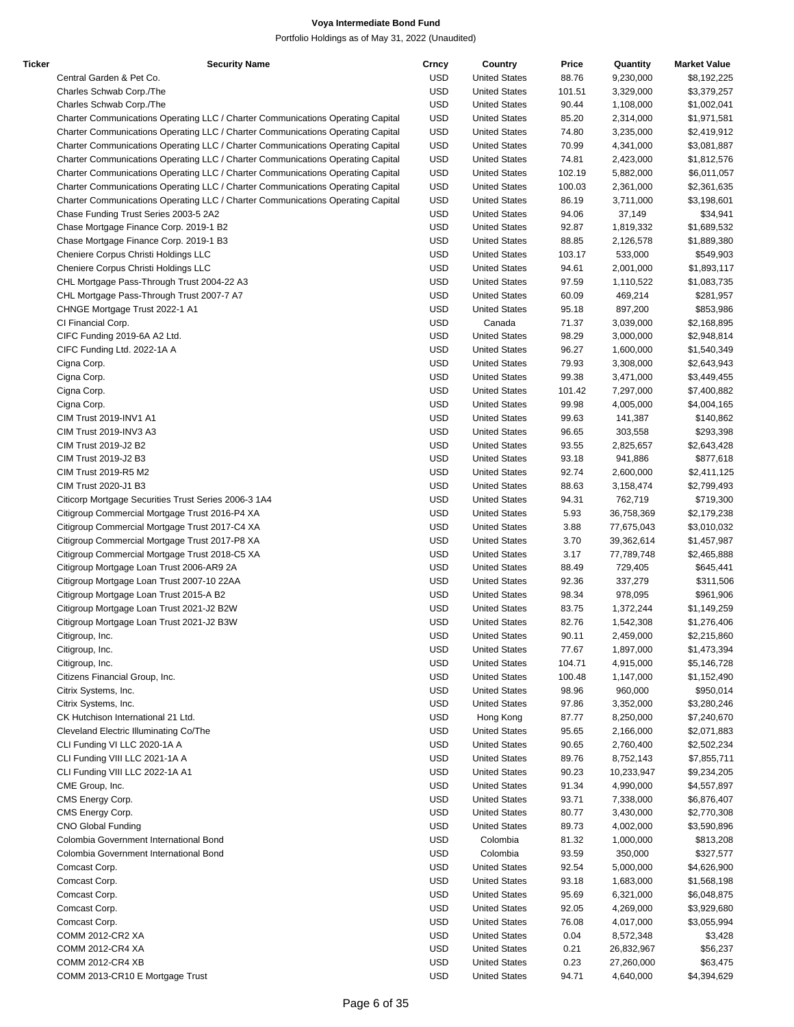# Voya Intermediate Bond Fund

Portfolio Holdings as of May 31, 2022 (Unaudited)

| Ticker | Security Name | Crncy | Country | Price | Quantity | Market Value |
|---|---|---|---|---|---|---|
| | Central Garden & Pet Co. | USD | United States | 88.76 | 9,230,000 | $8,192,225 |
| | Charles Schwab Corp./The | USD | United States | 101.51 | 3,329,000 | $3,379,257 |
| | Charles Schwab Corp./The | USD | United States | 90.44 | 1,108,000 | $1,002,041 |
| | Charter Communications Operating LLC / Charter Communications Operating Capital | USD | United States | 85.20 | 2,314,000 | $1,971,581 |
| | Charter Communications Operating LLC / Charter Communications Operating Capital | USD | United States | 74.80 | 3,235,000 | $2,419,912 |
| | Charter Communications Operating LLC / Charter Communications Operating Capital | USD | United States | 70.99 | 4,341,000 | $3,081,887 |
| | Charter Communications Operating LLC / Charter Communications Operating Capital | USD | United States | 74.81 | 2,423,000 | $1,812,576 |
| | Charter Communications Operating LLC / Charter Communications Operating Capital | USD | United States | 102.19 | 5,882,000 | $6,011,057 |
| | Charter Communications Operating LLC / Charter Communications Operating Capital | USD | United States | 100.03 | 2,361,000 | $2,361,635 |
| | Charter Communications Operating LLC / Charter Communications Operating Capital | USD | United States | 86.19 | 3,711,000 | $3,198,601 |
| | Chase Funding Trust Series 2003-5 2A2 | USD | United States | 94.06 | 37,149 | $34,941 |
| | Chase Mortgage Finance Corp. 2019-1 B2 | USD | United States | 92.87 | 1,819,332 | $1,689,532 |
| | Chase Mortgage Finance Corp. 2019-1 B3 | USD | United States | 88.85 | 2,126,578 | $1,889,380 |
| | Cheniere Corpus Christi Holdings LLC | USD | United States | 103.17 | 533,000 | $549,903 |
| | Cheniere Corpus Christi Holdings LLC | USD | United States | 94.61 | 2,001,000 | $1,893,117 |
| | CHL Mortgage Pass-Through Trust 2004-22 A3 | USD | United States | 97.59 | 1,110,522 | $1,083,735 |
| | CHL Mortgage Pass-Through Trust 2007-7 A7 | USD | United States | 60.09 | 469,214 | $281,957 |
| | CHNGE Mortgage Trust 2022-1 A1 | USD | United States | 95.18 | 897,200 | $853,986 |
| | CI Financial Corp. | USD | Canada | 71.37 | 3,039,000 | $2,168,895 |
| | CIFC Funding 2019-6A A2 Ltd. | USD | United States | 98.29 | 3,000,000 | $2,948,814 |
| | CIFC Funding Ltd. 2022-1A A | USD | United States | 96.27 | 1,600,000 | $1,540,349 |
| | Cigna Corp. | USD | United States | 79.93 | 3,308,000 | $2,643,943 |
| | Cigna Corp. | USD | United States | 99.38 | 3,471,000 | $3,449,455 |
| | Cigna Corp. | USD | United States | 101.42 | 7,297,000 | $7,400,882 |
| | Cigna Corp. | USD | United States | 99.98 | 4,005,000 | $4,004,165 |
| | CIM Trust 2019-INV1 A1 | USD | United States | 99.63 | 141,387 | $140,862 |
| | CIM Trust 2019-INV3 A3 | USD | United States | 96.65 | 303,558 | $293,398 |
| | CIM Trust 2019-J2 B2 | USD | United States | 93.55 | 2,825,657 | $2,643,428 |
| | CIM Trust 2019-J2 B3 | USD | United States | 93.18 | 941,886 | $877,618 |
| | CIM Trust 2019-R5 M2 | USD | United States | 92.74 | 2,600,000 | $2,411,125 |
| | CIM Trust 2020-J1 B3 | USD | United States | 88.63 | 3,158,474 | $2,799,493 |
| | Citicorp Mortgage Securities Trust Series 2006-3 1A4 | USD | United States | 94.31 | 762,719 | $719,300 |
| | Citigroup Commercial Mortgage Trust 2016-P4 XA | USD | United States | 5.93 | 36,758,369 | $2,179,238 |
| | Citigroup Commercial Mortgage Trust 2017-C4 XA | USD | United States | 3.88 | 77,675,043 | $3,010,032 |
| | Citigroup Commercial Mortgage Trust 2017-P8 XA | USD | United States | 3.70 | 39,362,614 | $1,457,987 |
| | Citigroup Commercial Mortgage Trust 2018-C5 XA | USD | United States | 3.17 | 77,789,748 | $2,465,888 |
| | Citigroup Mortgage Loan Trust 2006-AR9 2A | USD | United States | 88.49 | 729,405 | $645,441 |
| | Citigroup Mortgage Loan Trust 2007-10 22AA | USD | United States | 92.36 | 337,279 | $311,506 |
| | Citigroup Mortgage Loan Trust 2015-A B2 | USD | United States | 98.34 | 978,095 | $961,906 |
| | Citigroup Mortgage Loan Trust 2021-J2 B2W | USD | United States | 83.75 | 1,372,244 | $1,149,259 |
| | Citigroup Mortgage Loan Trust 2021-J2 B3W | USD | United States | 82.76 | 1,542,308 | $1,276,406 |
| | Citigroup, Inc. | USD | United States | 90.11 | 2,459,000 | $2,215,860 |
| | Citigroup, Inc. | USD | United States | 77.67 | 1,897,000 | $1,473,394 |
| | Citigroup, Inc. | USD | United States | 104.71 | 4,915,000 | $5,146,728 |
| | Citizens Financial Group, Inc. | USD | United States | 100.48 | 1,147,000 | $1,152,490 |
| | Citrix Systems, Inc. | USD | United States | 98.96 | 960,000 | $950,014 |
| | Citrix Systems, Inc. | USD | United States | 97.86 | 3,352,000 | $3,280,246 |
| | CK Hutchison International 21 Ltd. | USD | Hong Kong | 87.77 | 8,250,000 | $7,240,670 |
| | Cleveland Electric Illuminating Co/The | USD | United States | 95.65 | 2,166,000 | $2,071,883 |
| | CLI Funding VI LLC 2020-1A A | USD | United States | 90.65 | 2,760,400 | $2,502,234 |
| | CLI Funding VIII LLC 2021-1A A | USD | United States | 89.76 | 8,752,143 | $7,855,711 |
| | CLI Funding VIII LLC 2022-1A A1 | USD | United States | 90.23 | 10,233,947 | $9,234,205 |
| | CME Group, Inc. | USD | United States | 91.34 | 4,990,000 | $4,557,897 |
| | CMS Energy Corp. | USD | United States | 93.71 | 7,338,000 | $6,876,407 |
| | CMS Energy Corp. | USD | United States | 80.77 | 3,430,000 | $2,770,308 |
| | CNO Global Funding | USD | United States | 89.73 | 4,002,000 | $3,590,896 |
| | Colombia Government International Bond | USD | Colombia | 81.32 | 1,000,000 | $813,208 |
| | Colombia Government International Bond | USD | Colombia | 93.59 | 350,000 | $327,577 |
| | Comcast Corp. | USD | United States | 92.54 | 5,000,000 | $4,626,900 |
| | Comcast Corp. | USD | United States | 93.18 | 1,683,000 | $1,568,198 |
| | Comcast Corp. | USD | United States | 95.69 | 6,321,000 | $6,048,875 |
| | Comcast Corp. | USD | United States | 92.05 | 4,269,000 | $3,929,680 |
| | Comcast Corp. | USD | United States | 76.08 | 4,017,000 | $3,055,994 |
| | COMM 2012-CR2 XA | USD | United States | 0.04 | 8,572,348 | $3,428 |
| | COMM 2012-CR4 XA | USD | United States | 0.21 | 26,832,967 | $56,237 |
| | COMM 2012-CR4 XB | USD | United States | 0.23 | 27,260,000 | $63,475 |
| | COMM 2013-CR10 E Mortgage Trust | USD | United States | 94.71 | 4,640,000 | $4,394,629 |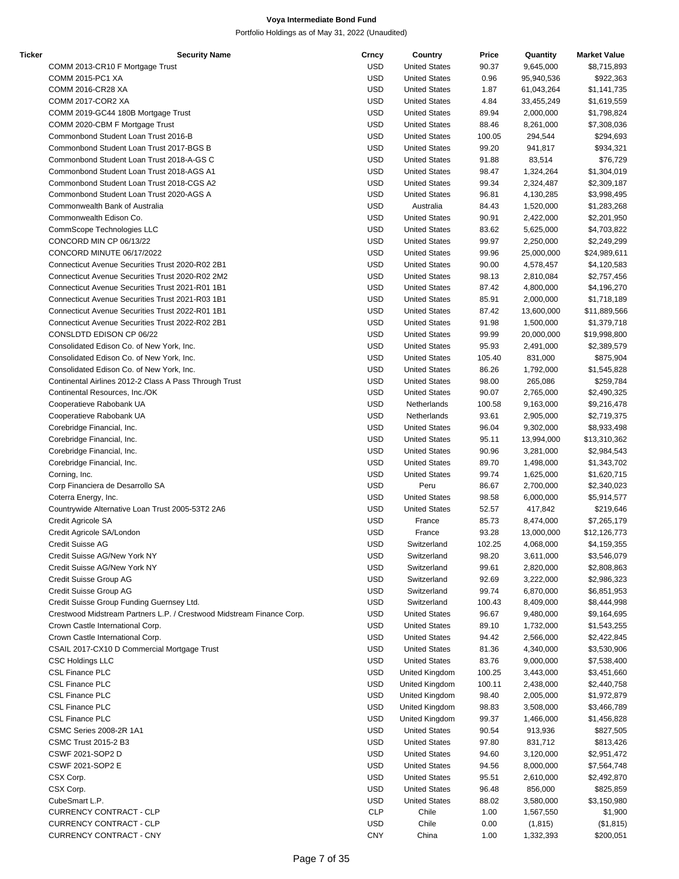| Ticker | Security Name | Crncy | Country | Price | Quantity | Market Value |
|---|---|---|---|---|---|---|
| | COMM 2013-CR10 F Mortgage Trust | USD | United States | 90.37 | 9,645,000 | $8,715,893 |
| | COMM 2015-PC1 XA | USD | United States | 0.96 | 95,940,536 | $922,363 |
| | COMM 2016-CR28 XA | USD | United States | 1.87 | 61,043,264 | $1,141,735 |
| | COMM 2017-COR2 XA | USD | United States | 4.84 | 33,455,249 | $1,619,559 |
| | COMM 2019-GC44 180B Mortgage Trust | USD | United States | 89.94 | 2,000,000 | $1,798,824 |
| | COMM 2020-CBM F Mortgage Trust | USD | United States | 88.46 | 8,261,000 | $7,308,036 |
| | Commonbond Student Loan Trust 2016-B | USD | United States | 100.05 | 294,544 | $294,693 |
| | Commonbond Student Loan Trust 2017-BGS B | USD | United States | 99.20 | 941,817 | $934,321 |
| | Commonbond Student Loan Trust 2018-A-GS C | USD | United States | 91.88 | 83,514 | $76,729 |
| | Commonbond Student Loan Trust 2018-AGS A1 | USD | United States | 98.47 | 1,324,264 | $1,304,019 |
| | Commonbond Student Loan Trust 2018-CGS A2 | USD | United States | 99.34 | 2,324,487 | $2,309,187 |
| | Commonbond Student Loan Trust 2020-AGS A | USD | United States | 96.81 | 4,130,285 | $3,998,495 |
| | Commonwealth Bank of Australia | USD | Australia | 84.43 | 1,520,000 | $1,283,268 |
| | Commonwealth Edison Co. | USD | United States | 90.91 | 2,422,000 | $2,201,950 |
| | CommScope Technologies LLC | USD | United States | 83.62 | 5,625,000 | $4,703,822 |
| | CONCORD MIN CP 06/13/22 | USD | United States | 99.97 | 2,250,000 | $2,249,299 |
| | CONCORD MINUTE 06/17/2022 | USD | United States | 99.96 | 25,000,000 | $24,989,611 |
| | Connecticut Avenue Securities Trust 2020-R02 2B1 | USD | United States | 90.00 | 4,578,457 | $4,120,583 |
| | Connecticut Avenue Securities Trust 2020-R02 2M2 | USD | United States | 98.13 | 2,810,084 | $2,757,456 |
| | Connecticut Avenue Securities Trust 2021-R01 1B1 | USD | United States | 87.42 | 4,800,000 | $4,196,270 |
| | Connecticut Avenue Securities Trust 2021-R03 1B1 | USD | United States | 85.91 | 2,000,000 | $1,718,189 |
| | Connecticut Avenue Securities Trust 2022-R01 1B1 | USD | United States | 87.42 | 13,600,000 | $11,889,566 |
| | Connecticut Avenue Securities Trust 2022-R02 2B1 | USD | United States | 91.98 | 1,500,000 | $1,379,718 |
| | CONSLDTD EDISON CP 06/22 | USD | United States | 99.99 | 20,000,000 | $19,998,800 |
| | Consolidated Edison Co. of New York, Inc. | USD | United States | 95.93 | 2,491,000 | $2,389,579 |
| | Consolidated Edison Co. of New York, Inc. | USD | United States | 105.40 | 831,000 | $875,904 |
| | Consolidated Edison Co. of New York, Inc. | USD | United States | 86.26 | 1,792,000 | $1,545,828 |
| | Continental Airlines 2012-2 Class A Pass Through Trust | USD | United States | 98.00 | 265,086 | $259,784 |
| | Continental Resources, Inc./OK | USD | United States | 90.07 | 2,765,000 | $2,490,325 |
| | Cooperatieve Rabobank UA | USD | Netherlands | 100.58 | 9,163,000 | $9,216,478 |
| | Cooperatieve Rabobank UA | USD | Netherlands | 93.61 | 2,905,000 | $2,719,375 |
| | Corebridge Financial, Inc. | USD | United States | 96.04 | 9,302,000 | $8,933,498 |
| | Corebridge Financial, Inc. | USD | United States | 95.11 | 13,994,000 | $13,310,362 |
| | Corebridge Financial, Inc. | USD | United States | 90.96 | 3,281,000 | $2,984,543 |
| | Corebridge Financial, Inc. | USD | United States | 89.70 | 1,498,000 | $1,343,702 |
| | Corning, Inc. | USD | United States | 99.74 | 1,625,000 | $1,620,715 |
| | Corp Financiera de Desarrollo SA | USD | Peru | 86.67 | 2,700,000 | $2,340,023 |
| | Coterra Energy, Inc. | USD | United States | 98.58 | 6,000,000 | $5,914,577 |
| | Countrywide Alternative Loan Trust 2005-53T2 2A6 | USD | United States | 52.57 | 417,842 | $219,646 |
| | Credit Agricole SA | USD | France | 85.73 | 8,474,000 | $7,265,179 |
| | Credit Agricole SA/London | USD | France | 93.28 | 13,000,000 | $12,126,773 |
| | Credit Suisse AG | USD | Switzerland | 102.25 | 4,068,000 | $4,159,355 |
| | Credit Suisse AG/New York NY | USD | Switzerland | 98.20 | 3,611,000 | $3,546,079 |
| | Credit Suisse AG/New York NY | USD | Switzerland | 99.61 | 2,820,000 | $2,808,863 |
| | Credit Suisse Group AG | USD | Switzerland | 92.69 | 3,222,000 | $2,986,323 |
| | Credit Suisse Group AG | USD | Switzerland | 99.74 | 6,870,000 | $6,851,953 |
| | Credit Suisse Group Funding Guernsey Ltd. | USD | Switzerland | 100.43 | 8,409,000 | $8,444,998 |
| | Crestwood Midstream Partners L.P. / Crestwood Midstream Finance Corp. | USD | United States | 96.67 | 9,480,000 | $9,164,695 |
| | Crown Castle International Corp. | USD | United States | 89.10 | 1,732,000 | $1,543,255 |
| | Crown Castle International Corp. | USD | United States | 94.42 | 2,566,000 | $2,422,845 |
| | CSAIL 2017-CX10 D Commercial Mortgage Trust | USD | United States | 81.36 | 4,340,000 | $3,530,906 |
| | CSC Holdings LLC | USD | United States | 83.76 | 9,000,000 | $7,538,400 |
| | CSL Finance PLC | USD | United Kingdom | 100.25 | 3,443,000 | $3,451,660 |
| | CSL Finance PLC | USD | United Kingdom | 100.11 | 2,438,000 | $2,440,758 |
| | CSL Finance PLC | USD | United Kingdom | 98.40 | 2,005,000 | $1,972,879 |
| | CSL Finance PLC | USD | United Kingdom | 98.83 | 3,508,000 | $3,466,789 |
| | CSL Finance PLC | USD | United Kingdom | 99.37 | 1,466,000 | $1,456,828 |
| | CSMC Series 2008-2R 1A1 | USD | United States | 90.54 | 913,936 | $827,505 |
| | CSMC Trust 2015-2 B3 | USD | United States | 97.80 | 831,712 | $813,426 |
| | CSWF 2021-SOP2 D | USD | United States | 94.60 | 3,120,000 | $2,951,472 |
| | CSWF 2021-SOP2 E | USD | United States | 94.56 | 8,000,000 | $7,564,748 |
| | CSX Corp. | USD | United States | 95.51 | 2,610,000 | $2,492,870 |
| | CSX Corp. | USD | United States | 96.48 | 856,000 | $825,859 |
| | CubeSmart L.P. | USD | United States | 88.02 | 3,580,000 | $3,150,980 |
| | CURRENCY CONTRACT - CLP | CLP | Chile | 1.00 | 1,567,550 | $1,900 |
| | CURRENCY CONTRACT - CLP | USD | Chile | 0.00 | (1,815) | ($1,815) |
| | CURRENCY CONTRACT - CNY | CNY | China | 1.00 | 1,332,393 | $200,051 |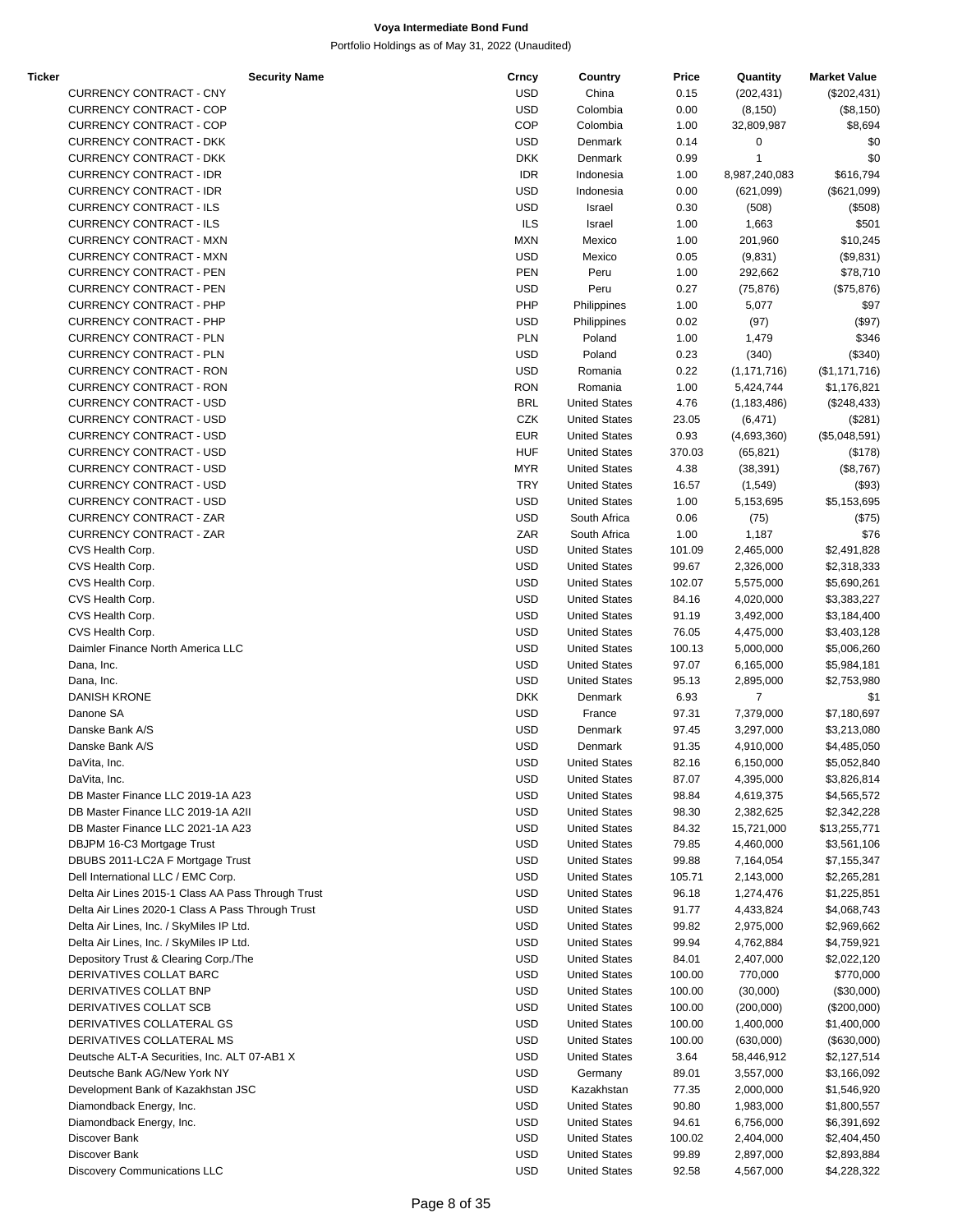# Voya Intermediate Bond Fund

Portfolio Holdings as of May 31, 2022 (Unaudited)

| Ticker | Security Name | Crncy | Country | Price | Quantity | Market Value |
|---|---|---|---|---|---|---|
| | CURRENCY CONTRACT - CNY | USD | China | 0.15 | (202,431) | ($202,431) |
| | CURRENCY CONTRACT - COP | USD | Colombia | 0.00 | (8,150) | ($8,150) |
| | CURRENCY CONTRACT - COP | COP | Colombia | 1.00 | 32,809,987 | $8,694 |
| | CURRENCY CONTRACT - DKK | USD | Denmark | 0.14 | 0 | $0 |
| | CURRENCY CONTRACT - DKK | DKK | Denmark | 0.99 | 1 | $0 |
| | CURRENCY CONTRACT - IDR | IDR | Indonesia | 1.00 | 8,987,240,083 | $616,794 |
| | CURRENCY CONTRACT - IDR | USD | Indonesia | 0.00 | (621,099) | ($621,099) |
| | CURRENCY CONTRACT - ILS | USD | Israel | 0.30 | (508) | ($508) |
| | CURRENCY CONTRACT - ILS | ILS | Israel | 1.00 | 1,663 | $501 |
| | CURRENCY CONTRACT - MXN | MXN | Mexico | 1.00 | 201,960 | $10,245 |
| | CURRENCY CONTRACT - MXN | USD | Mexico | 0.05 | (9,831) | ($9,831) |
| | CURRENCY CONTRACT - PEN | PEN | Peru | 1.00 | 292,662 | $78,710 |
| | CURRENCY CONTRACT - PEN | USD | Peru | 0.27 | (75,876) | ($75,876) |
| | CURRENCY CONTRACT - PHP | PHP | Philippines | 1.00 | 5,077 | $97 |
| | CURRENCY CONTRACT - PHP | USD | Philippines | 0.02 | (97) | ($97) |
| | CURRENCY CONTRACT - PLN | PLN | Poland | 1.00 | 1,479 | $346 |
| | CURRENCY CONTRACT - PLN | USD | Poland | 0.23 | (340) | ($340) |
| | CURRENCY CONTRACT - RON | USD | Romania | 0.22 | (1,171,716) | ($1,171,716) |
| | CURRENCY CONTRACT - RON | RON | Romania | 1.00 | 5,424,744 | $1,176,821 |
| | CURRENCY CONTRACT - USD | BRL | United States | 4.76 | (1,183,486) | ($248,433) |
| | CURRENCY CONTRACT - USD | CZK | United States | 23.05 | (6,471) | ($281) |
| | CURRENCY CONTRACT - USD | EUR | United States | 0.93 | (4,693,360) | ($5,048,591) |
| | CURRENCY CONTRACT - USD | HUF | United States | 370.03 | (65,821) | ($178) |
| | CURRENCY CONTRACT - USD | MYR | United States | 4.38 | (38,391) | ($8,767) |
| | CURRENCY CONTRACT - USD | TRY | United States | 16.57 | (1,549) | ($93) |
| | CURRENCY CONTRACT - USD | USD | United States | 1.00 | 5,153,695 | $5,153,695 |
| | CURRENCY CONTRACT - ZAR | USD | South Africa | 0.06 | (75) | ($75) |
| | CURRENCY CONTRACT - ZAR | ZAR | South Africa | 1.00 | 1,187 | $76 |
| | CVS Health Corp. | USD | United States | 101.09 | 2,465,000 | $2,491,828 |
| | CVS Health Corp. | USD | United States | 99.67 | 2,326,000 | $2,318,333 |
| | CVS Health Corp. | USD | United States | 102.07 | 5,575,000 | $5,690,261 |
| | CVS Health Corp. | USD | United States | 84.16 | 4,020,000 | $3,383,227 |
| | CVS Health Corp. | USD | United States | 91.19 | 3,492,000 | $3,184,400 |
| | CVS Health Corp. | USD | United States | 76.05 | 4,475,000 | $3,403,128 |
| | Daimler Finance North America LLC | USD | United States | 100.13 | 5,000,000 | $5,006,260 |
| | Dana, Inc. | USD | United States | 97.07 | 6,165,000 | $5,984,181 |
| | Dana, Inc. | USD | United States | 95.13 | 2,895,000 | $2,753,980 |
| | DANISH KRONE | DKK | Denmark | 6.93 | 7 | $1 |
| | Danone SA | USD | France | 97.31 | 7,379,000 | $7,180,697 |
| | Danske Bank A/S | USD | Denmark | 97.45 | 3,297,000 | $3,213,080 |
| | Danske Bank A/S | USD | Denmark | 91.35 | 4,910,000 | $4,485,050 |
| | DaVita, Inc. | USD | United States | 82.16 | 6,150,000 | $5,052,840 |
| | DaVita, Inc. | USD | United States | 87.07 | 4,395,000 | $3,826,814 |
| | DB Master Finance LLC 2019-1A A23 | USD | United States | 98.84 | 4,619,375 | $4,565,572 |
| | DB Master Finance LLC 2019-1A A2II | USD | United States | 98.30 | 2,382,625 | $2,342,228 |
| | DB Master Finance LLC 2021-1A A23 | USD | United States | 84.32 | 15,721,000 | $13,255,771 |
| | DBJPM 16-C3 Mortgage Trust | USD | United States | 79.85 | 4,460,000 | $3,561,106 |
| | DBUBS 2011-LC2A F Mortgage Trust | USD | United States | 99.88 | 7,164,054 | $7,155,347 |
| | Dell International LLC / EMC Corp. | USD | United States | 105.71 | 2,143,000 | $2,265,281 |
| | Delta Air Lines 2015-1 Class AA Pass Through Trust | USD | United States | 96.18 | 1,274,476 | $1,225,851 |
| | Delta Air Lines 2020-1 Class A Pass Through Trust | USD | United States | 91.77 | 4,433,824 | $4,068,743 |
| | Delta Air Lines, Inc. / SkyMiles IP Ltd. | USD | United States | 99.82 | 2,975,000 | $2,969,662 |
| | Delta Air Lines, Inc. / SkyMiles IP Ltd. | USD | United States | 99.94 | 4,762,884 | $4,759,921 |
| | Depository Trust & Clearing Corp./The | USD | United States | 84.01 | 2,407,000 | $2,022,120 |
| | DERIVATIVES COLLAT BARC | USD | United States | 100.00 | 770,000 | $770,000 |
| | DERIVATIVES COLLAT BNP | USD | United States | 100.00 | (30,000) | ($30,000) |
| | DERIVATIVES COLLAT SCB | USD | United States | 100.00 | (200,000) | ($200,000) |
| | DERIVATIVES COLLATERAL GS | USD | United States | 100.00 | 1,400,000 | $1,400,000 |
| | DERIVATIVES COLLATERAL MS | USD | United States | 100.00 | (630,000) | ($630,000) |
| | Deutsche ALT-A Securities, Inc. ALT 07-AB1 X | USD | United States | 3.64 | 58,446,912 | $2,127,514 |
| | Deutsche Bank AG/New York NY | USD | Germany | 89.01 | 3,557,000 | $3,166,092 |
| | Development Bank of Kazakhstan JSC | USD | Kazakhstan | 77.35 | 2,000,000 | $1,546,920 |
| | Diamondback Energy, Inc. | USD | United States | 90.80 | 1,983,000 | $1,800,557 |
| | Diamondback Energy, Inc. | USD | United States | 94.61 | 6,756,000 | $6,391,692 |
| | Discover Bank | USD | United States | 100.02 | 2,404,000 | $2,404,450 |
| | Discover Bank | USD | United States | 99.89 | 2,897,000 | $2,893,884 |
| | Discovery Communications LLC | USD | United States | 92.58 | 4,567,000 | $4,228,322 |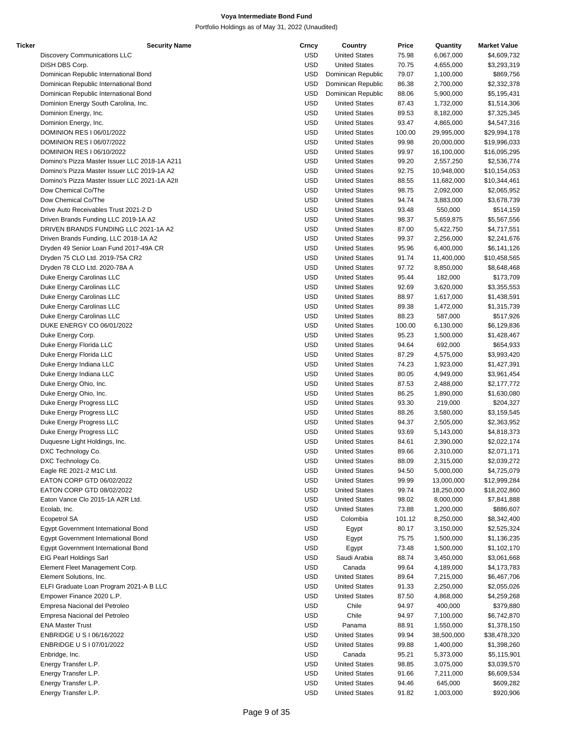# Voya Intermediate Bond Fund

Portfolio Holdings as of May 31, 2022 (Unaudited)

| Ticker | Security Name | Crncy | Country | Price | Quantity | Market Value |
|---|---|---|---|---|---|---|
| | Discovery Communications LLC | USD | United States | 75.98 | 6,067,000 | $4,609,732 |
| | DISH DBS Corp. | USD | United States | 70.75 | 4,655,000 | $3,293,319 |
| | Dominican Republic International Bond | USD | Dominican Republic | 79.07 | 1,100,000 | $869,756 |
| | Dominican Republic International Bond | USD | Dominican Republic | 86.38 | 2,700,000 | $2,332,378 |
| | Dominican Republic International Bond | USD | Dominican Republic | 88.06 | 5,900,000 | $5,195,431 |
| | Dominion Energy South Carolina, Inc. | USD | United States | 87.43 | 1,732,000 | $1,514,306 |
| | Dominion Energy, Inc. | USD | United States | 89.53 | 8,182,000 | $7,325,345 |
| | Dominion Energy, Inc. | USD | United States | 93.47 | 4,865,000 | $4,547,316 |
| | DOMINION RES I 06/01/2022 | USD | United States | 100.00 | 29,995,000 | $29,994,178 |
| | DOMINION RES I 06/07/2022 | USD | United States | 99.98 | 20,000,000 | $19,996,033 |
| | DOMINION RES I 06/10/2022 | USD | United States | 99.97 | 16,100,000 | $16,095,295 |
| | Domino's Pizza Master Issuer LLC 2018-1A A211 | USD | United States | 99.20 | 2,557,250 | $2,536,774 |
| | Domino's Pizza Master Issuer LLC 2019-1A A2 | USD | United States | 92.75 | 10,948,000 | $10,154,053 |
| | Domino's Pizza Master Issuer LLC 2021-1A A2II | USD | United States | 88.55 | 11,682,000 | $10,344,461 |
| | Dow Chemical Co/The | USD | United States | 98.75 | 2,092,000 | $2,065,952 |
| | Dow Chemical Co/The | USD | United States | 94.74 | 3,883,000 | $3,678,739 |
| | Drive Auto Receivables Trust 2021-2 D | USD | United States | 93.48 | 550,000 | $514,159 |
| | Driven Brands Funding LLC 2019-1A A2 | USD | United States | 98.37 | 5,659,875 | $5,567,556 |
| | DRIVEN BRANDS FUNDING LLC 2021-1A A2 | USD | United States | 87.00 | 5,422,750 | $4,717,551 |
| | Driven Brands Funding, LLC 2018-1A A2 | USD | United States | 99.37 | 2,256,000 | $2,241,676 |
| | Dryden 49 Senior Loan Fund 2017-49A CR | USD | United States | 95.96 | 6,400,000 | $6,141,126 |
| | Dryden 75 CLO Ltd. 2019-75A CR2 | USD | United States | 91.74 | 11,400,000 | $10,458,565 |
| | Dryden 78 CLO Ltd. 2020-78A A | USD | United States | 97.72 | 8,850,000 | $8,648,468 |
| | Duke Energy Carolinas LLC | USD | United States | 95.44 | 182,000 | $173,709 |
| | Duke Energy Carolinas LLC | USD | United States | 92.69 | 3,620,000 | $3,355,553 |
| | Duke Energy Carolinas LLC | USD | United States | 88.97 | 1,617,000 | $1,438,591 |
| | Duke Energy Carolinas LLC | USD | United States | 89.38 | 1,472,000 | $1,315,739 |
| | Duke Energy Carolinas LLC | USD | United States | 88.23 | 587,000 | $517,926 |
| | DUKE ENERGY CO 06/01/2022 | USD | United States | 100.00 | 6,130,000 | $6,129,836 |
| | Duke Energy Corp. | USD | United States | 95.23 | 1,500,000 | $1,428,467 |
| | Duke Energy Florida LLC | USD | United States | 94.64 | 692,000 | $654,933 |
| | Duke Energy Florida LLC | USD | United States | 87.29 | 4,575,000 | $3,993,420 |
| | Duke Energy Indiana LLC | USD | United States | 74.23 | 1,923,000 | $1,427,391 |
| | Duke Energy Indiana LLC | USD | United States | 80.05 | 4,949,000 | $3,961,454 |
| | Duke Energy Ohio, Inc. | USD | United States | 87.53 | 2,488,000 | $2,177,772 |
| | Duke Energy Ohio, Inc. | USD | United States | 86.25 | 1,890,000 | $1,630,080 |
| | Duke Energy Progress LLC | USD | United States | 93.30 | 219,000 | $204,327 |
| | Duke Energy Progress LLC | USD | United States | 88.26 | 3,580,000 | $3,159,545 |
| | Duke Energy Progress LLC | USD | United States | 94.37 | 2,505,000 | $2,363,952 |
| | Duke Energy Progress LLC | USD | United States | 93.69 | 5,143,000 | $4,818,373 |
| | Duquesne Light Holdings, Inc. | USD | United States | 84.61 | 2,390,000 | $2,022,174 |
| | DXC Technology Co. | USD | United States | 89.66 | 2,310,000 | $2,071,171 |
| | DXC Technology Co. | USD | United States | 88.09 | 2,315,000 | $2,039,272 |
| | Eagle RE 2021-2 M1C Ltd. | USD | United States | 94.50 | 5,000,000 | $4,725,079 |
| | EATON CORP GTD 06/02/2022 | USD | United States | 99.99 | 13,000,000 | $12,999,284 |
| | EATON CORP GTD 08/02/2022 | USD | United States | 99.74 | 18,250,000 | $18,202,860 |
| | Eaton Vance Clo 2015-1A A2R Ltd. | USD | United States | 98.02 | 8,000,000 | $7,841,888 |
| | Ecolab, Inc. | USD | United States | 73.88 | 1,200,000 | $886,607 |
| | Ecopetrol SA | USD | Colombia | 101.12 | 8,250,000 | $8,342,400 |
| | Egypt Government International Bond | USD | Egypt | 80.17 | 3,150,000 | $2,525,324 |
| | Egypt Government International Bond | USD | Egypt | 75.75 | 1,500,000 | $1,136,235 |
| | Egypt Government International Bond | USD | Egypt | 73.48 | 1,500,000 | $1,102,170 |
| | EIG Pearl Holdings Sarl | USD | Saudi Arabia | 88.74 | 3,450,000 | $3,061,668 |
| | Element Fleet Management Corp. | USD | Canada | 99.64 | 4,189,000 | $4,173,783 |
| | Element Solutions, Inc. | USD | United States | 89.64 | 7,215,000 | $6,467,706 |
| | ELFI Graduate Loan Program 2021-A B LLC | USD | United States | 91.33 | 2,250,000 | $2,055,026 |
| | Empower Finance 2020 L.P. | USD | United States | 87.50 | 4,868,000 | $4,259,268 |
| | Empresa Nacional del Petroleo | USD | Chile | 94.97 | 400,000 | $379,880 |
| | Empresa Nacional del Petroleo | USD | Chile | 94.97 | 7,100,000 | $6,742,870 |
| | ENA Master Trust | USD | Panama | 88.91 | 1,550,000 | $1,378,150 |
| | ENBRIDGE U S I 06/16/2022 | USD | United States | 99.94 | 38,500,000 | $38,478,320 |
| | ENBRIDGE U S I 07/01/2022 | USD | United States | 99.88 | 1,400,000 | $1,398,260 |
| | Enbridge, Inc. | USD | Canada | 95.21 | 5,373,000 | $5,115,901 |
| | Energy Transfer L.P. | USD | United States | 98.85 | 3,075,000 | $3,039,570 |
| | Energy Transfer L.P. | USD | United States | 91.66 | 7,211,000 | $6,609,534 |
| | Energy Transfer L.P. | USD | United States | 94.46 | 645,000 | $609,282 |
| | Energy Transfer L.P. | USD | United States | 91.82 | 1,003,000 | $920,906 |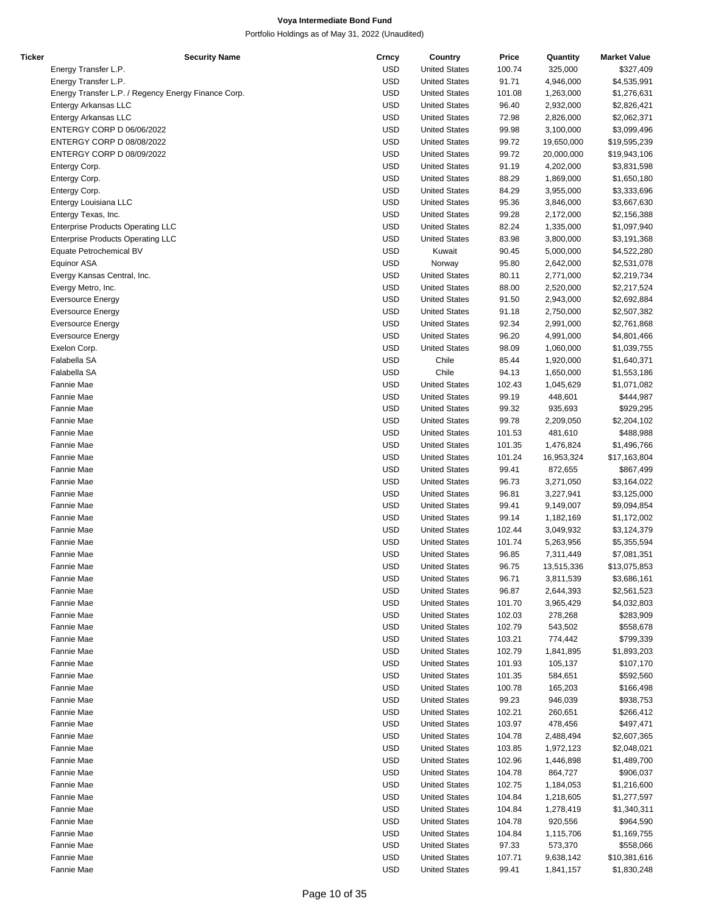| Ticker | Security Name | Crncy | Country | Price | Quantity | Market Value |
|---|---|---|---|---|---|---|
| | Energy Transfer L.P. | USD | United States | 100.74 | 325,000 | $327,409 |
| | Energy Transfer L.P. | USD | United States | 91.71 | 4,946,000 | $4,535,991 |
| | Energy Transfer L.P. / Regency Energy Finance Corp. | USD | United States | 101.08 | 1,263,000 | $1,276,631 |
| | Entergy Arkansas LLC | USD | United States | 96.40 | 2,932,000 | $2,826,421 |
| | Entergy Arkansas LLC | USD | United States | 72.98 | 2,826,000 | $2,062,371 |
| | ENTERGY CORP D 06/06/2022 | USD | United States | 99.98 | 3,100,000 | $3,099,496 |
| | ENTERGY CORP D 08/08/2022 | USD | United States | 99.72 | 19,650,000 | $19,595,239 |
| | ENTERGY CORP D 08/09/2022 | USD | United States | 99.72 | 20,000,000 | $19,943,106 |
| | Entergy Corp. | USD | United States | 91.19 | 4,202,000 | $3,831,598 |
| | Entergy Corp. | USD | United States | 88.29 | 1,869,000 | $1,650,180 |
| | Entergy Corp. | USD | United States | 84.29 | 3,955,000 | $3,333,696 |
| | Entergy Louisiana LLC | USD | United States | 95.36 | 3,846,000 | $3,667,630 |
| | Entergy Texas, Inc. | USD | United States | 99.28 | 2,172,000 | $2,156,388 |
| | Enterprise Products Operating LLC | USD | United States | 82.24 | 1,335,000 | $1,097,940 |
| | Enterprise Products Operating LLC | USD | United States | 83.98 | 3,800,000 | $3,191,368 |
| | Equate Petrochemical BV | USD | Kuwait | 90.45 | 5,000,000 | $4,522,280 |
| | Equinor ASA | USD | Norway | 95.80 | 2,642,000 | $2,531,078 |
| | Evergy Kansas Central, Inc. | USD | United States | 80.11 | 2,771,000 | $2,219,734 |
| | Evergy Metro, Inc. | USD | United States | 88.00 | 2,520,000 | $2,217,524 |
| | Eversource Energy | USD | United States | 91.50 | 2,943,000 | $2,692,884 |
| | Eversource Energy | USD | United States | 91.18 | 2,750,000 | $2,507,382 |
| | Eversource Energy | USD | United States | 92.34 | 2,991,000 | $2,761,868 |
| | Eversource Energy | USD | United States | 96.20 | 4,991,000 | $4,801,466 |
| | Exelon Corp. | USD | United States | 98.09 | 1,060,000 | $1,039,755 |
| | Falabella SA | USD | Chile | 85.44 | 1,920,000 | $1,640,371 |
| | Falabella SA | USD | Chile | 94.13 | 1,650,000 | $1,553,186 |
| | Fannie Mae | USD | United States | 102.43 | 1,045,629 | $1,071,082 |
| | Fannie Mae | USD | United States | 99.19 | 448,601 | $444,987 |
| | Fannie Mae | USD | United States | 99.32 | 935,693 | $929,295 |
| | Fannie Mae | USD | United States | 99.78 | 2,209,050 | $2,204,102 |
| | Fannie Mae | USD | United States | 101.53 | 481,610 | $488,988 |
| | Fannie Mae | USD | United States | 101.35 | 1,476,824 | $1,496,766 |
| | Fannie Mae | USD | United States | 101.24 | 16,953,324 | $17,163,804 |
| | Fannie Mae | USD | United States | 99.41 | 872,655 | $867,499 |
| | Fannie Mae | USD | United States | 96.73 | 3,271,050 | $3,164,022 |
| | Fannie Mae | USD | United States | 96.81 | 3,227,941 | $3,125,000 |
| | Fannie Mae | USD | United States | 99.41 | 9,149,007 | $9,094,854 |
| | Fannie Mae | USD | United States | 99.14 | 1,182,169 | $1,172,002 |
| | Fannie Mae | USD | United States | 102.44 | 3,049,932 | $3,124,379 |
| | Fannie Mae | USD | United States | 101.74 | 5,263,956 | $5,355,594 |
| | Fannie Mae | USD | United States | 96.85 | 7,311,449 | $7,081,351 |
| | Fannie Mae | USD | United States | 96.75 | 13,515,336 | $13,075,853 |
| | Fannie Mae | USD | United States | 96.71 | 3,811,539 | $3,686,161 |
| | Fannie Mae | USD | United States | 96.87 | 2,644,393 | $2,561,523 |
| | Fannie Mae | USD | United States | 101.70 | 3,965,429 | $4,032,803 |
| | Fannie Mae | USD | United States | 102.03 | 278,268 | $283,909 |
| | Fannie Mae | USD | United States | 102.79 | 543,502 | $558,678 |
| | Fannie Mae | USD | United States | 103.21 | 774,442 | $799,339 |
| | Fannie Mae | USD | United States | 102.79 | 1,841,895 | $1,893,203 |
| | Fannie Mae | USD | United States | 101.93 | 105,137 | $107,170 |
| | Fannie Mae | USD | United States | 101.35 | 584,651 | $592,560 |
| | Fannie Mae | USD | United States | 100.78 | 165,203 | $166,498 |
| | Fannie Mae | USD | United States | 99.23 | 946,039 | $938,753 |
| | Fannie Mae | USD | United States | 102.21 | 260,651 | $266,412 |
| | Fannie Mae | USD | United States | 103.97 | 478,456 | $497,471 |
| | Fannie Mae | USD | United States | 104.78 | 2,488,494 | $2,607,365 |
| | Fannie Mae | USD | United States | 103.85 | 1,972,123 | $2,048,021 |
| | Fannie Mae | USD | United States | 102.96 | 1,446,898 | $1,489,700 |
| | Fannie Mae | USD | United States | 104.78 | 864,727 | $906,037 |
| | Fannie Mae | USD | United States | 102.75 | 1,184,053 | $1,216,600 |
| | Fannie Mae | USD | United States | 104.84 | 1,218,605 | $1,277,597 |
| | Fannie Mae | USD | United States | 104.84 | 1,278,419 | $1,340,311 |
| | Fannie Mae | USD | United States | 104.78 | 920,556 | $964,590 |
| | Fannie Mae | USD | United States | 104.84 | 1,115,706 | $1,169,755 |
| | Fannie Mae | USD | United States | 97.33 | 573,370 | $558,066 |
| | Fannie Mae | USD | United States | 107.71 | 9,638,142 | $10,381,616 |
| | Fannie Mae | USD | United States | 99.41 | 1,841,157 | $1,830,248 |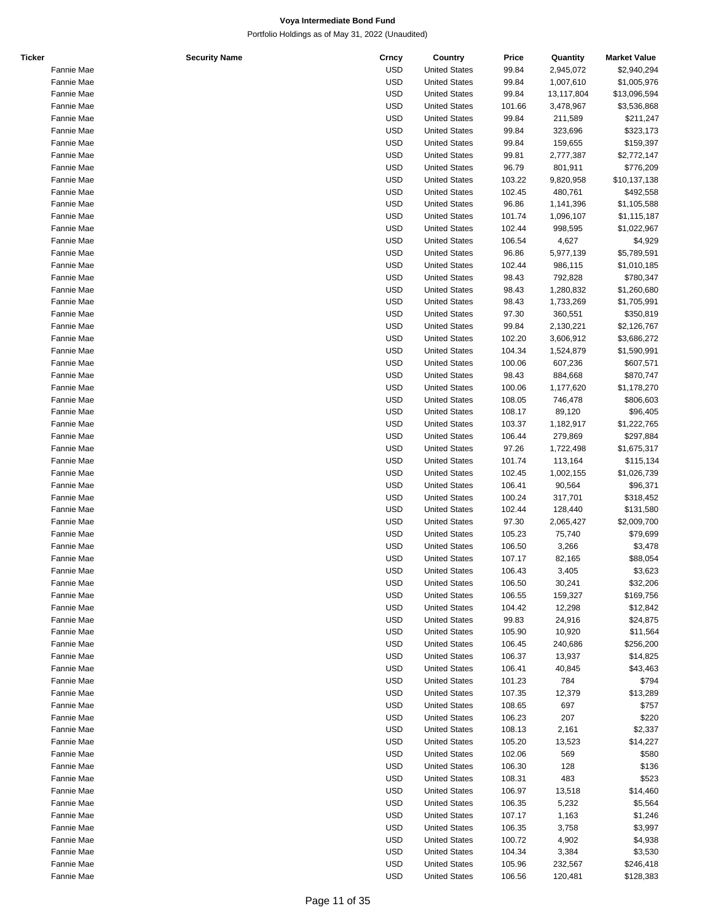**Voya Intermediate Bond Fund**

Portfolio Holdings as of May 31, 2022 (Unaudited)

| Ticker | Security Name | Crncy | Country | Price | Quantity | Market Value |
|---|---|---|---|---|---|---|
| | Fannie Mae | USD | United States | 99.84 | 2,945,072 | $2,940,294 |
| | Fannie Mae | USD | United States | 99.84 | 1,007,610 | $1,005,976 |
| | Fannie Mae | USD | United States | 99.84 | 13,117,804 | $13,096,594 |
| | Fannie Mae | USD | United States | 101.66 | 3,478,967 | $3,536,868 |
| | Fannie Mae | USD | United States | 99.84 | 211,589 | $211,247 |
| | Fannie Mae | USD | United States | 99.84 | 323,696 | $323,173 |
| | Fannie Mae | USD | United States | 99.84 | 159,655 | $159,397 |
| | Fannie Mae | USD | United States | 99.81 | 2,777,387 | $2,772,147 |
| | Fannie Mae | USD | United States | 96.79 | 801,911 | $776,209 |
| | Fannie Mae | USD | United States | 103.22 | 9,820,958 | $10,137,138 |
| | Fannie Mae | USD | United States | 102.45 | 480,761 | $492,558 |
| | Fannie Mae | USD | United States | 96.86 | 1,141,396 | $1,105,588 |
| | Fannie Mae | USD | United States | 101.74 | 1,096,107 | $1,115,187 |
| | Fannie Mae | USD | United States | 102.44 | 998,595 | $1,022,967 |
| | Fannie Mae | USD | United States | 106.54 | 4,627 | $4,929 |
| | Fannie Mae | USD | United States | 96.86 | 5,977,139 | $5,789,591 |
| | Fannie Mae | USD | United States | 102.44 | 986,115 | $1,010,185 |
| | Fannie Mae | USD | United States | 98.43 | 792,828 | $780,347 |
| | Fannie Mae | USD | United States | 98.43 | 1,280,832 | $1,260,680 |
| | Fannie Mae | USD | United States | 98.43 | 1,733,269 | $1,705,991 |
| | Fannie Mae | USD | United States | 97.30 | 360,551 | $350,819 |
| | Fannie Mae | USD | United States | 99.84 | 2,130,221 | $2,126,767 |
| | Fannie Mae | USD | United States | 102.20 | 3,606,912 | $3,686,272 |
| | Fannie Mae | USD | United States | 104.34 | 1,524,879 | $1,590,991 |
| | Fannie Mae | USD | United States | 100.06 | 607,236 | $607,571 |
| | Fannie Mae | USD | United States | 98.43 | 884,668 | $870,747 |
| | Fannie Mae | USD | United States | 100.06 | 1,177,620 | $1,178,270 |
| | Fannie Mae | USD | United States | 108.05 | 746,478 | $806,603 |
| | Fannie Mae | USD | United States | 108.17 | 89,120 | $96,405 |
| | Fannie Mae | USD | United States | 103.37 | 1,182,917 | $1,222,765 |
| | Fannie Mae | USD | United States | 106.44 | 279,869 | $297,884 |
| | Fannie Mae | USD | United States | 97.26 | 1,722,498 | $1,675,317 |
| | Fannie Mae | USD | United States | 101.74 | 113,164 | $115,134 |
| | Fannie Mae | USD | United States | 102.45 | 1,002,155 | $1,026,739 |
| | Fannie Mae | USD | United States | 106.41 | 90,564 | $96,371 |
| | Fannie Mae | USD | United States | 100.24 | 317,701 | $318,452 |
| | Fannie Mae | USD | United States | 102.44 | 128,440 | $131,580 |
| | Fannie Mae | USD | United States | 97.30 | 2,065,427 | $2,009,700 |
| | Fannie Mae | USD | United States | 105.23 | 75,740 | $79,699 |
| | Fannie Mae | USD | United States | 106.50 | 3,266 | $3,478 |
| | Fannie Mae | USD | United States | 107.17 | 82,165 | $88,054 |
| | Fannie Mae | USD | United States | 106.43 | 3,405 | $3,623 |
| | Fannie Mae | USD | United States | 106.50 | 30,241 | $32,206 |
| | Fannie Mae | USD | United States | 106.55 | 159,327 | $169,756 |
| | Fannie Mae | USD | United States | 104.42 | 12,298 | $12,842 |
| | Fannie Mae | USD | United States | 99.83 | 24,916 | $24,875 |
| | Fannie Mae | USD | United States | 105.90 | 10,920 | $11,564 |
| | Fannie Mae | USD | United States | 106.45 | 240,686 | $256,200 |
| | Fannie Mae | USD | United States | 106.37 | 13,937 | $14,825 |
| | Fannie Mae | USD | United States | 106.41 | 40,845 | $43,463 |
| | Fannie Mae | USD | United States | 101.23 | 784 | $794 |
| | Fannie Mae | USD | United States | 107.35 | 12,379 | $13,289 |
| | Fannie Mae | USD | United States | 108.65 | 697 | $757 |
| | Fannie Mae | USD | United States | 106.23 | 207 | $220 |
| | Fannie Mae | USD | United States | 108.13 | 2,161 | $2,337 |
| | Fannie Mae | USD | United States | 105.20 | 13,523 | $14,227 |
| | Fannie Mae | USD | United States | 102.06 | 569 | $580 |
| | Fannie Mae | USD | United States | 106.30 | 128 | $136 |
| | Fannie Mae | USD | United States | 108.31 | 483 | $523 |
| | Fannie Mae | USD | United States | 106.97 | 13,518 | $14,460 |
| | Fannie Mae | USD | United States | 106.35 | 5,232 | $5,564 |
| | Fannie Mae | USD | United States | 107.17 | 1,163 | $1,246 |
| | Fannie Mae | USD | United States | 106.35 | 3,758 | $3,997 |
| | Fannie Mae | USD | United States | 100.72 | 4,902 | $4,938 |
| | Fannie Mae | USD | United States | 104.34 | 3,384 | $3,530 |
| | Fannie Mae | USD | United States | 105.96 | 232,567 | $246,418 |
| | Fannie Mae | USD | United States | 106.56 | 120,481 | $128,383 |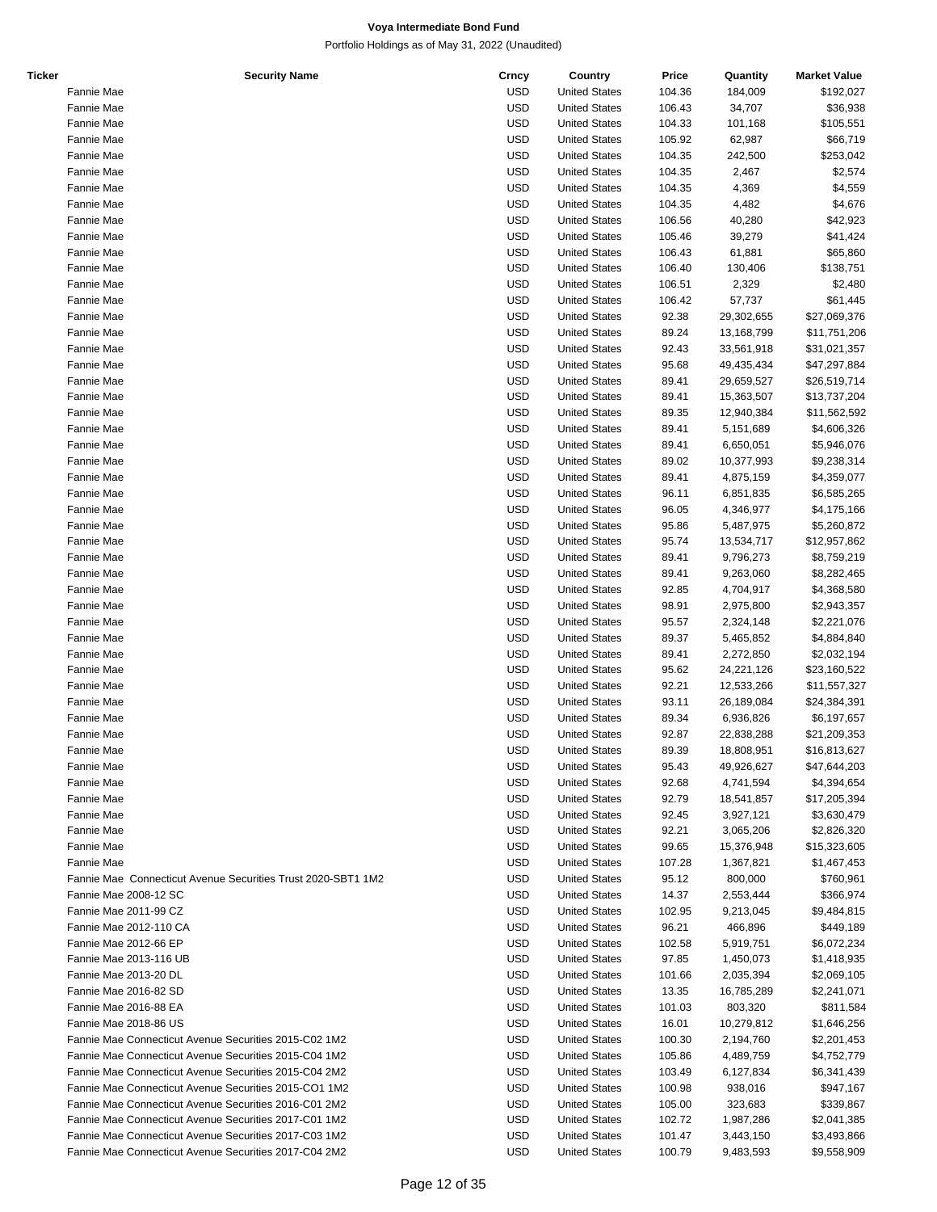**Voya Intermediate Bond Fund**

Portfolio Holdings as of May 31, 2022 (Unaudited)

| Ticker | Security Name | Crncy | Country | Price | Quantity | Market Value |
|---|---|---|---|---|---|---|
| | Fannie Mae | USD | United States | 104.36 | 184,009 | $192,027 |
| | Fannie Mae | USD | United States | 106.43 | 34,707 | $36,938 |
| | Fannie Mae | USD | United States | 104.33 | 101,168 | $105,551 |
| | Fannie Mae | USD | United States | 105.92 | 62,987 | $66,719 |
| | Fannie Mae | USD | United States | 104.35 | 242,500 | $253,042 |
| | Fannie Mae | USD | United States | 104.35 | 2,467 | $2,574 |
| | Fannie Mae | USD | United States | 104.35 | 4,369 | $4,559 |
| | Fannie Mae | USD | United States | 104.35 | 4,482 | $4,676 |
| | Fannie Mae | USD | United States | 106.56 | 40,280 | $42,923 |
| | Fannie Mae | USD | United States | 105.46 | 39,279 | $41,424 |
| | Fannie Mae | USD | United States | 106.43 | 61,881 | $65,860 |
| | Fannie Mae | USD | United States | 106.40 | 130,406 | $138,751 |
| | Fannie Mae | USD | United States | 106.51 | 2,329 | $2,480 |
| | Fannie Mae | USD | United States | 106.42 | 57,737 | $61,445 |
| | Fannie Mae | USD | United States | 92.38 | 29,302,655 | $27,069,376 |
| | Fannie Mae | USD | United States | 89.24 | 13,168,799 | $11,751,206 |
| | Fannie Mae | USD | United States | 92.43 | 33,561,918 | $31,021,357 |
| | Fannie Mae | USD | United States | 95.68 | 49,435,434 | $47,297,884 |
| | Fannie Mae | USD | United States | 89.41 | 29,659,527 | $26,519,714 |
| | Fannie Mae | USD | United States | 89.41 | 15,363,507 | $13,737,204 |
| | Fannie Mae | USD | United States | 89.35 | 12,940,384 | $11,562,592 |
| | Fannie Mae | USD | United States | 89.41 | 5,151,689 | $4,606,326 |
| | Fannie Mae | USD | United States | 89.41 | 6,650,051 | $5,946,076 |
| | Fannie Mae | USD | United States | 89.02 | 10,377,993 | $9,238,314 |
| | Fannie Mae | USD | United States | 89.41 | 4,875,159 | $4,359,077 |
| | Fannie Mae | USD | United States | 96.11 | 6,851,835 | $6,585,265 |
| | Fannie Mae | USD | United States | 96.05 | 4,346,977 | $4,175,166 |
| | Fannie Mae | USD | United States | 95.86 | 5,487,975 | $5,260,872 |
| | Fannie Mae | USD | United States | 95.74 | 13,534,717 | $12,957,862 |
| | Fannie Mae | USD | United States | 89.41 | 9,796,273 | $8,759,219 |
| | Fannie Mae | USD | United States | 89.41 | 9,263,060 | $8,282,465 |
| | Fannie Mae | USD | United States | 92.85 | 4,704,917 | $4,368,580 |
| | Fannie Mae | USD | United States | 98.91 | 2,975,800 | $2,943,357 |
| | Fannie Mae | USD | United States | 95.57 | 2,324,148 | $2,221,076 |
| | Fannie Mae | USD | United States | 89.37 | 5,465,852 | $4,884,840 |
| | Fannie Mae | USD | United States | 89.41 | 2,272,850 | $2,032,194 |
| | Fannie Mae | USD | United States | 95.62 | 24,221,126 | $23,160,522 |
| | Fannie Mae | USD | United States | 92.21 | 12,533,266 | $11,557,327 |
| | Fannie Mae | USD | United States | 93.11 | 26,189,084 | $24,384,391 |
| | Fannie Mae | USD | United States | 89.34 | 6,936,826 | $6,197,657 |
| | Fannie Mae | USD | United States | 92.87 | 22,838,288 | $21,209,353 |
| | Fannie Mae | USD | United States | 89.39 | 18,808,951 | $16,813,627 |
| | Fannie Mae | USD | United States | 95.43 | 49,926,627 | $47,644,203 |
| | Fannie Mae | USD | United States | 92.68 | 4,741,594 | $4,394,654 |
| | Fannie Mae | USD | United States | 92.79 | 18,541,857 | $17,205,394 |
| | Fannie Mae | USD | United States | 92.45 | 3,927,121 | $3,630,479 |
| | Fannie Mae | USD | United States | 92.21 | 3,065,206 | $2,826,320 |
| | Fannie Mae | USD | United States | 99.65 | 15,376,948 | $15,323,605 |
| | Fannie Mae | USD | United States | 107.28 | 1,367,821 | $1,467,453 |
| | Fannie Mae Connecticut Avenue Securities Trust 2020-SBT1 1M2 | USD | United States | 95.12 | 800,000 | $760,961 |
| | Fannie Mae 2008-12 SC | USD | United States | 14.37 | 2,553,444 | $366,974 |
| | Fannie Mae 2011-99 CZ | USD | United States | 102.95 | 9,213,045 | $9,484,815 |
| | Fannie Mae 2012-110 CA | USD | United States | 96.21 | 466,896 | $449,189 |
| | Fannie Mae 2012-66 EP | USD | United States | 102.58 | 5,919,751 | $6,072,234 |
| | Fannie Mae 2013-116 UB | USD | United States | 97.85 | 1,450,073 | $1,418,935 |
| | Fannie Mae 2013-20 DL | USD | United States | 101.66 | 2,035,394 | $2,069,105 |
| | Fannie Mae 2016-82 SD | USD | United States | 13.35 | 16,785,289 | $2,241,071 |
| | Fannie Mae 2016-88 EA | USD | United States | 101.03 | 803,320 | $811,584 |
| | Fannie Mae 2018-86 US | USD | United States | 16.01 | 10,279,812 | $1,646,256 |
| | Fannie Mae Connecticut Avenue Securities 2015-C02 1M2 | USD | United States | 100.30 | 2,194,760 | $2,201,453 |
| | Fannie Mae Connecticut Avenue Securities 2015-C04 1M2 | USD | United States | 105.86 | 4,489,759 | $4,752,779 |
| | Fannie Mae Connecticut Avenue Securities 2015-C04 2M2 | USD | United States | 103.49 | 6,127,834 | $6,341,439 |
| | Fannie Mae Connecticut Avenue Securities 2015-CO1 1M2 | USD | United States | 100.98 | 938,016 | $947,167 |
| | Fannie Mae Connecticut Avenue Securities 2016-C01 2M2 | USD | United States | 105.00 | 323,683 | $339,867 |
| | Fannie Mae Connecticut Avenue Securities 2017-C01 1M2 | USD | United States | 102.72 | 1,987,286 | $2,041,385 |
| | Fannie Mae Connecticut Avenue Securities 2017-C03 1M2 | USD | United States | 101.47 | 3,443,150 | $3,493,866 |
| | Fannie Mae Connecticut Avenue Securities 2017-C04 2M2 | USD | United States | 100.79 | 9,483,593 | $9,558,909 |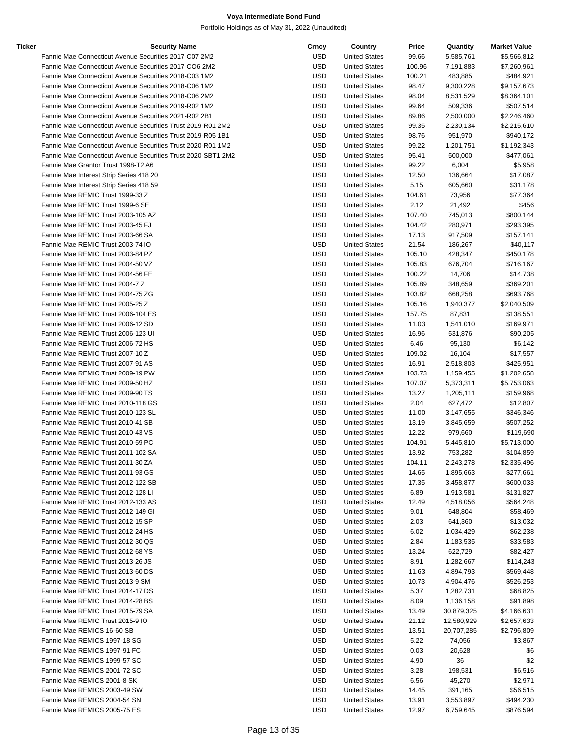**Voya Intermediate Bond Fund**

Portfolio Holdings as of May 31, 2022 (Unaudited)

| Ticker | Security Name | Crncy | Country | Price | Quantity | Market Value |
|---|---|---|---|---|---|---|
| | Fannie Mae Connecticut Avenue Securities 2017-C07 2M2 | USD | United States | 99.66 | 5,585,761 | $5,566,812 |
| | Fannie Mae Connecticut Avenue Securities 2017-CO6 2M2 | USD | United States | 100.96 | 7,191,883 | $7,260,961 |
| | Fannie Mae Connecticut Avenue Securities 2018-C03 1M2 | USD | United States | 100.21 | 483,885 | $484,921 |
| | Fannie Mae Connecticut Avenue Securities 2018-C06 1M2 | USD | United States | 98.47 | 9,300,228 | $9,157,673 |
| | Fannie Mae Connecticut Avenue Securities 2018-C06 2M2 | USD | United States | 98.04 | 8,531,529 | $8,364,101 |
| | Fannie Mae Connecticut Avenue Securities 2019-R02 1M2 | USD | United States | 99.64 | 509,336 | $507,514 |
| | Fannie Mae Connecticut Avenue Securities 2021-R02 2B1 | USD | United States | 89.86 | 2,500,000 | $2,246,460 |
| | Fannie Mae Connecticut Avenue Securities Trust 2019-R01 2M2 | USD | United States | 99.35 | 2,230,134 | $2,215,610 |
| | Fannie Mae Connecticut Avenue Securities Trust 2019-R05 1B1 | USD | United States | 98.76 | 951,970 | $940,172 |
| | Fannie Mae Connecticut Avenue Securities Trust 2020-R01 1M2 | USD | United States | 99.22 | 1,201,751 | $1,192,343 |
| | Fannie Mae Connecticut Avenue Securities Trust 2020-SBT1 2M2 | USD | United States | 95.41 | 500,000 | $477,061 |
| | Fannie Mae Grantor Trust 1998-T2 A6 | USD | United States | 99.22 | 6,004 | $5,958 |
| | Fannie Mae Interest Strip Series 418 20 | USD | United States | 12.50 | 136,664 | $17,087 |
| | Fannie Mae Interest Strip Series 418 59 | USD | United States | 5.15 | 605,660 | $31,178 |
| | Fannie Mae REMIC Trust 1999-33 Z | USD | United States | 104.61 | 73,956 | $77,364 |
| | Fannie Mae REMIC Trust 1999-6 SE | USD | United States | 2.12 | 21,492 | $456 |
| | Fannie Mae REMIC Trust 2003-105 AZ | USD | United States | 107.40 | 745,013 | $800,144 |
| | Fannie Mae REMIC Trust 2003-45 FJ | USD | United States | 104.42 | 280,971 | $293,395 |
| | Fannie Mae REMIC Trust 2003-66 SA | USD | United States | 17.13 | 917,509 | $157,141 |
| | Fannie Mae REMIC Trust 2003-74 IO | USD | United States | 21.54 | 186,267 | $40,117 |
| | Fannie Mae REMIC Trust 2003-84 PZ | USD | United States | 105.10 | 428,347 | $450,178 |
| | Fannie Mae REMIC Trust 2004-50 VZ | USD | United States | 105.83 | 676,704 | $716,167 |
| | Fannie Mae REMIC Trust 2004-56 FE | USD | United States | 100.22 | 14,706 | $14,738 |
| | Fannie Mae REMIC Trust 2004-7 Z | USD | United States | 105.89 | 348,659 | $369,201 |
| | Fannie Mae REMIC Trust 2004-75 ZG | USD | United States | 103.82 | 668,258 | $693,768 |
| | Fannie Mae REMIC Trust 2005-25 Z | USD | United States | 105.16 | 1,940,377 | $2,040,509 |
| | Fannie Mae REMIC Trust 2006-104 ES | USD | United States | 157.75 | 87,831 | $138,551 |
| | Fannie Mae REMIC Trust 2006-12 SD | USD | United States | 11.03 | 1,541,010 | $169,971 |
| | Fannie Mae REMIC Trust 2006-123 UI | USD | United States | 16.96 | 531,876 | $90,205 |
| | Fannie Mae REMIC Trust 2006-72 HS | USD | United States | 6.46 | 95,130 | $6,142 |
| | Fannie Mae REMIC Trust 2007-10 Z | USD | United States | 109.02 | 16,104 | $17,557 |
| | Fannie Mae REMIC Trust 2007-91 AS | USD | United States | 16.91 | 2,518,803 | $425,951 |
| | Fannie Mae REMIC Trust 2009-19 PW | USD | United States | 103.73 | 1,159,455 | $1,202,658 |
| | Fannie Mae REMIC Trust 2009-50 HZ | USD | United States | 107.07 | 5,373,311 | $5,753,063 |
| | Fannie Mae REMIC Trust 2009-90 TS | USD | United States | 13.27 | 1,205,111 | $159,968 |
| | Fannie Mae REMIC Trust 2010-118 GS | USD | United States | 2.04 | 627,472 | $12,807 |
| | Fannie Mae REMIC Trust 2010-123 SL | USD | United States | 11.00 | 3,147,655 | $346,346 |
| | Fannie Mae REMIC Trust 2010-41 SB | USD | United States | 13.19 | 3,845,659 | $507,252 |
| | Fannie Mae REMIC Trust 2010-43 VS | USD | United States | 12.22 | 979,660 | $119,690 |
| | Fannie Mae REMIC Trust 2010-59 PC | USD | United States | 104.91 | 5,445,810 | $5,713,000 |
| | Fannie Mae REMIC Trust 2011-102 SA | USD | United States | 13.92 | 753,282 | $104,859 |
| | Fannie Mae REMIC Trust 2011-30 ZA | USD | United States | 104.11 | 2,243,278 | $2,335,496 |
| | Fannie Mae REMIC Trust 2011-93 GS | USD | United States | 14.65 | 1,895,663 | $277,661 |
| | Fannie Mae REMIC Trust 2012-122 SB | USD | United States | 17.35 | 3,458,877 | $600,033 |
| | Fannie Mae REMIC Trust 2012-128 LI | USD | United States | 6.89 | 1,913,581 | $131,827 |
| | Fannie Mae REMIC Trust 2012-133 AS | USD | United States | 12.49 | 4,518,056 | $564,248 |
| | Fannie Mae REMIC Trust 2012-149 GI | USD | United States | 9.01 | 648,804 | $58,469 |
| | Fannie Mae REMIC Trust 2012-15 SP | USD | United States | 2.03 | 641,360 | $13,032 |
| | Fannie Mae REMIC Trust 2012-24 HS | USD | United States | 6.02 | 1,034,429 | $62,238 |
| | Fannie Mae REMIC Trust 2012-30 QS | USD | United States | 2.84 | 1,183,535 | $33,583 |
| | Fannie Mae REMIC Trust 2012-68 YS | USD | United States | 13.24 | 622,729 | $82,427 |
| | Fannie Mae REMIC Trust 2013-26 JS | USD | United States | 8.91 | 1,282,667 | $114,243 |
| | Fannie Mae REMIC Trust 2013-60 DS | USD | United States | 11.63 | 4,894,793 | $569,448 |
| | Fannie Mae REMIC Trust 2013-9 SM | USD | United States | 10.73 | 4,904,476 | $526,253 |
| | Fannie Mae REMIC Trust 2014-17 DS | USD | United States | 5.37 | 1,282,731 | $68,825 |
| | Fannie Mae REMIC Trust 2014-28 BS | USD | United States | 8.09 | 1,136,158 | $91,898 |
| | Fannie Mae REMIC Trust 2015-79 SA | USD | United States | 13.49 | 30,879,325 | $4,166,631 |
| | Fannie Mae REMIC Trust 2015-9 IO | USD | United States | 21.12 | 12,580,929 | $2,657,633 |
| | Fannie Mae REMICS 16-60 SB | USD | United States | 13.51 | 20,707,285 | $2,796,809 |
| | Fannie Mae REMICS 1997-18 SG | USD | United States | 5.22 | 74,056 | $3,867 |
| | Fannie Mae REMICS 1997-91 FC | USD | United States | 0.03 | 20,628 | $6 |
| | Fannie Mae REMICS 1999-57 SC | USD | United States | 4.90 | 36 | $2 |
| | Fannie Mae REMICS 2001-72 SC | USD | United States | 3.28 | 198,531 | $6,516 |
| | Fannie Mae REMICS 2001-8 SK | USD | United States | 6.56 | 45,270 | $2,971 |
| | Fannie Mae REMICS 2003-49 SW | USD | United States | 14.45 | 391,165 | $56,515 |
| | Fannie Mae REMICS 2004-54 SN | USD | United States | 13.91 | 3,553,897 | $494,230 |
| | Fannie Mae REMICS 2005-75 ES | USD | United States | 12.97 | 6,759,645 | $876,594 |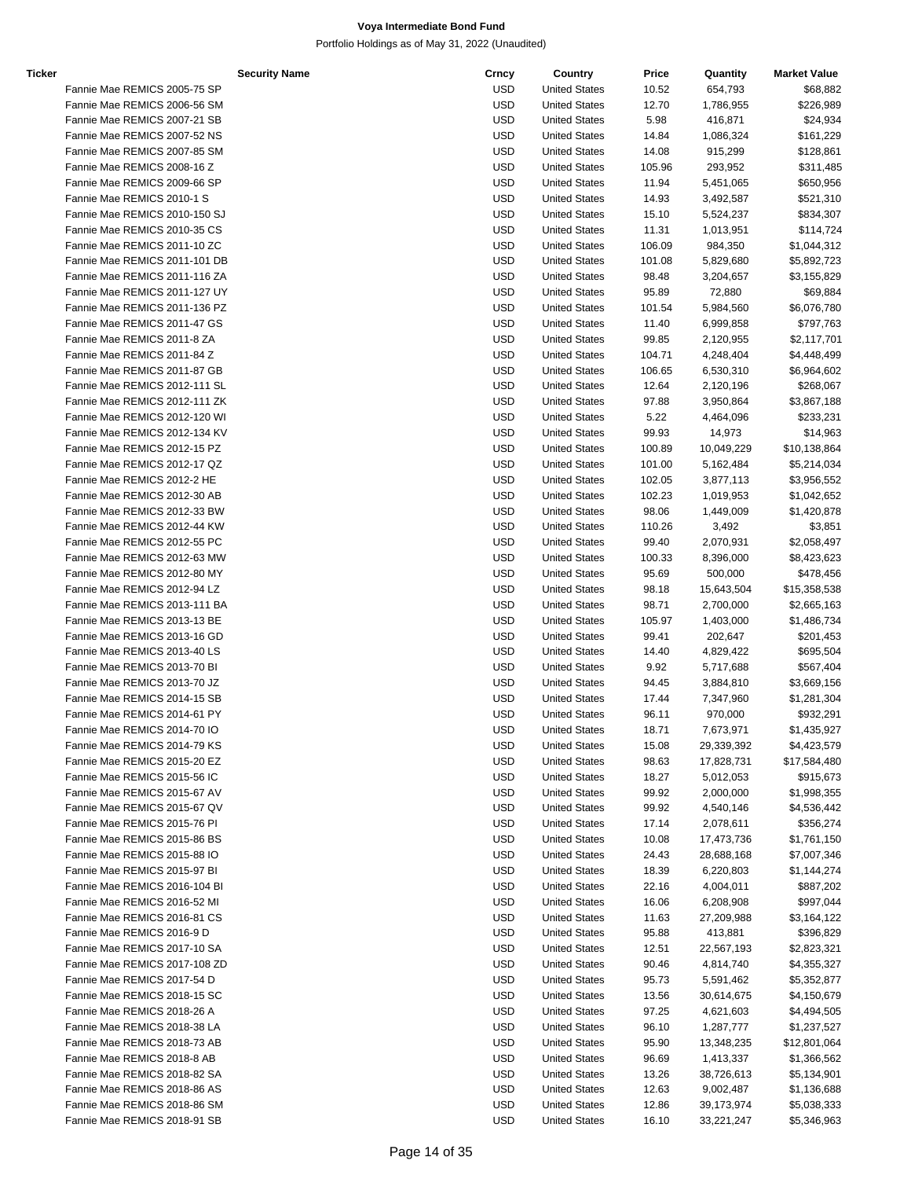# Voya Intermediate Bond Fund

Portfolio Holdings as of May 31, 2022 (Unaudited)

| Ticker | Security Name | Crncy | Country | Price | Quantity | Market Value |
|---|---|---|---|---|---|---|
| | Fannie Mae REMICS 2005-75 SP | USD | United States | 10.52 | 654,793 | $68,882 |
| | Fannie Mae REMICS 2006-56 SM | USD | United States | 12.70 | 1,786,955 | $226,989 |
| | Fannie Mae REMICS 2007-21 SB | USD | United States | 5.98 | 416,871 | $24,934 |
| | Fannie Mae REMICS 2007-52 NS | USD | United States | 14.84 | 1,086,324 | $161,229 |
| | Fannie Mae REMICS 2007-85 SM | USD | United States | 14.08 | 915,299 | $128,861 |
| | Fannie Mae REMICS 2008-16 Z | USD | United States | 105.96 | 293,952 | $311,485 |
| | Fannie Mae REMICS 2009-66 SP | USD | United States | 11.94 | 5,451,065 | $650,956 |
| | Fannie Mae REMICS 2010-1 S | USD | United States | 14.93 | 3,492,587 | $521,310 |
| | Fannie Mae REMICS 2010-150 SJ | USD | United States | 15.10 | 5,524,237 | $834,307 |
| | Fannie Mae REMICS 2010-35 CS | USD | United States | 11.31 | 1,013,951 | $114,724 |
| | Fannie Mae REMICS 2011-10 ZC | USD | United States | 106.09 | 984,350 | $1,044,312 |
| | Fannie Mae REMICS 2011-101 DB | USD | United States | 101.08 | 5,829,680 | $5,892,723 |
| | Fannie Mae REMICS 2011-116 ZA | USD | United States | 98.48 | 3,204,657 | $3,155,829 |
| | Fannie Mae REMICS 2011-127 UY | USD | United States | 95.89 | 72,880 | $69,884 |
| | Fannie Mae REMICS 2011-136 PZ | USD | United States | 101.54 | 5,984,560 | $6,076,780 |
| | Fannie Mae REMICS 2011-47 GS | USD | United States | 11.40 | 6,999,858 | $797,763 |
| | Fannie Mae REMICS 2011-8 ZA | USD | United States | 99.85 | 2,120,955 | $2,117,701 |
| | Fannie Mae REMICS 2011-84 Z | USD | United States | 104.71 | 4,248,404 | $4,448,499 |
| | Fannie Mae REMICS 2011-87 GB | USD | United States | 106.65 | 6,530,310 | $6,964,602 |
| | Fannie Mae REMICS 2012-111 SL | USD | United States | 12.64 | 2,120,196 | $268,067 |
| | Fannie Mae REMICS 2012-111 ZK | USD | United States | 97.88 | 3,950,864 | $3,867,188 |
| | Fannie Mae REMICS 2012-120 WI | USD | United States | 5.22 | 4,464,096 | $233,231 |
| | Fannie Mae REMICS 2012-134 KV | USD | United States | 99.93 | 14,973 | $14,963 |
| | Fannie Mae REMICS 2012-15 PZ | USD | United States | 100.89 | 10,049,229 | $10,138,864 |
| | Fannie Mae REMICS 2012-17 QZ | USD | United States | 101.00 | 5,162,484 | $5,214,034 |
| | Fannie Mae REMICS 2012-2 HE | USD | United States | 102.05 | 3,877,113 | $3,956,552 |
| | Fannie Mae REMICS 2012-30 AB | USD | United States | 102.23 | 1,019,953 | $1,042,652 |
| | Fannie Mae REMICS 2012-33 BW | USD | United States | 98.06 | 1,449,009 | $1,420,878 |
| | Fannie Mae REMICS 2012-44 KW | USD | United States | 110.26 | 3,492 | $3,851 |
| | Fannie Mae REMICS 2012-55 PC | USD | United States | 99.40 | 2,070,931 | $2,058,497 |
| | Fannie Mae REMICS 2012-63 MW | USD | United States | 100.33 | 8,396,000 | $8,423,623 |
| | Fannie Mae REMICS 2012-80 MY | USD | United States | 95.69 | 500,000 | $478,456 |
| | Fannie Mae REMICS 2012-94 LZ | USD | United States | 98.18 | 15,643,504 | $15,358,538 |
| | Fannie Mae REMICS 2013-111 BA | USD | United States | 98.71 | 2,700,000 | $2,665,163 |
| | Fannie Mae REMICS 2013-13 BE | USD | United States | 105.97 | 1,403,000 | $1,486,734 |
| | Fannie Mae REMICS 2013-16 GD | USD | United States | 99.41 | 202,647 | $201,453 |
| | Fannie Mae REMICS 2013-40 LS | USD | United States | 14.40 | 4,829,422 | $695,504 |
| | Fannie Mae REMICS 2013-70 BI | USD | United States | 9.92 | 5,717,688 | $567,404 |
| | Fannie Mae REMICS 2013-70 JZ | USD | United States | 94.45 | 3,884,810 | $3,669,156 |
| | Fannie Mae REMICS 2014-15 SB | USD | United States | 17.44 | 7,347,960 | $1,281,304 |
| | Fannie Mae REMICS 2014-61 PY | USD | United States | 96.11 | 970,000 | $932,291 |
| | Fannie Mae REMICS 2014-70 IO | USD | United States | 18.71 | 7,673,971 | $1,435,927 |
| | Fannie Mae REMICS 2014-79 KS | USD | United States | 15.08 | 29,339,392 | $4,423,579 |
| | Fannie Mae REMICS 2015-20 EZ | USD | United States | 98.63 | 17,828,731 | $17,584,480 |
| | Fannie Mae REMICS 2015-56 IC | USD | United States | 18.27 | 5,012,053 | $915,673 |
| | Fannie Mae REMICS 2015-67 AV | USD | United States | 99.92 | 2,000,000 | $1,998,355 |
| | Fannie Mae REMICS 2015-67 QV | USD | United States | 99.92 | 4,540,146 | $4,536,442 |
| | Fannie Mae REMICS 2015-76 PI | USD | United States | 17.14 | 2,078,611 | $356,274 |
| | Fannie Mae REMICS 2015-86 BS | USD | United States | 10.08 | 17,473,736 | $1,761,150 |
| | Fannie Mae REMICS 2015-88 IO | USD | United States | 24.43 | 28,688,168 | $7,007,346 |
| | Fannie Mae REMICS 2015-97 BI | USD | United States | 18.39 | 6,220,803 | $1,144,274 |
| | Fannie Mae REMICS 2016-104 BI | USD | United States | 22.16 | 4,004,011 | $887,202 |
| | Fannie Mae REMICS 2016-52 MI | USD | United States | 16.06 | 6,208,908 | $997,044 |
| | Fannie Mae REMICS 2016-81 CS | USD | United States | 11.63 | 27,209,988 | $3,164,122 |
| | Fannie Mae REMICS 2016-9 D | USD | United States | 95.88 | 413,881 | $396,829 |
| | Fannie Mae REMICS 2017-10 SA | USD | United States | 12.51 | 22,567,193 | $2,823,321 |
| | Fannie Mae REMICS 2017-108 ZD | USD | United States | 90.46 | 4,814,740 | $4,355,327 |
| | Fannie Mae REMICS 2017-54 D | USD | United States | 95.73 | 5,591,462 | $5,352,877 |
| | Fannie Mae REMICS 2018-15 SC | USD | United States | 13.56 | 30,614,675 | $4,150,679 |
| | Fannie Mae REMICS 2018-26 A | USD | United States | 97.25 | 4,621,603 | $4,494,505 |
| | Fannie Mae REMICS 2018-38 LA | USD | United States | 96.10 | 1,287,777 | $1,237,527 |
| | Fannie Mae REMICS 2018-73 AB | USD | United States | 95.90 | 13,348,235 | $12,801,064 |
| | Fannie Mae REMICS 2018-8 AB | USD | United States | 96.69 | 1,413,337 | $1,366,562 |
| | Fannie Mae REMICS 2018-82 SA | USD | United States | 13.26 | 38,726,613 | $5,134,901 |
| | Fannie Mae REMICS 2018-86 AS | USD | United States | 12.63 | 9,002,487 | $1,136,688 |
| | Fannie Mae REMICS 2018-86 SM | USD | United States | 12.86 | 39,173,974 | $5,038,333 |
| | Fannie Mae REMICS 2018-91 SB | USD | United States | 16.10 | 33,221,247 | $5,346,963 |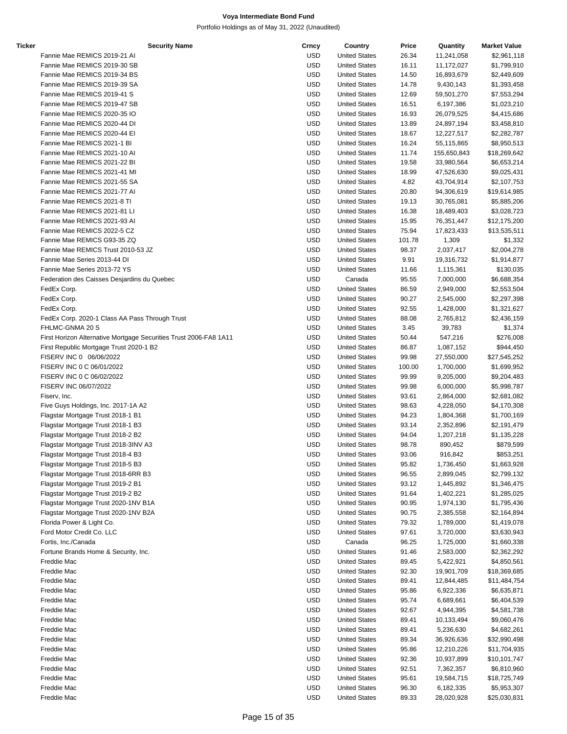# Voya Intermediate Bond Fund

Portfolio Holdings as of May 31, 2022 (Unaudited)

| Ticker | Security Name | Crncy | Country | Price | Quantity | Market Value |
|---|---|---|---|---|---|---|
| | Fannie Mae REMICS 2019-21 AI | USD | United States | 26.34 | 11,241,058 | $2,961,118 |
| | Fannie Mae REMICS 2019-30 SB | USD | United States | 16.11 | 11,172,027 | $1,799,910 |
| | Fannie Mae REMICS 2019-34 BS | USD | United States | 14.50 | 16,893,679 | $2,449,609 |
| | Fannie Mae REMICS 2019-39 SA | USD | United States | 14.78 | 9,430,143 | $1,393,458 |
| | Fannie Mae REMICS 2019-41 S | USD | United States | 12.69 | 59,501,270 | $7,553,294 |
| | Fannie Mae REMICS 2019-47 SB | USD | United States | 16.51 | 6,197,386 | $1,023,210 |
| | Fannie Mae REMICS 2020-35 IO | USD | United States | 16.93 | 26,079,525 | $4,415,686 |
| | Fannie Mae REMICS 2020-44 DI | USD | United States | 13.89 | 24,897,194 | $3,458,810 |
| | Fannie Mae REMICS 2020-44 EI | USD | United States | 18.67 | 12,227,517 | $2,282,787 |
| | Fannie Mae REMICS 2021-1 BI | USD | United States | 16.24 | 55,115,865 | $8,950,513 |
| | Fannie Mae REMICS 2021-10 AI | USD | United States | 11.74 | 155,650,843 | $18,269,642 |
| | Fannie Mae REMICS 2021-22 BI | USD | United States | 19.58 | 33,980,564 | $6,653,214 |
| | Fannie Mae REMICS 2021-41 MI | USD | United States | 18.99 | 47,526,630 | $9,025,431 |
| | Fannie Mae REMICS 2021-55 SA | USD | United States | 4.82 | 43,704,914 | $2,107,753 |
| | Fannie Mae REMICS 2021-77 AI | USD | United States | 20.80 | 94,306,619 | $19,614,985 |
| | Fannie Mae REMICS 2021-8 TI | USD | United States | 19.13 | 30,765,081 | $5,885,206 |
| | Fannie Mae REMICS 2021-81 LI | USD | United States | 16.38 | 18,489,403 | $3,028,723 |
| | Fannie Mae REMICS 2021-93 AI | USD | United States | 15.95 | 76,351,447 | $12,175,200 |
| | Fannie Mae REMICS 2022-5 CZ | USD | United States | 75.94 | 17,823,433 | $13,535,511 |
| | Fannie Mae REMICS G93-35 ZQ | USD | United States | 101.78 | 1,309 | $1,332 |
| | Fannie Mae REMICS Trust 2010-53 JZ | USD | United States | 98.37 | 2,037,417 | $2,004,278 |
| | Fannie Mae Series 2013-44 DI | USD | United States | 9.91 | 19,316,732 | $1,914,877 |
| | Fannie Mae Series 2013-72 YS | USD | United States | 11.66 | 1,115,361 | $130,035 |
| | Federation des Caisses Desjardins du Quebec | USD | Canada | 95.55 | 7,000,000 | $6,688,354 |
| | FedEx Corp. | USD | United States | 86.59 | 2,949,000 | $2,553,504 |
| | FedEx Corp. | USD | United States | 90.27 | 2,545,000 | $2,297,398 |
| | FedEx Corp. | USD | United States | 92.55 | 1,428,000 | $1,321,627 |
| | FedEx Corp. 2020-1 Class AA Pass Through Trust | USD | United States | 88.08 | 2,765,812 | $2,436,159 |
| | FHLMC-GNMA 20 S | USD | United States | 3.45 | 39,783 | $1,374 |
| | First Horizon Alternative Mortgage Securities Trust 2006-FA8 1A11 | USD | United States | 50.44 | 547,216 | $276,008 |
| | First Republic Mortgage Trust 2020-1 B2 | USD | United States | 86.87 | 1,087,152 | $944,450 |
| | FISERV INC 0 06/06/2022 | USD | United States | 99.98 | 27,550,000 | $27,545,252 |
| | FISERV INC 0 C 06/01/2022 | USD | United States | 100.00 | 1,700,000 | $1,699,952 |
| | FISERV INC 0 C 06/02/2022 | USD | United States | 99.99 | 9,205,000 | $9,204,483 |
| | FISERV INC 06/07/2022 | USD | United States | 99.98 | 6,000,000 | $5,998,787 |
| | Fiserv, Inc. | USD | United States | 93.61 | 2,864,000 | $2,681,082 |
| | Five Guys Holdings, Inc. 2017-1A A2 | USD | United States | 98.63 | 4,228,050 | $4,170,308 |
| | Flagstar Mortgage Trust 2018-1 B1 | USD | United States | 94.23 | 1,804,368 | $1,700,169 |
| | Flagstar Mortgage Trust 2018-1 B3 | USD | United States | 93.14 | 2,352,896 | $2,191,479 |
| | Flagstar Mortgage Trust 2018-2 B2 | USD | United States | 94.04 | 1,207,218 | $1,135,228 |
| | Flagstar Mortgage Trust 2018-3INV A3 | USD | United States | 98.78 | 890,452 | $879,599 |
| | Flagstar Mortgage Trust 2018-4 B3 | USD | United States | 93.06 | 916,842 | $853,251 |
| | Flagstar Mortgage Trust 2018-5 B3 | USD | United States | 95.82 | 1,736,450 | $1,663,928 |
| | Flagstar Mortgage Trust 2018-6RR B3 | USD | United States | 96.55 | 2,899,045 | $2,799,132 |
| | Flagstar Mortgage Trust 2019-2 B1 | USD | United States | 93.12 | 1,445,892 | $1,346,475 |
| | Flagstar Mortgage Trust 2019-2 B2 | USD | United States | 91.64 | 1,402,221 | $1,285,025 |
| | Flagstar Mortgage Trust 2020-1NV B1A | USD | United States | 90.95 | 1,974,130 | $1,795,436 |
| | Flagstar Mortgage Trust 2020-1NV B2A | USD | United States | 90.75 | 2,385,558 | $2,164,894 |
| | Florida Power & Light Co. | USD | United States | 79.32 | 1,789,000 | $1,419,078 |
| | Ford Motor Credit Co. LLC | USD | United States | 97.61 | 3,720,000 | $3,630,943 |
| | Fortis, Inc./Canada | USD | Canada | 96.25 | 1,725,000 | $1,660,338 |
| | Fortune Brands Home & Security, Inc. | USD | United States | 91.46 | 2,583,000 | $2,362,292 |
| | Freddie Mac | USD | United States | 89.45 | 5,422,921 | $4,850,561 |
| | Freddie Mac | USD | United States | 92.30 | 19,901,709 | $18,369,685 |
| | Freddie Mac | USD | United States | 89.41 | 12,844,485 | $11,484,754 |
| | Freddie Mac | USD | United States | 95.86 | 6,922,336 | $6,635,871 |
| | Freddie Mac | USD | United States | 95.74 | 6,689,661 | $6,404,539 |
| | Freddie Mac | USD | United States | 92.67 | 4,944,395 | $4,581,738 |
| | Freddie Mac | USD | United States | 89.41 | 10,133,494 | $9,060,476 |
| | Freddie Mac | USD | United States | 89.41 | 5,236,630 | $4,682,261 |
| | Freddie Mac | USD | United States | 89.34 | 36,926,636 | $32,990,498 |
| | Freddie Mac | USD | United States | 95.86 | 12,210,226 | $11,704,935 |
| | Freddie Mac | USD | United States | 92.36 | 10,937,899 | $10,101,747 |
| | Freddie Mac | USD | United States | 92.51 | 7,362,357 | $6,810,960 |
| | Freddie Mac | USD | United States | 95.61 | 19,584,715 | $18,725,749 |
| | Freddie Mac | USD | United States | 96.30 | 6,182,335 | $5,953,307 |
| | Freddie Mac | USD | United States | 89.33 | 28,020,928 | $25,030,831 |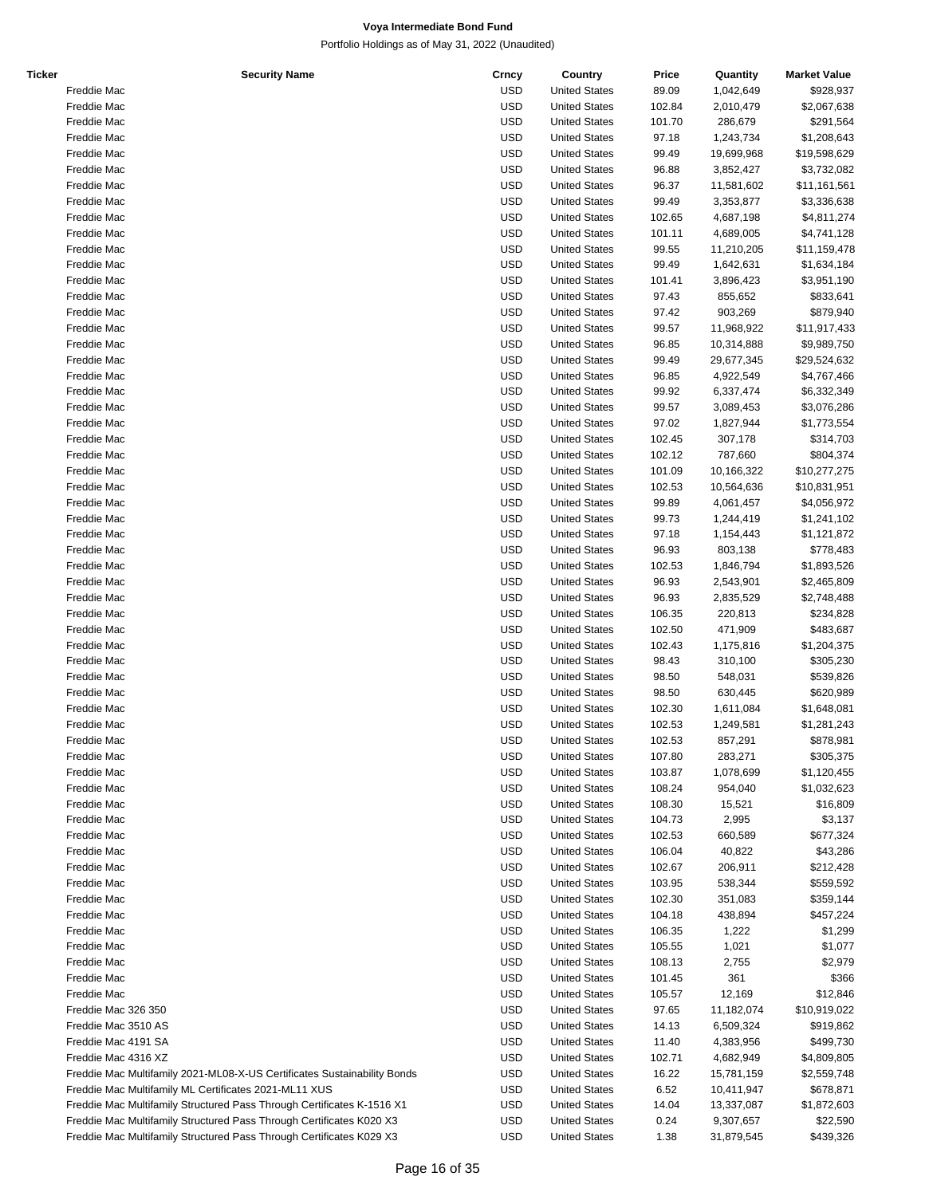**Voya Intermediate Bond Fund**

Portfolio Holdings as of May 31, 2022 (Unaudited)

| Ticker | Security Name | Crncy | Country | Price | Quantity | Market Value |
|---|---|---|---|---|---|---|
| | Freddie Mac | USD | United States | 89.09 | 1,042,649 | $928,937 |
| | Freddie Mac | USD | United States | 102.84 | 2,010,479 | $2,067,638 |
| | Freddie Mac | USD | United States | 101.70 | 286,679 | $291,564 |
| | Freddie Mac | USD | United States | 97.18 | 1,243,734 | $1,208,643 |
| | Freddie Mac | USD | United States | 99.49 | 19,699,968 | $19,598,629 |
| | Freddie Mac | USD | United States | 96.88 | 3,852,427 | $3,732,082 |
| | Freddie Mac | USD | United States | 96.37 | 11,581,602 | $11,161,561 |
| | Freddie Mac | USD | United States | 99.49 | 3,353,877 | $3,336,638 |
| | Freddie Mac | USD | United States | 102.65 | 4,687,198 | $4,811,274 |
| | Freddie Mac | USD | United States | 101.11 | 4,689,005 | $4,741,128 |
| | Freddie Mac | USD | United States | 99.55 | 11,210,205 | $11,159,478 |
| | Freddie Mac | USD | United States | 99.49 | 1,642,631 | $1,634,184 |
| | Freddie Mac | USD | United States | 101.41 | 3,896,423 | $3,951,190 |
| | Freddie Mac | USD | United States | 97.43 | 855,652 | $833,641 |
| | Freddie Mac | USD | United States | 97.42 | 903,269 | $879,940 |
| | Freddie Mac | USD | United States | 99.57 | 11,968,922 | $11,917,433 |
| | Freddie Mac | USD | United States | 96.85 | 10,314,888 | $9,989,750 |
| | Freddie Mac | USD | United States | 99.49 | 29,677,345 | $29,524,632 |
| | Freddie Mac | USD | United States | 96.85 | 4,922,549 | $4,767,466 |
| | Freddie Mac | USD | United States | 99.92 | 6,337,474 | $6,332,349 |
| | Freddie Mac | USD | United States | 99.57 | 3,089,453 | $3,076,286 |
| | Freddie Mac | USD | United States | 97.02 | 1,827,944 | $1,773,554 |
| | Freddie Mac | USD | United States | 102.45 | 307,178 | $314,703 |
| | Freddie Mac | USD | United States | 102.12 | 787,660 | $804,374 |
| | Freddie Mac | USD | United States | 101.09 | 10,166,322 | $10,277,275 |
| | Freddie Mac | USD | United States | 102.53 | 10,564,636 | $10,831,951 |
| | Freddie Mac | USD | United States | 99.89 | 4,061,457 | $4,056,972 |
| | Freddie Mac | USD | United States | 99.73 | 1,244,419 | $1,241,102 |
| | Freddie Mac | USD | United States | 97.18 | 1,154,443 | $1,121,872 |
| | Freddie Mac | USD | United States | 96.93 | 803,138 | $778,483 |
| | Freddie Mac | USD | United States | 102.53 | 1,846,794 | $1,893,526 |
| | Freddie Mac | USD | United States | 96.93 | 2,543,901 | $2,465,809 |
| | Freddie Mac | USD | United States | 96.93 | 2,835,529 | $2,748,488 |
| | Freddie Mac | USD | United States | 106.35 | 220,813 | $234,828 |
| | Freddie Mac | USD | United States | 102.50 | 471,909 | $483,687 |
| | Freddie Mac | USD | United States | 102.43 | 1,175,816 | $1,204,375 |
| | Freddie Mac | USD | United States | 98.43 | 310,100 | $305,230 |
| | Freddie Mac | USD | United States | 98.50 | 548,031 | $539,826 |
| | Freddie Mac | USD | United States | 98.50 | 630,445 | $620,989 |
| | Freddie Mac | USD | United States | 102.30 | 1,611,084 | $1,648,081 |
| | Freddie Mac | USD | United States | 102.53 | 1,249,581 | $1,281,243 |
| | Freddie Mac | USD | United States | 102.53 | 857,291 | $878,981 |
| | Freddie Mac | USD | United States | 107.80 | 283,271 | $305,375 |
| | Freddie Mac | USD | United States | 103.87 | 1,078,699 | $1,120,455 |
| | Freddie Mac | USD | United States | 108.24 | 954,040 | $1,032,623 |
| | Freddie Mac | USD | United States | 108.30 | 15,521 | $16,809 |
| | Freddie Mac | USD | United States | 104.73 | 2,995 | $3,137 |
| | Freddie Mac | USD | United States | 102.53 | 660,589 | $677,324 |
| | Freddie Mac | USD | United States | 106.04 | 40,822 | $43,286 |
| | Freddie Mac | USD | United States | 102.67 | 206,911 | $212,428 |
| | Freddie Mac | USD | United States | 103.95 | 538,344 | $559,592 |
| | Freddie Mac | USD | United States | 102.30 | 351,083 | $359,144 |
| | Freddie Mac | USD | United States | 104.18 | 438,894 | $457,224 |
| | Freddie Mac | USD | United States | 106.35 | 1,222 | $1,299 |
| | Freddie Mac | USD | United States | 105.55 | 1,021 | $1,077 |
| | Freddie Mac | USD | United States | 108.13 | 2,755 | $2,979 |
| | Freddie Mac | USD | United States | 101.45 | 361 | $366 |
| | Freddie Mac | USD | United States | 105.57 | 12,169 | $12,846 |
| | Freddie Mac 326 350 | USD | United States | 97.65 | 11,182,074 | $10,919,022 |
| | Freddie Mac 3510 AS | USD | United States | 14.13 | 6,509,324 | $919,862 |
| | Freddie Mac 4191 SA | USD | United States | 11.40 | 4,383,956 | $499,730 |
| | Freddie Mac 4316 XZ | USD | United States | 102.71 | 4,682,949 | $4,809,805 |
| | Freddie Mac Multifamily 2021-ML08-X-US Certificates Sustainability Bonds | USD | United States | 16.22 | 15,781,159 | $2,559,748 |
| | Freddie Mac Multifamily ML Certificates 2021-ML11 XUS | USD | United States | 6.52 | 10,411,947 | $678,871 |
| | Freddie Mac Multifamily Structured Pass Through Certificates K-1516 X1 | USD | United States | 14.04 | 13,337,087 | $1,872,603 |
| | Freddie Mac Multifamily Structured Pass Through Certificates K020 X3 | USD | United States | 0.24 | 9,307,657 | $22,590 |
| | Freddie Mac Multifamily Structured Pass Through Certificates K029 X3 | USD | United States | 1.38 | 31,879,545 | $439,326 |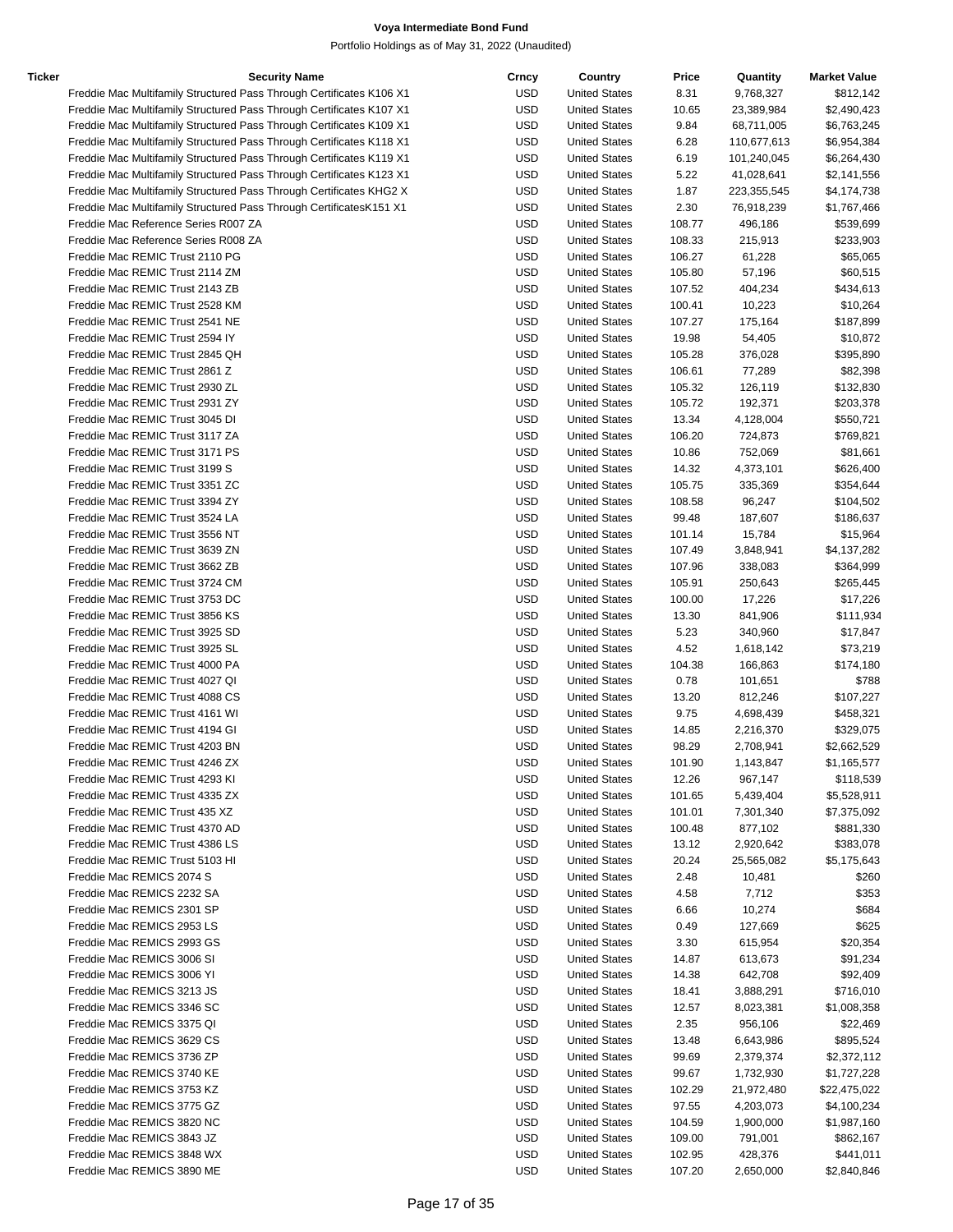# Voya Intermediate Bond Fund

Portfolio Holdings as of May 31, 2022 (Unaudited)

| Ticker | Security Name | Crncy | Country | Price | Quantity | Market Value |
|---|---|---|---|---|---|---|
| | Freddie Mac Multifamily Structured Pass Through Certificates K106 X1 | USD | United States | 8.31 | 9,768,327 | $812,142 |
| | Freddie Mac Multifamily Structured Pass Through Certificates K107 X1 | USD | United States | 10.65 | 23,389,984 | $2,490,423 |
| | Freddie Mac Multifamily Structured Pass Through Certificates K109 X1 | USD | United States | 9.84 | 68,711,005 | $6,763,245 |
| | Freddie Mac Multifamily Structured Pass Through Certificates K118 X1 | USD | United States | 6.28 | 110,677,613 | $6,954,384 |
| | Freddie Mac Multifamily Structured Pass Through Certificates K119 X1 | USD | United States | 6.19 | 101,240,045 | $6,264,430 |
| | Freddie Mac Multifamily Structured Pass Through Certificates K123 X1 | USD | United States | 5.22 | 41,028,641 | $2,141,556 |
| | Freddie Mac Multifamily Structured Pass Through Certificates KHG2 X | USD | United States | 1.87 | 223,355,545 | $4,174,738 |
| | Freddie Mac Multifamily Structured Pass Through CertificatesK151 X1 | USD | United States | 2.30 | 76,918,239 | $1,767,466 |
| | Freddie Mac Reference Series R007 ZA | USD | United States | 108.77 | 496,186 | $539,699 |
| | Freddie Mac Reference Series R008 ZA | USD | United States | 108.33 | 215,913 | $233,903 |
| | Freddie Mac REMIC Trust 2110 PG | USD | United States | 106.27 | 61,228 | $65,065 |
| | Freddie Mac REMIC Trust 2114 ZM | USD | United States | 105.80 | 57,196 | $60,515 |
| | Freddie Mac REMIC Trust 2143 ZB | USD | United States | 107.52 | 404,234 | $434,613 |
| | Freddie Mac REMIC Trust 2528 KM | USD | United States | 100.41 | 10,223 | $10,264 |
| | Freddie Mac REMIC Trust 2541 NE | USD | United States | 107.27 | 175,164 | $187,899 |
| | Freddie Mac REMIC Trust 2594 IY | USD | United States | 19.98 | 54,405 | $10,872 |
| | Freddie Mac REMIC Trust 2845 QH | USD | United States | 105.28 | 376,028 | $395,890 |
| | Freddie Mac REMIC Trust 2861 Z | USD | United States | 106.61 | 77,289 | $82,398 |
| | Freddie Mac REMIC Trust 2930 ZL | USD | United States | 105.32 | 126,119 | $132,830 |
| | Freddie Mac REMIC Trust 2931 ZY | USD | United States | 105.72 | 192,371 | $203,378 |
| | Freddie Mac REMIC Trust 3045 DI | USD | United States | 13.34 | 4,128,004 | $550,721 |
| | Freddie Mac REMIC Trust 3117 ZA | USD | United States | 106.20 | 724,873 | $769,821 |
| | Freddie Mac REMIC Trust 3171 PS | USD | United States | 10.86 | 752,069 | $81,661 |
| | Freddie Mac REMIC Trust 3199 S | USD | United States | 14.32 | 4,373,101 | $626,400 |
| | Freddie Mac REMIC Trust 3351 ZC | USD | United States | 105.75 | 335,369 | $354,644 |
| | Freddie Mac REMIC Trust 3394 ZY | USD | United States | 108.58 | 96,247 | $104,502 |
| | Freddie Mac REMIC Trust 3524 LA | USD | United States | 99.48 | 187,607 | $186,637 |
| | Freddie Mac REMIC Trust 3556 NT | USD | United States | 101.14 | 15,784 | $15,964 |
| | Freddie Mac REMIC Trust 3639 ZN | USD | United States | 107.49 | 3,848,941 | $4,137,282 |
| | Freddie Mac REMIC Trust 3662 ZB | USD | United States | 107.96 | 338,083 | $364,999 |
| | Freddie Mac REMIC Trust 3724 CM | USD | United States | 105.91 | 250,643 | $265,445 |
| | Freddie Mac REMIC Trust 3753 DC | USD | United States | 100.00 | 17,226 | $17,226 |
| | Freddie Mac REMIC Trust 3856 KS | USD | United States | 13.30 | 841,906 | $111,934 |
| | Freddie Mac REMIC Trust 3925 SD | USD | United States | 5.23 | 340,960 | $17,847 |
| | Freddie Mac REMIC Trust 3925 SL | USD | United States | 4.52 | 1,618,142 | $73,219 |
| | Freddie Mac REMIC Trust 4000 PA | USD | United States | 104.38 | 166,863 | $174,180 |
| | Freddie Mac REMIC Trust 4027 QI | USD | United States | 0.78 | 101,651 | $788 |
| | Freddie Mac REMIC Trust 4088 CS | USD | United States | 13.20 | 812,246 | $107,227 |
| | Freddie Mac REMIC Trust 4161 WI | USD | United States | 9.75 | 4,698,439 | $458,321 |
| | Freddie Mac REMIC Trust 4194 GI | USD | United States | 14.85 | 2,216,370 | $329,075 |
| | Freddie Mac REMIC Trust 4203 BN | USD | United States | 98.29 | 2,708,941 | $2,662,529 |
| | Freddie Mac REMIC Trust 4246 ZX | USD | United States | 101.90 | 1,143,847 | $1,165,577 |
| | Freddie Mac REMIC Trust 4293 KI | USD | United States | 12.26 | 967,147 | $118,539 |
| | Freddie Mac REMIC Trust 4335 ZX | USD | United States | 101.65 | 5,439,404 | $5,528,911 |
| | Freddie Mac REMIC Trust 435 XZ | USD | United States | 101.01 | 7,301,340 | $7,375,092 |
| | Freddie Mac REMIC Trust 4370 AD | USD | United States | 100.48 | 877,102 | $881,330 |
| | Freddie Mac REMIC Trust 4386 LS | USD | United States | 13.12 | 2,920,642 | $383,078 |
| | Freddie Mac REMIC Trust 5103 HI | USD | United States | 20.24 | 25,565,082 | $5,175,643 |
| | Freddie Mac REMICS 2074 S | USD | United States | 2.48 | 10,481 | $260 |
| | Freddie Mac REMICS 2232 SA | USD | United States | 4.58 | 7,712 | $353 |
| | Freddie Mac REMICS 2301 SP | USD | United States | 6.66 | 10,274 | $684 |
| | Freddie Mac REMICS 2953 LS | USD | United States | 0.49 | 127,669 | $625 |
| | Freddie Mac REMICS 2993 GS | USD | United States | 3.30 | 615,954 | $20,354 |
| | Freddie Mac REMICS 3006 SI | USD | United States | 14.87 | 613,673 | $91,234 |
| | Freddie Mac REMICS 3006 YI | USD | United States | 14.38 | 642,708 | $92,409 |
| | Freddie Mac REMICS 3213 JS | USD | United States | 18.41 | 3,888,291 | $716,010 |
| | Freddie Mac REMICS 3346 SC | USD | United States | 12.57 | 8,023,381 | $1,008,358 |
| | Freddie Mac REMICS 3375 QI | USD | United States | 2.35 | 956,106 | $22,469 |
| | Freddie Mac REMICS 3629 CS | USD | United States | 13.48 | 6,643,986 | $895,524 |
| | Freddie Mac REMICS 3736 ZP | USD | United States | 99.69 | 2,379,374 | $2,372,112 |
| | Freddie Mac REMICS 3740 KE | USD | United States | 99.67 | 1,732,930 | $1,727,228 |
| | Freddie Mac REMICS 3753 KZ | USD | United States | 102.29 | 21,972,480 | $22,475,022 |
| | Freddie Mac REMICS 3775 GZ | USD | United States | 97.55 | 4,203,073 | $4,100,234 |
| | Freddie Mac REMICS 3820 NC | USD | United States | 104.59 | 1,900,000 | $1,987,160 |
| | Freddie Mac REMICS 3843 JZ | USD | United States | 109.00 | 791,001 | $862,167 |
| | Freddie Mac REMICS 3848 WX | USD | United States | 102.95 | 428,376 | $441,011 |
| | Freddie Mac REMICS 3890 ME | USD | United States | 107.20 | 2,650,000 | $2,840,846 |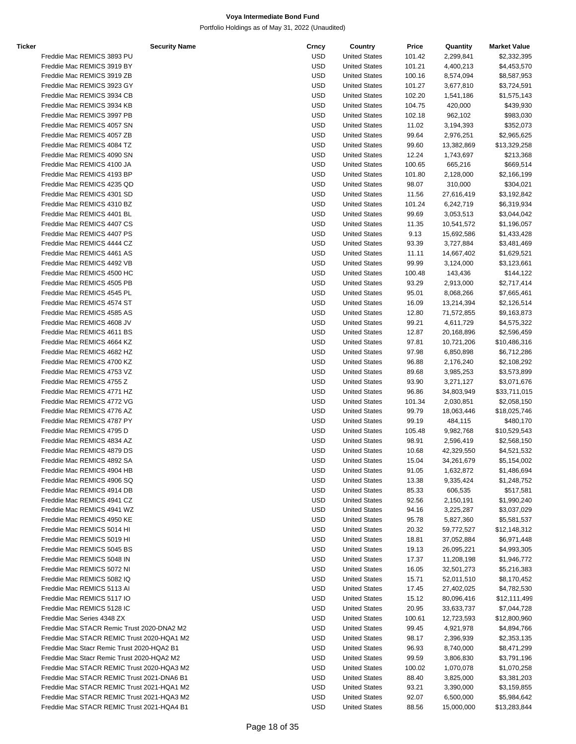| Ticker | Security Name | Crncy | Country | Price | Quantity | Market Value |
|---|---|---|---|---|---|---|
| | Freddie Mac REMICS 3893 PU | USD | United States | 101.42 | 2,299,841 | $2,332,395 |
| | Freddie Mac REMICS 3919 BY | USD | United States | 101.21 | 4,400,213 | $4,453,570 |
| | Freddie Mac REMICS 3919 ZB | USD | United States | 100.16 | 8,574,094 | $8,587,953 |
| | Freddie Mac REMICS 3923 GY | USD | United States | 101.27 | 3,677,810 | $3,724,591 |
| | Freddie Mac REMICS 3934 CB | USD | United States | 102.20 | 1,541,186 | $1,575,143 |
| | Freddie Mac REMICS 3934 KB | USD | United States | 104.75 | 420,000 | $439,930 |
| | Freddie Mac REMICS 3997 PB | USD | United States | 102.18 | 962,102 | $983,030 |
| | Freddie Mac REMICS 4057 SN | USD | United States | 11.02 | 3,194,393 | $352,073 |
| | Freddie Mac REMICS 4057 ZB | USD | United States | 99.64 | 2,976,251 | $2,965,625 |
| | Freddie Mac REMICS 4084 TZ | USD | United States | 99.60 | 13,382,869 | $13,329,258 |
| | Freddie Mac REMICS 4090 SN | USD | United States | 12.24 | 1,743,697 | $213,368 |
| | Freddie Mac REMICS 4100 JA | USD | United States | 100.65 | 665,216 | $669,514 |
| | Freddie Mac REMICS 4193 BP | USD | United States | 101.80 | 2,128,000 | $2,166,199 |
| | Freddie Mac REMICS 4235 QD | USD | United States | 98.07 | 310,000 | $304,021 |
| | Freddie Mac REMICS 4301 SD | USD | United States | 11.56 | 27,616,419 | $3,192,842 |
| | Freddie Mac REMICS 4310 BZ | USD | United States | 101.24 | 6,242,719 | $6,319,934 |
| | Freddie Mac REMICS 4401 BL | USD | United States | 99.69 | 3,053,513 | $3,044,042 |
| | Freddie Mac REMICS 4407 CS | USD | United States | 11.35 | 10,541,572 | $1,196,057 |
| | Freddie Mac REMICS 4407 PS | USD | United States | 9.13 | 15,692,586 | $1,433,428 |
| | Freddie Mac REMICS 4444 CZ | USD | United States | 93.39 | 3,727,884 | $3,481,469 |
| | Freddie Mac REMICS 4461 AS | USD | United States | 11.11 | 14,667,402 | $1,629,521 |
| | Freddie Mac REMICS 4492 VB | USD | United States | 99.99 | 3,124,000 | $3,123,661 |
| | Freddie Mac REMICS 4500 HC | USD | United States | 100.48 | 143,436 | $144,122 |
| | Freddie Mac REMICS 4505 PB | USD | United States | 93.29 | 2,913,000 | $2,717,414 |
| | Freddie Mac REMICS 4545 PL | USD | United States | 95.01 | 8,068,266 | $7,665,461 |
| | Freddie Mac REMICS 4574 ST | USD | United States | 16.09 | 13,214,394 | $2,126,514 |
| | Freddie Mac REMICS 4585 AS | USD | United States | 12.80 | 71,572,855 | $9,163,873 |
| | Freddie Mac REMICS 4608 JV | USD | United States | 99.21 | 4,611,729 | $4,575,322 |
| | Freddie Mac REMICS 4611 BS | USD | United States | 12.87 | 20,168,896 | $2,596,459 |
| | Freddie Mac REMICS 4664 KZ | USD | United States | 97.81 | 10,721,206 | $10,486,316 |
| | Freddie Mac REMICS 4682 HZ | USD | United States | 97.98 | 6,850,898 | $6,712,286 |
| | Freddie Mac REMICS 4700 KZ | USD | United States | 96.88 | 2,176,240 | $2,108,292 |
| | Freddie Mac REMICS 4753 VZ | USD | United States | 89.68 | 3,985,253 | $3,573,899 |
| | Freddie Mac REMICS 4755 Z | USD | United States | 93.90 | 3,271,127 | $3,071,676 |
| | Freddie Mac REMICS 4771 HZ | USD | United States | 96.86 | 34,803,949 | $33,711,015 |
| | Freddie Mac REMICS 4772 VG | USD | United States | 101.34 | 2,030,851 | $2,058,150 |
| | Freddie Mac REMICS 4776 AZ | USD | United States | 99.79 | 18,063,446 | $18,025,746 |
| | Freddie Mac REMICS 4787 PY | USD | United States | 99.19 | 484,115 | $480,170 |
| | Freddie Mac REMICS 4795 D | USD | United States | 105.48 | 9,982,768 | $10,529,543 |
| | Freddie Mac REMICS 4834 AZ | USD | United States | 98.91 | 2,596,419 | $2,568,150 |
| | Freddie Mac REMICS 4879 DS | USD | United States | 10.68 | 42,329,550 | $4,521,532 |
| | Freddie Mac REMICS 4892 SA | USD | United States | 15.04 | 34,261,679 | $5,154,002 |
| | Freddie Mac REMICS 4904 HB | USD | United States | 91.05 | 1,632,872 | $1,486,694 |
| | Freddie Mac REMICS 4906 SQ | USD | United States | 13.38 | 9,335,424 | $1,248,752 |
| | Freddie Mac REMICS 4914 DB | USD | United States | 85.33 | 606,535 | $517,581 |
| | Freddie Mac REMICS 4941 CZ | USD | United States | 92.56 | 2,150,191 | $1,990,240 |
| | Freddie Mac REMICS 4941 WZ | USD | United States | 94.16 | 3,225,287 | $3,037,029 |
| | Freddie Mac REMICS 4950 KE | USD | United States | 95.78 | 5,827,360 | $5,581,537 |
| | Freddie Mac REMICS 5014 HI | USD | United States | 20.32 | 59,772,527 | $12,148,312 |
| | Freddie Mac REMICS 5019 HI | USD | United States | 18.81 | 37,052,884 | $6,971,448 |
| | Freddie Mac REMICS 5045 BS | USD | United States | 19.13 | 26,095,221 | $4,993,305 |
| | Freddie Mac REMICS 5048 IN | USD | United States | 17.37 | 11,208,198 | $1,946,772 |
| | Freddie Mac REMICS 5072 NI | USD | United States | 16.05 | 32,501,273 | $5,216,383 |
| | Freddie Mac REMICS 5082 IQ | USD | United States | 15.71 | 52,011,510 | $8,170,452 |
| | Freddie Mac REMICS 5113 AI | USD | United States | 17.45 | 27,402,025 | $4,782,530 |
| | Freddie Mac REMICS 5117 IO | USD | United States | 15.12 | 80,096,416 | $12,111,499 |
| | Freddie Mac REMICS 5128 IC | USD | United States | 20.95 | 33,633,737 | $7,044,728 |
| | Freddie Mac Series 4348 ZX | USD | United States | 100.61 | 12,723,593 | $12,800,960 |
| | Freddie Mac STACR Remic Trust 2020-DNA2 M2 | USD | United States | 99.45 | 4,921,978 | $4,894,766 |
| | Freddie Mac STACR REMIC Trust 2020-HQA1 M2 | USD | United States | 98.17 | 2,396,939 | $2,353,135 |
| | Freddie Mac Stacr Remic Trust 2020-HQA2 B1 | USD | United States | 96.93 | 8,740,000 | $8,471,299 |
| | Freddie Mac Stacr Remic Trust 2020-HQA2 M2 | USD | United States | 99.59 | 3,806,830 | $3,791,196 |
| | Freddie Mac STACR REMIC Trust 2020-HQA3 M2 | USD | United States | 100.02 | 1,070,078 | $1,070,258 |
| | Freddie Mac STACR REMIC Trust 2021-DNA6 B1 | USD | United States | 88.40 | 3,825,000 | $3,381,203 |
| | Freddie Mac STACR REMIC Trust 2021-HQA1 M2 | USD | United States | 93.21 | 3,390,000 | $3,159,855 |
| | Freddie Mac STACR REMIC Trust 2021-HQA3 M2 | USD | United States | 92.07 | 6,500,000 | $5,984,642 |
| | Freddie Mac STACR REMIC Trust 2021-HQA4 B1 | USD | United States | 88.56 | 15,000,000 | $13,283,844 |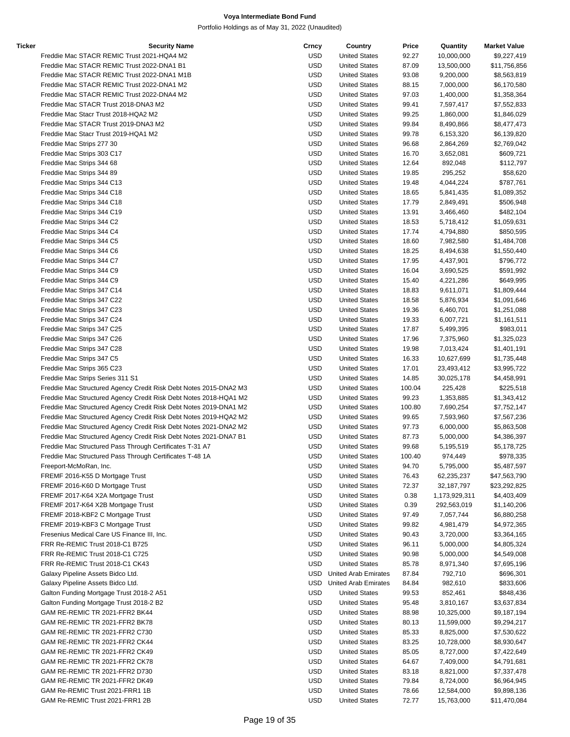**Voya Intermediate Bond Fund**

Portfolio Holdings as of May 31, 2022 (Unaudited)

| Ticker | Security Name | Crncy | Country | Price | Quantity | Market Value |
|---|---|---|---|---|---|---|
| | Freddie Mac STACR REMIC Trust 2021-HQA4 M2 | USD | United States | 92.27 | 10,000,000 | $9,227,419 |
| | Freddie Mac STACR REMIC Trust 2022-DNA1 B1 | USD | United States | 87.09 | 13,500,000 | $11,756,856 |
| | Freddie Mac STACR REMIC Trust 2022-DNA1 M1B | USD | United States | 93.08 | 9,200,000 | $8,563,819 |
| | Freddie Mac STACR REMIC Trust 2022-DNA1 M2 | USD | United States | 88.15 | 7,000,000 | $6,170,580 |
| | Freddie Mac STACR REMIC Trust 2022-DNA4 M2 | USD | United States | 97.03 | 1,400,000 | $1,358,364 |
| | Freddie Mac STACR Trust 2018-DNA3 M2 | USD | United States | 99.41 | 7,597,417 | $7,552,833 |
| | Freddie Mac Stacr Trust 2018-HQA2 M2 | USD | United States | 99.25 | 1,860,000 | $1,846,029 |
| | Freddie Mac STACR Trust 2019-DNA3 M2 | USD | United States | 99.84 | 8,490,866 | $8,477,473 |
| | Freddie Mac Stacr Trust 2019-HQA1 M2 | USD | United States | 99.78 | 6,153,320 | $6,139,820 |
| | Freddie Mac Strips 277 30 | USD | United States | 96.68 | 2,864,269 | $2,769,042 |
| | Freddie Mac Strips 303 C17 | USD | United States | 16.70 | 3,652,081 | $609,721 |
| | Freddie Mac Strips 344 68 | USD | United States | 12.64 | 892,048 | $112,797 |
| | Freddie Mac Strips 344 89 | USD | United States | 19.85 | 295,252 | $58,620 |
| | Freddie Mac Strips 344 C13 | USD | United States | 19.48 | 4,044,224 | $787,761 |
| | Freddie Mac Strips 344 C18 | USD | United States | 18.65 | 5,841,435 | $1,089,352 |
| | Freddie Mac Strips 344 C18 | USD | United States | 17.79 | 2,849,491 | $506,948 |
| | Freddie Mac Strips 344 C19 | USD | United States | 13.91 | 3,466,460 | $482,104 |
| | Freddie Mac Strips 344 C2 | USD | United States | 18.53 | 5,718,412 | $1,059,631 |
| | Freddie Mac Strips 344 C4 | USD | United States | 17.74 | 4,794,880 | $850,595 |
| | Freddie Mac Strips 344 C5 | USD | United States | 18.60 | 7,982,580 | $1,484,708 |
| | Freddie Mac Strips 344 C6 | USD | United States | 18.25 | 8,494,638 | $1,550,440 |
| | Freddie Mac Strips 344 C7 | USD | United States | 17.95 | 4,437,901 | $796,772 |
| | Freddie Mac Strips 344 C9 | USD | United States | 16.04 | 3,690,525 | $591,992 |
| | Freddie Mac Strips 344 C9 | USD | United States | 15.40 | 4,221,286 | $649,995 |
| | Freddie Mac Strips 347 C14 | USD | United States | 18.83 | 9,611,071 | $1,809,444 |
| | Freddie Mac Strips 347 C22 | USD | United States | 18.58 | 5,876,934 | $1,091,646 |
| | Freddie Mac Strips 347 C23 | USD | United States | 19.36 | 6,460,701 | $1,251,088 |
| | Freddie Mac Strips 347 C24 | USD | United States | 19.33 | 6,007,721 | $1,161,511 |
| | Freddie Mac Strips 347 C25 | USD | United States | 17.87 | 5,499,395 | $983,011 |
| | Freddie Mac Strips 347 C26 | USD | United States | 17.96 | 7,375,960 | $1,325,023 |
| | Freddie Mac Strips 347 C28 | USD | United States | 19.98 | 7,013,424 | $1,401,191 |
| | Freddie Mac Strips 347 C5 | USD | United States | 16.33 | 10,627,699 | $1,735,448 |
| | Freddie Mac Strips 365 C23 | USD | United States | 17.01 | 23,493,412 | $3,995,722 |
| | Freddie Mac Strips Series 311 S1 | USD | United States | 14.85 | 30,025,178 | $4,458,991 |
| | Freddie Mac Structured Agency Credit Risk Debt Notes 2015-DNA2 M3 | USD | United States | 100.04 | 225,428 | $225,518 |
| | Freddie Mac Structured Agency Credit Risk Debt Notes 2018-HQA1 M2 | USD | United States | 99.23 | 1,353,885 | $1,343,412 |
| | Freddie Mac Structured Agency Credit Risk Debt Notes 2019-DNA1 M2 | USD | United States | 100.80 | 7,690,254 | $7,752,147 |
| | Freddie Mac Structured Agency Credit Risk Debt Notes 2019-HQA2 M2 | USD | United States | 99.65 | 7,593,960 | $7,567,236 |
| | Freddie Mac Structured Agency Credit Risk Debt Notes 2021-DNA2 M2 | USD | United States | 97.73 | 6,000,000 | $5,863,508 |
| | Freddie Mac Structured Agency Credit Risk Debt Notes 2021-DNA7 B1 | USD | United States | 87.73 | 5,000,000 | $4,386,397 |
| | Freddie Mac Structured Pass Through Certificates T-31 A7 | USD | United States | 99.68 | 5,195,519 | $5,178,725 |
| | Freddie Mac Structured Pass Through Certificates T-48 1A | USD | United States | 100.40 | 974,449 | $978,335 |
| | Freeport-McMoRan, Inc. | USD | United States | 94.70 | 5,795,000 | $5,487,597 |
| | FREMF 2016-K55 D Mortgage Trust | USD | United States | 76.43 | 62,235,237 | $47,563,790 |
| | FREMF 2016-K60 D Mortgage Trust | USD | United States | 72.37 | 32,187,797 | $23,292,825 |
| | FREMF 2017-K64 X2A Mortgage Trust | USD | United States | 0.38 | 1,173,929,311 | $4,403,409 |
| | FREMF 2017-K64 X2B Mortgage Trust | USD | United States | 0.39 | 292,563,019 | $1,140,206 |
| | FREMF 2018-KBF2 C Mortgage Trust | USD | United States | 97.49 | 7,057,744 | $6,880,258 |
| | FREMF 2019-KBF3 C Mortgage Trust | USD | United States | 99.82 | 4,981,479 | $4,972,365 |
| | Fresenius Medical Care US Finance III, Inc. | USD | United States | 90.43 | 3,720,000 | $3,364,165 |
| | FRR Re-REMIC Trust 2018-C1 B725 | USD | United States | 96.11 | 5,000,000 | $4,805,324 |
| | FRR Re-REMIC Trust 2018-C1 C725 | USD | United States | 90.98 | 5,000,000 | $4,549,008 |
| | FRR Re-REMIC Trust 2018-C1 CK43 | USD | United States | 85.78 | 8,971,340 | $7,695,196 |
| | Galaxy Pipeline Assets Bidco Ltd. | USD | United Arab Emirates | 87.84 | 792,710 | $696,301 |
| | Galaxy Pipeline Assets Bidco Ltd. | USD | United Arab Emirates | 84.84 | 982,610 | $833,606 |
| | Galton Funding Mortgage Trust 2018-2 A51 | USD | United States | 99.53 | 852,461 | $848,436 |
| | Galton Funding Mortgage Trust 2018-2 B2 | USD | United States | 95.48 | 3,810,167 | $3,637,834 |
| | GAM RE-REMIC TR 2021-FFR2 BK44 | USD | United States | 88.98 | 10,325,000 | $9,187,194 |
| | GAM RE-REMIC TR 2021-FFR2 BK78 | USD | United States | 80.13 | 11,599,000 | $9,294,217 |
| | GAM RE-REMIC TR 2021-FFR2 C730 | USD | United States | 85.33 | 8,825,000 | $7,530,622 |
| | GAM RE-REMIC TR 2021-FFR2 CK44 | USD | United States | 83.25 | 10,728,000 | $8,930,647 |
| | GAM RE-REMIC TR 2021-FFR2 CK49 | USD | United States | 85.05 | 8,727,000 | $7,422,649 |
| | GAM RE-REMIC TR 2021-FFR2 CK78 | USD | United States | 64.67 | 7,409,000 | $4,791,681 |
| | GAM RE-REMIC TR 2021-FFR2 D730 | USD | United States | 83.18 | 8,821,000 | $7,337,478 |
| | GAM RE-REMIC TR 2021-FFR2 DK49 | USD | United States | 79.84 | 8,724,000 | $6,964,945 |
| | GAM Re-REMIC Trust 2021-FFR1 1B | USD | United States | 78.66 | 12,584,000 | $9,898,136 |
| | GAM Re-REMIC Trust 2021-FFR1 2B | USD | United States | 72.77 | 15,763,000 | $11,470,084 |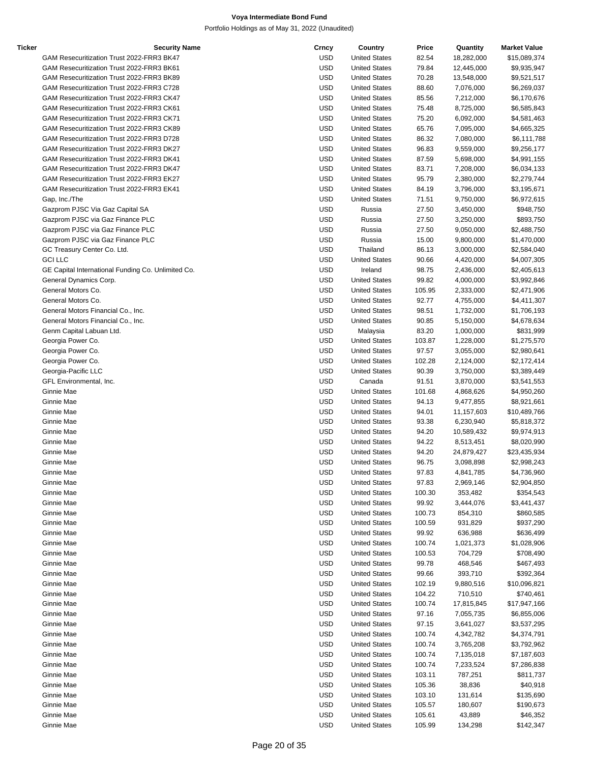**Voya Intermediate Bond Fund**

Portfolio Holdings as of May 31, 2022 (Unaudited)

| Ticker | Security Name | Crncy | Country | Price | Quantity | Market Value |
|---|---|---|---|---|---|---|
| | GAM Resecuritization Trust 2022-FRR3 BK47 | USD | United States | 82.54 | 18,282,000 | $15,089,374 |
| | GAM Resecuritization Trust 2022-FRR3 BK61 | USD | United States | 79.84 | 12,445,000 | $9,935,947 |
| | GAM Resecuritization Trust 2022-FRR3 BK89 | USD | United States | 70.28 | 13,548,000 | $9,521,517 |
| | GAM Resecuritization Trust 2022-FRR3 C728 | USD | United States | 88.60 | 7,076,000 | $6,269,037 |
| | GAM Resecuritization Trust 2022-FRR3 CK47 | USD | United States | 85.56 | 7,212,000 | $6,170,676 |
| | GAM Resecuritization Trust 2022-FRR3 CK61 | USD | United States | 75.48 | 8,725,000 | $6,585,843 |
| | GAM Resecuritization Trust 2022-FRR3 CK71 | USD | United States | 75.20 | 6,092,000 | $4,581,463 |
| | GAM Resecuritization Trust 2022-FRR3 CK89 | USD | United States | 65.76 | 7,095,000 | $4,665,325 |
| | GAM Resecuritization Trust 2022-FRR3 D728 | USD | United States | 86.32 | 7,080,000 | $6,111,788 |
| | GAM Resecuritization Trust 2022-FRR3 DK27 | USD | United States | 96.83 | 9,559,000 | $9,256,177 |
| | GAM Resecuritization Trust 2022-FRR3 DK41 | USD | United States | 87.59 | 5,698,000 | $4,991,155 |
| | GAM Resecuritization Trust 2022-FRR3 DK47 | USD | United States | 83.71 | 7,208,000 | $6,034,133 |
| | GAM Resecuritization Trust 2022-FRR3 EK27 | USD | United States | 95.79 | 2,380,000 | $2,279,744 |
| | GAM Resecuritization Trust 2022-FRR3 EK41 | USD | United States | 84.19 | 3,796,000 | $3,195,671 |
| | Gap, Inc./The | USD | United States | 71.51 | 9,750,000 | $6,972,615 |
| | Gazprom PJSC Via Gaz Capital SA | USD | Russia | 27.50 | 3,450,000 | $948,750 |
| | Gazprom PJSC via Gaz Finance PLC | USD | Russia | 27.50 | 3,250,000 | $893,750 |
| | Gazprom PJSC via Gaz Finance PLC | USD | Russia | 27.50 | 9,050,000 | $2,488,750 |
| | Gazprom PJSC via Gaz Finance PLC | USD | Russia | 15.00 | 9,800,000 | $1,470,000 |
| | GC Treasury Center Co. Ltd. | USD | Thailand | 86.13 | 3,000,000 | $2,584,040 |
| | GCI LLC | USD | United States | 90.66 | 4,420,000 | $4,007,305 |
| | GE Capital International Funding Co. Unlimited Co. | USD | Ireland | 98.75 | 2,436,000 | $2,405,613 |
| | General Dynamics Corp. | USD | United States | 99.82 | 4,000,000 | $3,992,846 |
| | General Motors Co. | USD | United States | 105.95 | 2,333,000 | $2,471,906 |
| | General Motors Co. | USD | United States | 92.77 | 4,755,000 | $4,411,307 |
| | General Motors Financial Co., Inc. | USD | United States | 98.51 | 1,732,000 | $1,706,193 |
| | General Motors Financial Co., Inc. | USD | United States | 90.85 | 5,150,000 | $4,678,634 |
| | Genm Capital Labuan Ltd. | USD | Malaysia | 83.20 | 1,000,000 | $831,999 |
| | Georgia Power Co. | USD | United States | 103.87 | 1,228,000 | $1,275,570 |
| | Georgia Power Co. | USD | United States | 97.57 | 3,055,000 | $2,980,641 |
| | Georgia Power Co. | USD | United States | 102.28 | 2,124,000 | $2,172,414 |
| | Georgia-Pacific LLC | USD | United States | 90.39 | 3,750,000 | $3,389,449 |
| | GFL Environmental, Inc. | USD | Canada | 91.51 | 3,870,000 | $3,541,553 |
| | Ginnie Mae | USD | United States | 101.68 | 4,868,626 | $4,950,260 |
| | Ginnie Mae | USD | United States | 94.13 | 9,477,855 | $8,921,661 |
| | Ginnie Mae | USD | United States | 94.01 | 11,157,603 | $10,489,766 |
| | Ginnie Mae | USD | United States | 93.38 | 6,230,940 | $5,818,372 |
| | Ginnie Mae | USD | United States | 94.20 | 10,589,432 | $9,974,913 |
| | Ginnie Mae | USD | United States | 94.22 | 8,513,451 | $8,020,990 |
| | Ginnie Mae | USD | United States | 94.20 | 24,879,427 | $23,435,934 |
| | Ginnie Mae | USD | United States | 96.75 | 3,098,898 | $2,998,243 |
| | Ginnie Mae | USD | United States | 97.83 | 4,841,785 | $4,736,960 |
| | Ginnie Mae | USD | United States | 97.83 | 2,969,146 | $2,904,850 |
| | Ginnie Mae | USD | United States | 100.30 | 353,482 | $354,543 |
| | Ginnie Mae | USD | United States | 99.92 | 3,444,076 | $3,441,437 |
| | Ginnie Mae | USD | United States | 100.73 | 854,310 | $860,585 |
| | Ginnie Mae | USD | United States | 100.59 | 931,829 | $937,290 |
| | Ginnie Mae | USD | United States | 99.92 | 636,988 | $636,499 |
| | Ginnie Mae | USD | United States | 100.74 | 1,021,373 | $1,028,906 |
| | Ginnie Mae | USD | United States | 100.53 | 704,729 | $708,490 |
| | Ginnie Mae | USD | United States | 99.78 | 468,546 | $467,493 |
| | Ginnie Mae | USD | United States | 99.66 | 393,710 | $392,364 |
| | Ginnie Mae | USD | United States | 102.19 | 9,880,516 | $10,096,821 |
| | Ginnie Mae | USD | United States | 104.22 | 710,510 | $740,461 |
| | Ginnie Mae | USD | United States | 100.74 | 17,815,845 | $17,947,166 |
| | Ginnie Mae | USD | United States | 97.16 | 7,055,735 | $6,855,006 |
| | Ginnie Mae | USD | United States | 97.15 | 3,641,027 | $3,537,295 |
| | Ginnie Mae | USD | United States | 100.74 | 4,342,782 | $4,374,791 |
| | Ginnie Mae | USD | United States | 100.74 | 3,765,208 | $3,792,962 |
| | Ginnie Mae | USD | United States | 100.74 | 7,135,018 | $7,187,603 |
| | Ginnie Mae | USD | United States | 100.74 | 7,233,524 | $7,286,838 |
| | Ginnie Mae | USD | United States | 103.11 | 787,251 | $811,737 |
| | Ginnie Mae | USD | United States | 105.36 | 38,836 | $40,918 |
| | Ginnie Mae | USD | United States | 103.10 | 131,614 | $135,690 |
| | Ginnie Mae | USD | United States | 105.57 | 180,607 | $190,673 |
| | Ginnie Mae | USD | United States | 105.61 | 43,889 | $46,352 |
| | Ginnie Mae | USD | United States | 105.99 | 134,298 | $142,347 |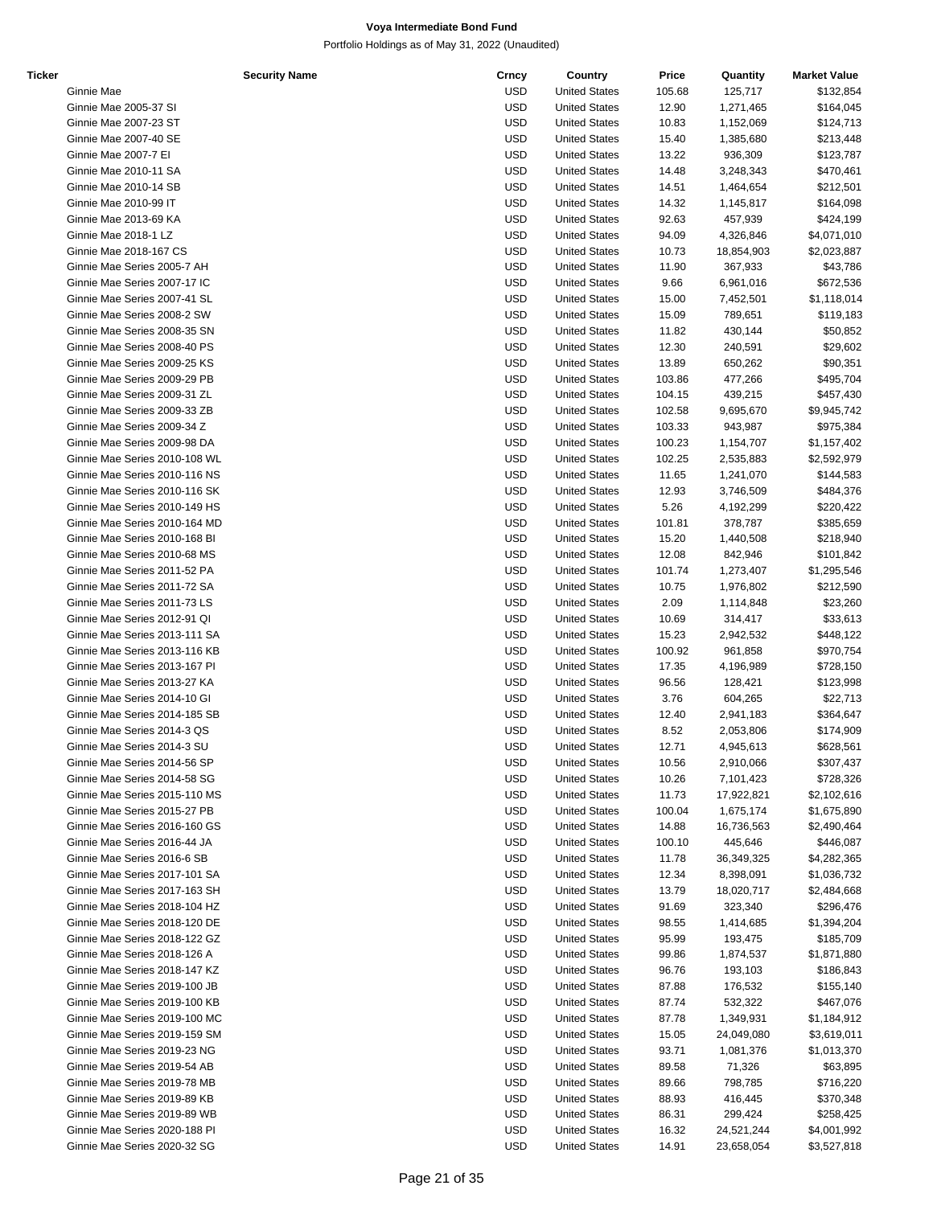# Voya Intermediate Bond Fund

Portfolio Holdings as of May 31, 2022 (Unaudited)

| Ticker | Security Name | Crncy | Country | Price | Quantity | Market Value |
|---|---|---|---|---|---|---|
| | Ginnie Mae | USD | United States | 105.68 | 125,717 | $132,854 |
| | Ginnie Mae 2005-37 SI | USD | United States | 12.90 | 1,271,465 | $164,045 |
| | Ginnie Mae 2007-23 ST | USD | United States | 10.83 | 1,152,069 | $124,713 |
| | Ginnie Mae 2007-40 SE | USD | United States | 15.40 | 1,385,680 | $213,448 |
| | Ginnie Mae 2007-7 EI | USD | United States | 13.22 | 936,309 | $123,787 |
| | Ginnie Mae 2010-11 SA | USD | United States | 14.48 | 3,248,343 | $470,461 |
| | Ginnie Mae 2010-14 SB | USD | United States | 14.51 | 1,464,654 | $212,501 |
| | Ginnie Mae 2010-99 IT | USD | United States | 14.32 | 1,145,817 | $164,098 |
| | Ginnie Mae 2013-69 KA | USD | United States | 92.63 | 457,939 | $424,199 |
| | Ginnie Mae 2018-1 LZ | USD | United States | 94.09 | 4,326,846 | $4,071,010 |
| | Ginnie Mae 2018-167 CS | USD | United States | 10.73 | 18,854,903 | $2,023,887 |
| | Ginnie Mae Series 2005-7 AH | USD | United States | 11.90 | 367,933 | $43,786 |
| | Ginnie Mae Series 2007-17 IC | USD | United States | 9.66 | 6,961,016 | $672,536 |
| | Ginnie Mae Series 2007-41 SL | USD | United States | 15.00 | 7,452,501 | $1,118,014 |
| | Ginnie Mae Series 2008-2 SW | USD | United States | 15.09 | 789,651 | $119,183 |
| | Ginnie Mae Series 2008-35 SN | USD | United States | 11.82 | 430,144 | $50,852 |
| | Ginnie Mae Series 2008-40 PS | USD | United States | 12.30 | 240,591 | $29,602 |
| | Ginnie Mae Series 2009-25 KS | USD | United States | 13.89 | 650,262 | $90,351 |
| | Ginnie Mae Series 2009-29 PB | USD | United States | 103.86 | 477,266 | $495,704 |
| | Ginnie Mae Series 2009-31 ZL | USD | United States | 104.15 | 439,215 | $457,430 |
| | Ginnie Mae Series 2009-33 ZB | USD | United States | 102.58 | 9,695,670 | $9,945,742 |
| | Ginnie Mae Series 2009-34 Z | USD | United States | 103.33 | 943,987 | $975,384 |
| | Ginnie Mae Series 2009-98 DA | USD | United States | 100.23 | 1,154,707 | $1,157,402 |
| | Ginnie Mae Series 2010-108 WL | USD | United States | 102.25 | 2,535,883 | $2,592,979 |
| | Ginnie Mae Series 2010-116 NS | USD | United States | 11.65 | 1,241,070 | $144,583 |
| | Ginnie Mae Series 2010-116 SK | USD | United States | 12.93 | 3,746,509 | $484,376 |
| | Ginnie Mae Series 2010-149 HS | USD | United States | 5.26 | 4,192,299 | $220,422 |
| | Ginnie Mae Series 2010-164 MD | USD | United States | 101.81 | 378,787 | $385,659 |
| | Ginnie Mae Series 2010-168 BI | USD | United States | 15.20 | 1,440,508 | $218,940 |
| | Ginnie Mae Series 2010-68 MS | USD | United States | 12.08 | 842,946 | $101,842 |
| | Ginnie Mae Series 2011-52 PA | USD | United States | 101.74 | 1,273,407 | $1,295,546 |
| | Ginnie Mae Series 2011-72 SA | USD | United States | 10.75 | 1,976,802 | $212,590 |
| | Ginnie Mae Series 2011-73 LS | USD | United States | 2.09 | 1,114,848 | $23,260 |
| | Ginnie Mae Series 2012-91 QI | USD | United States | 10.69 | 314,417 | $33,613 |
| | Ginnie Mae Series 2013-111 SA | USD | United States | 15.23 | 2,942,532 | $448,122 |
| | Ginnie Mae Series 2013-116 KB | USD | United States | 100.92 | 961,858 | $970,754 |
| | Ginnie Mae Series 2013-167 PI | USD | United States | 17.35 | 4,196,989 | $728,150 |
| | Ginnie Mae Series 2013-27 KA | USD | United States | 96.56 | 128,421 | $123,998 |
| | Ginnie Mae Series 2014-10 GI | USD | United States | 3.76 | 604,265 | $22,713 |
| | Ginnie Mae Series 2014-185 SB | USD | United States | 12.40 | 2,941,183 | $364,647 |
| | Ginnie Mae Series 2014-3 QS | USD | United States | 8.52 | 2,053,806 | $174,909 |
| | Ginnie Mae Series 2014-3 SU | USD | United States | 12.71 | 4,945,613 | $628,561 |
| | Ginnie Mae Series 2014-56 SP | USD | United States | 10.56 | 2,910,066 | $307,437 |
| | Ginnie Mae Series 2014-58 SG | USD | United States | 10.26 | 7,101,423 | $728,326 |
| | Ginnie Mae Series 2015-110 MS | USD | United States | 11.73 | 17,922,821 | $2,102,616 |
| | Ginnie Mae Series 2015-27 PB | USD | United States | 100.04 | 1,675,174 | $1,675,890 |
| | Ginnie Mae Series 2016-160 GS | USD | United States | 14.88 | 16,736,563 | $2,490,464 |
| | Ginnie Mae Series 2016-44 JA | USD | United States | 100.10 | 445,646 | $446,087 |
| | Ginnie Mae Series 2016-6 SB | USD | United States | 11.78 | 36,349,325 | $4,282,365 |
| | Ginnie Mae Series 2017-101 SA | USD | United States | 12.34 | 8,398,091 | $1,036,732 |
| | Ginnie Mae Series 2017-163 SH | USD | United States | 13.79 | 18,020,717 | $2,484,668 |
| | Ginnie Mae Series 2018-104 HZ | USD | United States | 91.69 | 323,340 | $296,476 |
| | Ginnie Mae Series 2018-120 DE | USD | United States | 98.55 | 1,414,685 | $1,394,204 |
| | Ginnie Mae Series 2018-122 GZ | USD | United States | 95.99 | 193,475 | $185,709 |
| | Ginnie Mae Series 2018-126 A | USD | United States | 99.86 | 1,874,537 | $1,871,880 |
| | Ginnie Mae Series 2018-147 KZ | USD | United States | 96.76 | 193,103 | $186,843 |
| | Ginnie Mae Series 2019-100 JB | USD | United States | 87.88 | 176,532 | $155,140 |
| | Ginnie Mae Series 2019-100 KB | USD | United States | 87.74 | 532,322 | $467,076 |
| | Ginnie Mae Series 2019-100 MC | USD | United States | 87.78 | 1,349,931 | $1,184,912 |
| | Ginnie Mae Series 2019-159 SM | USD | United States | 15.05 | 24,049,080 | $3,619,011 |
| | Ginnie Mae Series 2019-23 NG | USD | United States | 93.71 | 1,081,376 | $1,013,370 |
| | Ginnie Mae Series 2019-54 AB | USD | United States | 89.58 | 71,326 | $63,895 |
| | Ginnie Mae Series 2019-78 MB | USD | United States | 89.66 | 798,785 | $716,220 |
| | Ginnie Mae Series 2019-89 KB | USD | United States | 88.93 | 416,445 | $370,348 |
| | Ginnie Mae Series 2019-89 WB | USD | United States | 86.31 | 299,424 | $258,425 |
| | Ginnie Mae Series 2020-188 PI | USD | United States | 16.32 | 24,521,244 | $4,001,992 |
| | Ginnie Mae Series 2020-32 SG | USD | United States | 14.91 | 23,658,054 | $3,527,818 |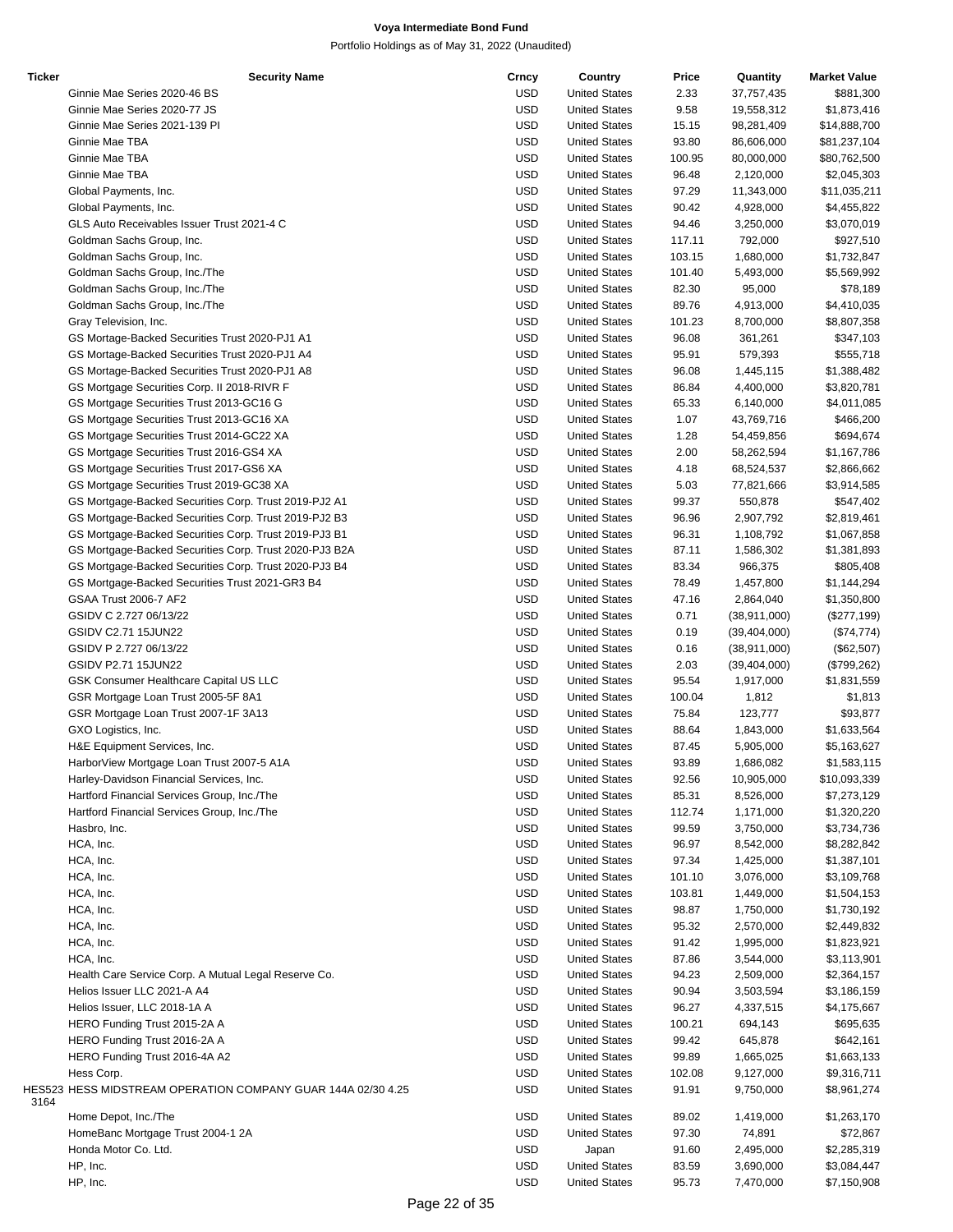# Voya Intermediate Bond Fund

Portfolio Holdings as of May 31, 2022 (Unaudited)

| Ticker | Security Name | Crncy | Country | Price | Quantity | Market Value |
|---|---|---|---|---|---|---|
| | Ginnie Mae Series 2020-46 BS | USD | United States | 2.33 | 37,757,435 | $881,300 |
| | Ginnie Mae Series 2020-77 JS | USD | United States | 9.58 | 19,558,312 | $1,873,416 |
| | Ginnie Mae Series 2021-139 PI | USD | United States | 15.15 | 98,281,409 | $14,888,700 |
| | Ginnie Mae TBA | USD | United States | 93.80 | 86,606,000 | $81,237,104 |
| | Ginnie Mae TBA | USD | United States | 100.95 | 80,000,000 | $80,762,500 |
| | Ginnie Mae TBA | USD | United States | 96.48 | 2,120,000 | $2,045,303 |
| | Global Payments, Inc. | USD | United States | 97.29 | 11,343,000 | $11,035,211 |
| | Global Payments, Inc. | USD | United States | 90.42 | 4,928,000 | $4,455,822 |
| | GLS Auto Receivables Issuer Trust 2021-4 C | USD | United States | 94.46 | 3,250,000 | $3,070,019 |
| | Goldman Sachs Group, Inc. | USD | United States | 117.11 | 792,000 | $927,510 |
| | Goldman Sachs Group, Inc. | USD | United States | 103.15 | 1,680,000 | $1,732,847 |
| | Goldman Sachs Group, Inc./The | USD | United States | 101.40 | 5,493,000 | $5,569,992 |
| | Goldman Sachs Group, Inc./The | USD | United States | 82.30 | 95,000 | $78,189 |
| | Goldman Sachs Group, Inc./The | USD | United States | 89.76 | 4,913,000 | $4,410,035 |
| | Gray Television, Inc. | USD | United States | 101.23 | 8,700,000 | $8,807,358 |
| | GS Mortgage-Backed Securities Trust 2020-PJ1 A1 | USD | United States | 96.08 | 361,261 | $347,103 |
| | GS Mortgage-Backed Securities Trust 2020-PJ1 A4 | USD | United States | 95.91 | 579,393 | $555,718 |
| | GS Mortgage-Backed Securities Trust 2020-PJ1 A8 | USD | United States | 96.08 | 1,445,115 | $1,388,482 |
| | GS Mortgage Securities Corp. II 2018-RIVR F | USD | United States | 86.84 | 4,400,000 | $3,820,781 |
| | GS Mortgage Securities Trust 2013-GC16 G | USD | United States | 65.33 | 6,140,000 | $4,011,085 |
| | GS Mortgage Securities Trust 2013-GC16 XA | USD | United States | 1.07 | 43,769,716 | $466,200 |
| | GS Mortgage Securities Trust 2014-GC22 XA | USD | United States | 1.28 | 54,459,856 | $694,674 |
| | GS Mortgage Securities Trust 2016-GS4 XA | USD | United States | 2.00 | 58,262,594 | $1,167,786 |
| | GS Mortgage Securities Trust 2017-GS6 XA | USD | United States | 4.18 | 68,524,537 | $2,866,662 |
| | GS Mortgage Securities Trust 2019-GC38 XA | USD | United States | 5.03 | 77,821,666 | $3,914,585 |
| | GS Mortgage-Backed Securities Corp. Trust 2019-PJ2 A1 | USD | United States | 99.37 | 550,878 | $547,402 |
| | GS Mortgage-Backed Securities Corp. Trust 2019-PJ2 B3 | USD | United States | 96.96 | 2,907,792 | $2,819,461 |
| | GS Mortgage-Backed Securities Corp. Trust 2019-PJ3 B1 | USD | United States | 96.31 | 1,108,792 | $1,067,858 |
| | GS Mortgage-Backed Securities Corp. Trust 2020-PJ3 B2A | USD | United States | 87.11 | 1,586,302 | $1,381,893 |
| | GS Mortgage-Backed Securities Corp. Trust 2020-PJ3 B4 | USD | United States | 83.34 | 966,375 | $805,408 |
| | GS Mortgage-Backed Securities Trust 2021-GR3 B4 | USD | United States | 78.49 | 1,457,800 | $1,144,294 |
| | GSAA Trust 2006-7 AF2 | USD | United States | 47.16 | 2,864,040 | $1,350,800 |
| | GSIDV C 2.727 06/13/22 | USD | United States | 0.71 | (38,911,000) | ($277,199) |
| | GSIDV C2.71 15JUN22 | USD | United States | 0.19 | (39,404,000) | ($74,774) |
| | GSIDV P 2.727 06/13/22 | USD | United States | 0.16 | (38,911,000) | ($62,507) |
| | GSIDV P2.71 15JUN22 | USD | United States | 2.03 | (39,404,000) | ($799,262) |
| | GSK Consumer Healthcare Capital US LLC | USD | United States | 95.54 | 1,917,000 | $1,831,559 |
| | GSR Mortgage Loan Trust 2005-5F 8A1 | USD | United States | 100.04 | 1,812 | $1,813 |
| | GSR Mortgage Loan Trust 2007-1F 3A13 | USD | United States | 75.84 | 123,777 | $93,877 |
| | GXO Logistics, Inc. | USD | United States | 88.64 | 1,843,000 | $1,633,564 |
| | H&E Equipment Services, Inc. | USD | United States | 87.45 | 5,905,000 | $5,163,627 |
| | HarborView Mortgage Loan Trust 2007-5 A1A | USD | United States | 93.89 | 1,686,082 | $1,583,115 |
| | Harley-Davidson Financial Services, Inc. | USD | United States | 92.56 | 10,905,000 | $10,093,339 |
| | Hartford Financial Services Group, Inc./The | USD | United States | 85.31 | 8,526,000 | $7,273,129 |
| | Hartford Financial Services Group, Inc./The | USD | United States | 112.74 | 1,171,000 | $1,320,220 |
| | Hasbro, Inc. | USD | United States | 99.59 | 3,750,000 | $3,734,736 |
| | HCA, Inc. | USD | United States | 96.97 | 8,542,000 | $8,282,842 |
| | HCA, Inc. | USD | United States | 97.34 | 1,425,000 | $1,387,101 |
| | HCA, Inc. | USD | United States | 101.10 | 3,076,000 | $3,109,768 |
| | HCA, Inc. | USD | United States | 103.81 | 1,449,000 | $1,504,153 |
| | HCA, Inc. | USD | United States | 98.87 | 1,750,000 | $1,730,192 |
| | HCA, Inc. | USD | United States | 95.32 | 2,570,000 | $2,449,832 |
| | HCA, Inc. | USD | United States | 91.42 | 1,995,000 | $1,823,921 |
| | HCA, Inc. | USD | United States | 87.86 | 3,544,000 | $3,113,901 |
| | Health Care Service Corp. A Mutual Legal Reserve Co. | USD | United States | 94.23 | 2,509,000 | $2,364,157 |
| | Helios Issuer LLC 2021-A A4 | USD | United States | 90.94 | 3,503,594 | $3,186,159 |
| | Helios Issuer, LLC 2018-1A A | USD | United States | 96.27 | 4,337,515 | $4,175,667 |
| | HERO Funding Trust 2015-2A A | USD | United States | 100.21 | 694,143 | $695,635 |
| | HERO Funding Trust 2016-2A A | USD | United States | 99.42 | 645,878 | $642,161 |
| | HERO Funding Trust 2016-4A A2 | USD | United States | 99.89 | 1,665,025 | $1,663,133 |
| | Hess Corp. | USD | United States | 102.08 | 9,127,000 | $9,316,711 |
| HES5233164 | HESS MIDSTREAM OPERATION COMPANY GUAR 144A 02/30 4.25 | USD | United States | 91.91 | 9,750,000 | $8,961,274 |
| | Home Depot, Inc./The | USD | United States | 89.02 | 1,419,000 | $1,263,170 |
| | HomeBanc Mortgage Trust 2004-1 2A | USD | United States | 97.30 | 74,891 | $72,867 |
| | Honda Motor Co. Ltd. | USD | Japan | 91.60 | 2,495,000 | $2,285,319 |
| | HP, Inc. | USD | United States | 83.59 | 3,690,000 | $3,084,447 |
| | HP, Inc. | USD | United States | 95.73 | 7,470,000 | $7,150,908 |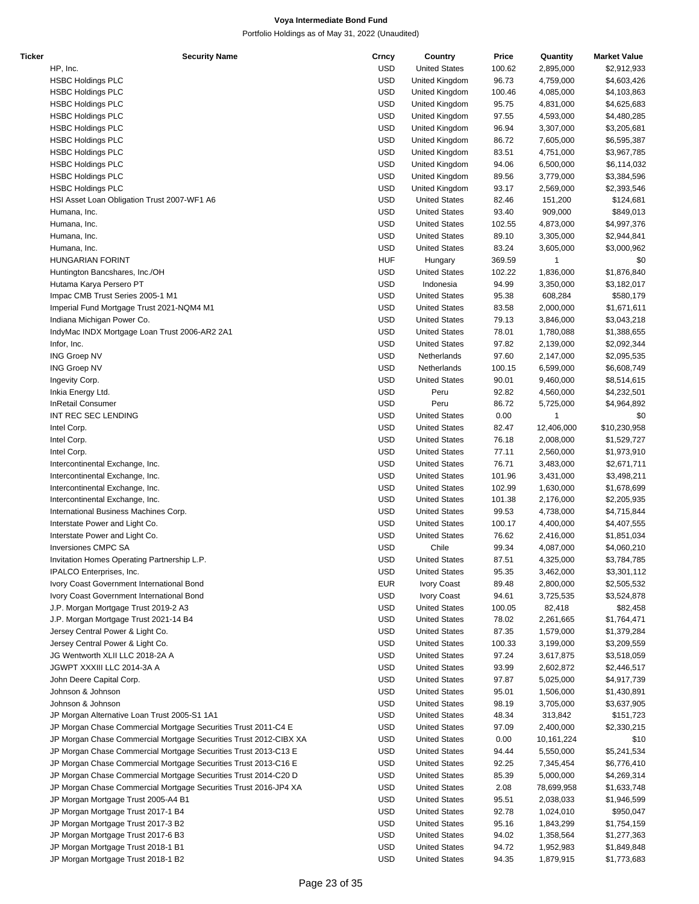# Voya Intermediate Bond Fund

Portfolio Holdings as of May 31, 2022 (Unaudited)

| Ticker | Security Name | Crncy | Country | Price | Quantity | Market Value |
|---|---|---|---|---|---|---|
| | HP, Inc. | USD | United States | 100.62 | 2,895,000 | $2,912,933 |
| | HSBC Holdings PLC | USD | United Kingdom | 96.73 | 4,759,000 | $4,603,426 |
| | HSBC Holdings PLC | USD | United Kingdom | 100.46 | 4,085,000 | $4,103,863 |
| | HSBC Holdings PLC | USD | United Kingdom | 95.75 | 4,831,000 | $4,625,683 |
| | HSBC Holdings PLC | USD | United Kingdom | 97.55 | 4,593,000 | $4,480,285 |
| | HSBC Holdings PLC | USD | United Kingdom | 96.94 | 3,307,000 | $3,205,681 |
| | HSBC Holdings PLC | USD | United Kingdom | 86.72 | 7,605,000 | $6,595,387 |
| | HSBC Holdings PLC | USD | United Kingdom | 83.51 | 4,751,000 | $3,967,785 |
| | HSBC Holdings PLC | USD | United Kingdom | 94.06 | 6,500,000 | $6,114,032 |
| | HSBC Holdings PLC | USD | United Kingdom | 89.56 | 3,779,000 | $3,384,596 |
| | HSBC Holdings PLC | USD | United Kingdom | 93.17 | 2,569,000 | $2,393,546 |
| | HSI Asset Loan Obligation Trust 2007-WF1 A6 | USD | United States | 82.46 | 151,200 | $124,681 |
| | Humana, Inc. | USD | United States | 93.40 | 909,000 | $849,013 |
| | Humana, Inc. | USD | United States | 102.55 | 4,873,000 | $4,997,376 |
| | Humana, Inc. | USD | United States | 89.10 | 3,305,000 | $2,944,841 |
| | Humana, Inc. | USD | United States | 83.24 | 3,605,000 | $3,000,962 |
| | HUNGARIAN FORINT | HUF | Hungary | 369.59 | 1 | $0 |
| | Huntington Bancshares, Inc./OH | USD | United States | 102.22 | 1,836,000 | $1,876,840 |
| | Hutama Karya Persero PT | USD | Indonesia | 94.99 | 3,350,000 | $3,182,017 |
| | Impac CMB Trust Series 2005-1 M1 | USD | United States | 95.38 | 608,284 | $580,179 |
| | Imperial Fund Mortgage Trust 2021-NQM4 M1 | USD | United States | 83.58 | 2,000,000 | $1,671,611 |
| | Indiana Michigan Power Co. | USD | United States | 79.13 | 3,846,000 | $3,043,218 |
| | IndyMac INDX Mortgage Loan Trust 2006-AR2 2A1 | USD | United States | 78.01 | 1,780,088 | $1,388,655 |
| | Infor, Inc. | USD | United States | 97.82 | 2,139,000 | $2,092,344 |
| | ING Groep NV | USD | Netherlands | 97.60 | 2,147,000 | $2,095,535 |
| | ING Groep NV | USD | Netherlands | 100.15 | 6,599,000 | $6,608,749 |
| | Ingevity Corp. | USD | United States | 90.01 | 9,460,000 | $8,514,615 |
| | Inkia Energy Ltd. | USD | Peru | 92.82 | 4,560,000 | $4,232,501 |
| | InRetail Consumer | USD | Peru | 86.72 | 5,725,000 | $4,964,892 |
| | INT REC SEC LENDING | USD | United States | 0.00 | 1 | $0 |
| | Intel Corp. | USD | United States | 82.47 | 12,406,000 | $10,230,958 |
| | Intel Corp. | USD | United States | 76.18 | 2,008,000 | $1,529,727 |
| | Intel Corp. | USD | United States | 77.11 | 2,560,000 | $1,973,910 |
| | Intercontinental Exchange, Inc. | USD | United States | 76.71 | 3,483,000 | $2,671,711 |
| | Intercontinental Exchange, Inc. | USD | United States | 101.96 | 3,431,000 | $3,498,211 |
| | Intercontinental Exchange, Inc. | USD | United States | 102.99 | 1,630,000 | $1,678,699 |
| | Intercontinental Exchange, Inc. | USD | United States | 101.38 | 2,176,000 | $2,205,935 |
| | International Business Machines Corp. | USD | United States | 99.53 | 4,738,000 | $4,715,844 |
| | Interstate Power and Light Co. | USD | United States | 100.17 | 4,400,000 | $4,407,555 |
| | Interstate Power and Light Co. | USD | United States | 76.62 | 2,416,000 | $1,851,034 |
| | Inversiones CMPC SA | USD | Chile | 99.34 | 4,087,000 | $4,060,210 |
| | Invitation Homes Operating Partnership L.P. | USD | United States | 87.51 | 4,325,000 | $3,784,785 |
| | IPALCO Enterprises, Inc. | USD | United States | 95.35 | 3,462,000 | $3,301,112 |
| | Ivory Coast Government International Bond | EUR | Ivory Coast | 89.48 | 2,800,000 | $2,505,532 |
| | Ivory Coast Government International Bond | USD | Ivory Coast | 94.61 | 3,725,535 | $3,524,878 |
| | J.P. Morgan Mortgage Trust 2019-2 A3 | USD | United States | 100.05 | 82,418 | $82,458 |
| | J.P. Morgan Mortgage Trust 2021-14 B4 | USD | United States | 78.02 | 2,261,665 | $1,764,471 |
| | Jersey Central Power & Light Co. | USD | United States | 87.35 | 1,579,000 | $1,379,284 |
| | Jersey Central Power & Light Co. | USD | United States | 100.33 | 3,199,000 | $3,209,559 |
| | JG Wentworth XLII LLC 2018-2A A | USD | United States | 97.24 | 3,617,875 | $3,518,059 |
| | JGWPT XXXIII LLC 2014-3A A | USD | United States | 93.99 | 2,602,872 | $2,446,517 |
| | John Deere Capital Corp. | USD | United States | 97.87 | 5,025,000 | $4,917,739 |
| | Johnson & Johnson | USD | United States | 95.01 | 1,506,000 | $1,430,891 |
| | Johnson & Johnson | USD | United States | 98.19 | 3,705,000 | $3,637,905 |
| | JP Morgan Alternative Loan Trust 2005-S1 1A1 | USD | United States | 48.34 | 313,842 | $151,723 |
| | JP Morgan Chase Commercial Mortgage Securities Trust 2011-C4 E | USD | United States | 97.09 | 2,400,000 | $2,330,215 |
| | JP Morgan Chase Commercial Mortgage Securities Trust 2012-CIBX XA | USD | United States | 0.00 | 10,161,224 | $10 |
| | JP Morgan Chase Commercial Mortgage Securities Trust 2013-C13 E | USD | United States | 94.44 | 5,550,000 | $5,241,534 |
| | JP Morgan Chase Commercial Mortgage Securities Trust 2013-C16 E | USD | United States | 92.25 | 7,345,454 | $6,776,410 |
| | JP Morgan Chase Commercial Mortgage Securities Trust 2014-C20 D | USD | United States | 85.39 | 5,000,000 | $4,269,314 |
| | JP Morgan Chase Commercial Mortgage Securities Trust 2016-JP4 XA | USD | United States | 2.08 | 78,699,958 | $1,633,748 |
| | JP Morgan Mortgage Trust 2005-A4 B1 | USD | United States | 95.51 | 2,038,033 | $1,946,599 |
| | JP Morgan Mortgage Trust 2017-1 B4 | USD | United States | 92.78 | 1,024,010 | $950,047 |
| | JP Morgan Mortgage Trust 2017-3 B2 | USD | United States | 95.16 | 1,843,299 | $1,754,159 |
| | JP Morgan Mortgage Trust 2017-6 B3 | USD | United States | 94.02 | 1,358,564 | $1,277,363 |
| | JP Morgan Mortgage Trust 2018-1 B1 | USD | United States | 94.72 | 1,952,983 | $1,849,848 |
| | JP Morgan Mortgage Trust 2018-1 B2 | USD | United States | 94.35 | 1,879,915 | $1,773,683 |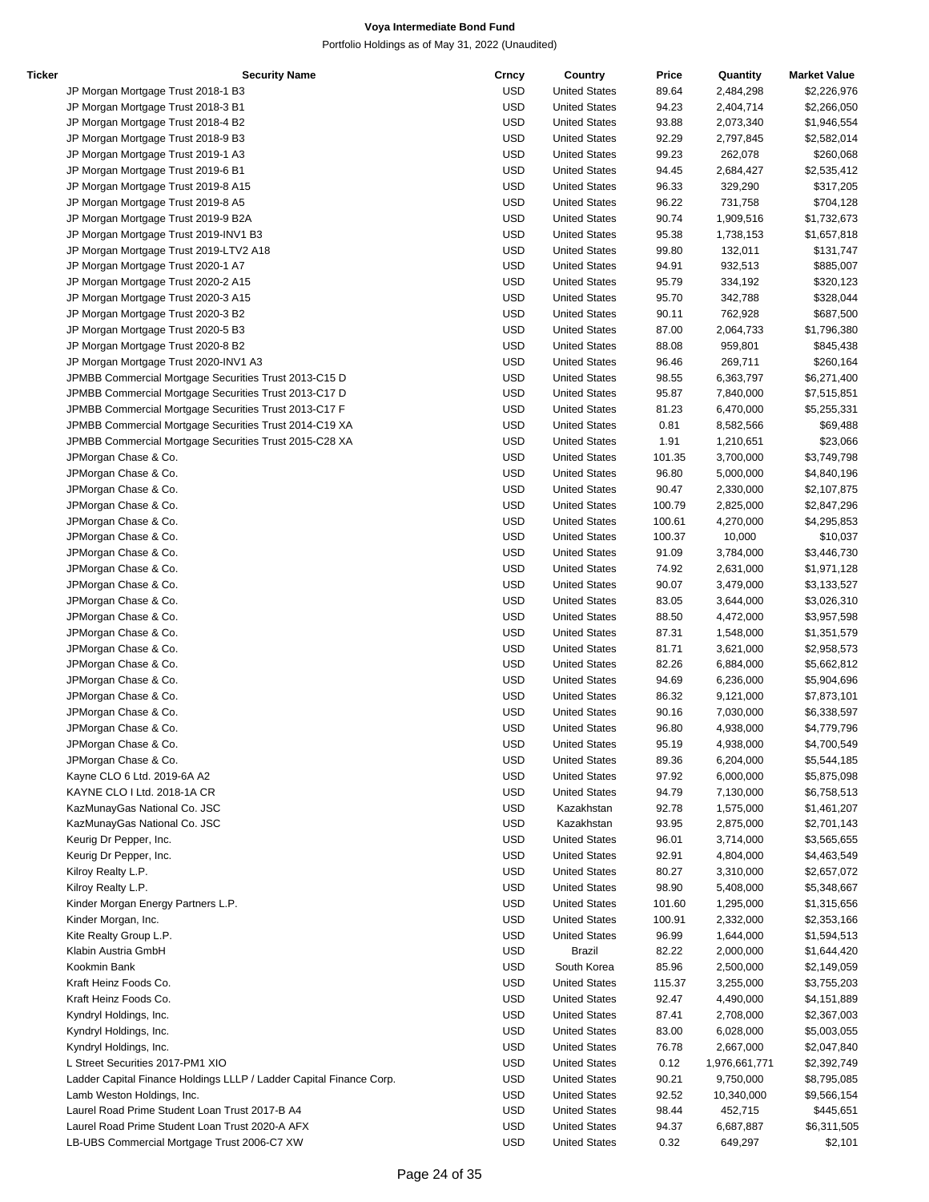**Voya Intermediate Bond Fund**

Portfolio Holdings as of May 31, 2022 (Unaudited)

| Ticker | Security Name | Crncy | Country | Price | Quantity | Market Value |
|---|---|---|---|---|---|---|
| | JP Morgan Mortgage Trust 2018-1 B3 | USD | United States | 89.64 | 2,484,298 | $2,226,976 |
| | JP Morgan Mortgage Trust 2018-3 B1 | USD | United States | 94.23 | 2,404,714 | $2,266,050 |
| | JP Morgan Mortgage Trust 2018-4 B2 | USD | United States | 93.88 | 2,073,340 | $1,946,554 |
| | JP Morgan Mortgage Trust 2018-9 B3 | USD | United States | 92.29 | 2,797,845 | $2,582,014 |
| | JP Morgan Mortgage Trust 2019-1 A3 | USD | United States | 99.23 | 262,078 | $260,068 |
| | JP Morgan Mortgage Trust 2019-6 B1 | USD | United States | 94.45 | 2,684,427 | $2,535,412 |
| | JP Morgan Mortgage Trust 2019-8 A15 | USD | United States | 96.33 | 329,290 | $317,205 |
| | JP Morgan Mortgage Trust 2019-8 A5 | USD | United States | 96.22 | 731,758 | $704,128 |
| | JP Morgan Mortgage Trust 2019-9 B2A | USD | United States | 90.74 | 1,909,516 | $1,732,673 |
| | JP Morgan Mortgage Trust 2019-INV1 B3 | USD | United States | 95.38 | 1,738,153 | $1,657,818 |
| | JP Morgan Mortgage Trust 2019-LTV2 A18 | USD | United States | 99.80 | 132,011 | $131,747 |
| | JP Morgan Mortgage Trust 2020-1 A7 | USD | United States | 94.91 | 932,513 | $885,007 |
| | JP Morgan Mortgage Trust 2020-2 A15 | USD | United States | 95.79 | 334,192 | $320,123 |
| | JP Morgan Mortgage Trust 2020-3 A15 | USD | United States | 95.70 | 342,788 | $328,044 |
| | JP Morgan Mortgage Trust 2020-3 B2 | USD | United States | 90.11 | 762,928 | $687,500 |
| | JP Morgan Mortgage Trust 2020-5 B3 | USD | United States | 87.00 | 2,064,733 | $1,796,380 |
| | JP Morgan Mortgage Trust 2020-8 B2 | USD | United States | 88.08 | 959,801 | $845,438 |
| | JP Morgan Mortgage Trust 2020-INV1 A3 | USD | United States | 96.46 | 269,711 | $260,164 |
| | JPMBB Commercial Mortgage Securities Trust 2013-C15 D | USD | United States | 98.55 | 6,363,797 | $6,271,400 |
| | JPMBB Commercial Mortgage Securities Trust 2013-C17 D | USD | United States | 95.87 | 7,840,000 | $7,515,851 |
| | JPMBB Commercial Mortgage Securities Trust 2013-C17 F | USD | United States | 81.23 | 6,470,000 | $5,255,331 |
| | JPMBB Commercial Mortgage Securities Trust 2014-C19 XA | USD | United States | 0.81 | 8,582,566 | $69,488 |
| | JPMBB Commercial Mortgage Securities Trust 2015-C28 XA | USD | United States | 1.91 | 1,210,651 | $23,066 |
| | JPMorgan Chase & Co. | USD | United States | 101.35 | 3,700,000 | $3,749,798 |
| | JPMorgan Chase & Co. | USD | United States | 96.80 | 5,000,000 | $4,840,196 |
| | JPMorgan Chase & Co. | USD | United States | 90.47 | 2,330,000 | $2,107,875 |
| | JPMorgan Chase & Co. | USD | United States | 100.79 | 2,825,000 | $2,847,296 |
| | JPMorgan Chase & Co. | USD | United States | 100.61 | 4,270,000 | $4,295,853 |
| | JPMorgan Chase & Co. | USD | United States | 100.37 | 10,000 | $10,037 |
| | JPMorgan Chase & Co. | USD | United States | 91.09 | 3,784,000 | $3,446,730 |
| | JPMorgan Chase & Co. | USD | United States | 74.92 | 2,631,000 | $1,971,128 |
| | JPMorgan Chase & Co. | USD | United States | 90.07 | 3,479,000 | $3,133,527 |
| | JPMorgan Chase & Co. | USD | United States | 83.05 | 3,644,000 | $3,026,310 |
| | JPMorgan Chase & Co. | USD | United States | 88.50 | 4,472,000 | $3,957,598 |
| | JPMorgan Chase & Co. | USD | United States | 87.31 | 1,548,000 | $1,351,579 |
| | JPMorgan Chase & Co. | USD | United States | 81.71 | 3,621,000 | $2,958,573 |
| | JPMorgan Chase & Co. | USD | United States | 82.26 | 6,884,000 | $5,662,812 |
| | JPMorgan Chase & Co. | USD | United States | 94.69 | 6,236,000 | $5,904,696 |
| | JPMorgan Chase & Co. | USD | United States | 86.32 | 9,121,000 | $7,873,101 |
| | JPMorgan Chase & Co. | USD | United States | 90.16 | 7,030,000 | $6,338,597 |
| | JPMorgan Chase & Co. | USD | United States | 96.80 | 4,938,000 | $4,779,796 |
| | JPMorgan Chase & Co. | USD | United States | 95.19 | 4,938,000 | $4,700,549 |
| | JPMorgan Chase & Co. | USD | United States | 89.36 | 6,204,000 | $5,544,185 |
| | Kayne CLO 6 Ltd. 2019-6A A2 | USD | United States | 97.92 | 6,000,000 | $5,875,098 |
| | KAYNE CLO I Ltd. 2018-1A CR | USD | United States | 94.79 | 7,130,000 | $6,758,513 |
| | KazMunayGas National Co. JSC | USD | Kazakhstan | 92.78 | 1,575,000 | $1,461,207 |
| | KazMunayGas National Co. JSC | USD | Kazakhstan | 93.95 | 2,875,000 | $2,701,143 |
| | Keurig Dr Pepper, Inc. | USD | United States | 96.01 | 3,714,000 | $3,565,655 |
| | Keurig Dr Pepper, Inc. | USD | United States | 92.91 | 4,804,000 | $4,463,549 |
| | Kilroy Realty L.P. | USD | United States | 80.27 | 3,310,000 | $2,657,072 |
| | Kilroy Realty L.P. | USD | United States | 98.90 | 5,408,000 | $5,348,667 |
| | Kinder Morgan Energy Partners L.P. | USD | United States | 101.60 | 1,295,000 | $1,315,656 |
| | Kinder Morgan, Inc. | USD | United States | 100.91 | 2,332,000 | $2,353,166 |
| | Kite Realty Group L.P. | USD | United States | 96.99 | 1,644,000 | $1,594,513 |
| | Klabin Austria GmbH | USD | Brazil | 82.22 | 2,000,000 | $1,644,420 |
| | Kookmin Bank | USD | South Korea | 85.96 | 2,500,000 | $2,149,059 |
| | Kraft Heinz Foods Co. | USD | United States | 115.37 | 3,255,000 | $3,755,203 |
| | Kraft Heinz Foods Co. | USD | United States | 92.47 | 4,490,000 | $4,151,889 |
| | Kyndryl Holdings, Inc. | USD | United States | 87.41 | 2,708,000 | $2,367,003 |
| | Kyndryl Holdings, Inc. | USD | United States | 83.00 | 6,028,000 | $5,003,055 |
| | Kyndryl Holdings, Inc. | USD | United States | 76.78 | 2,667,000 | $2,047,840 |
| | L Street Securities 2017-PM1 XIO | USD | United States | 0.12 | 1,976,661,771 | $2,392,749 |
| | Ladder Capital Finance Holdings LLLP / Ladder Capital Finance Corp. | USD | United States | 90.21 | 9,750,000 | $8,795,085 |
| | Lamb Weston Holdings, Inc. | USD | United States | 92.52 | 10,340,000 | $9,566,154 |
| | Laurel Road Prime Student Loan Trust 2017-B A4 | USD | United States | 98.44 | 452,715 | $445,651 |
| | Laurel Road Prime Student Loan Trust 2020-A AFX | USD | United States | 94.37 | 6,687,887 | $6,311,505 |
| | LB-UBS Commercial Mortgage Trust 2006-C7 XW | USD | United States | 0.32 | 649,297 | $2,101 |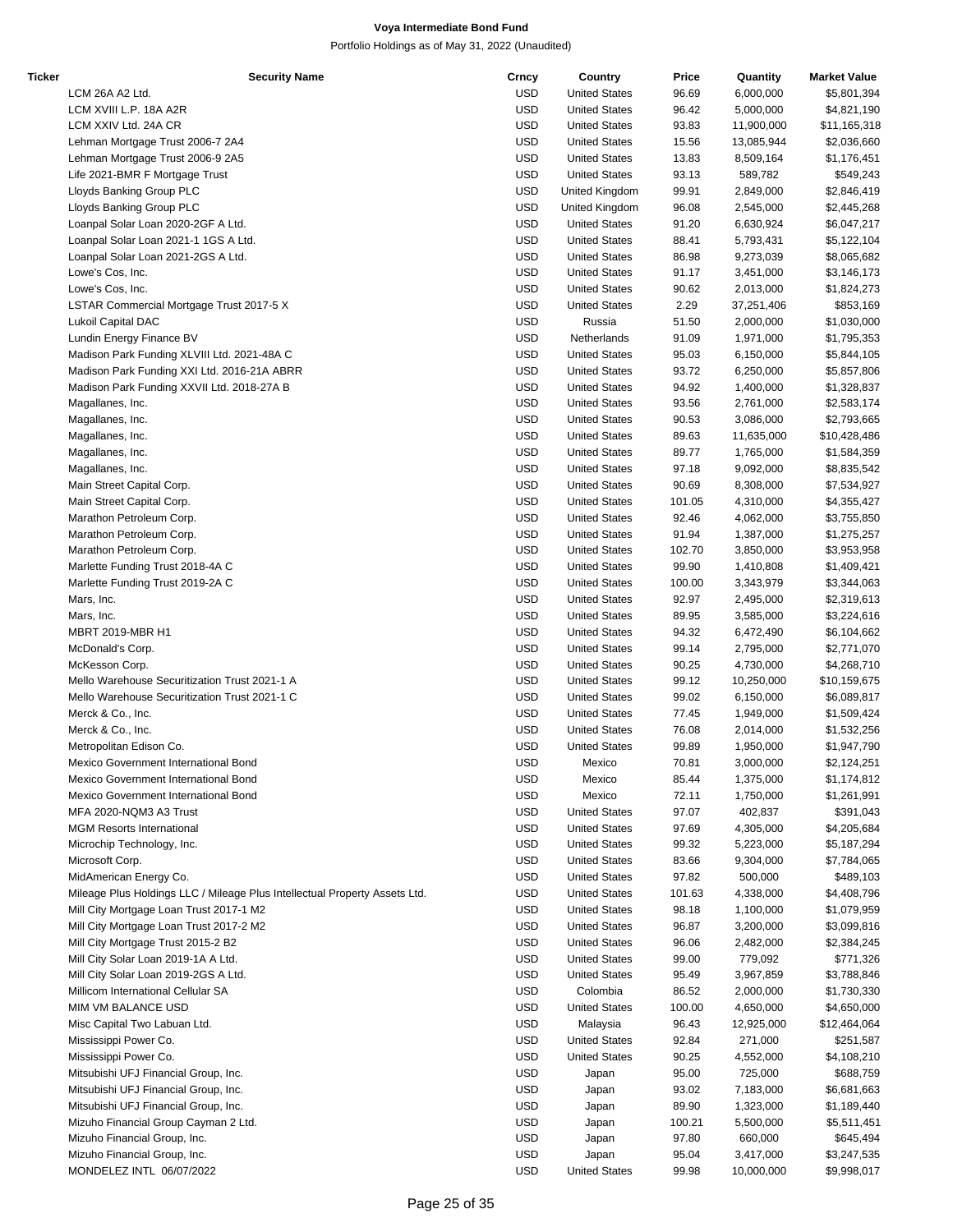# Voya Intermediate Bond Fund

Portfolio Holdings as of May 31, 2022 (Unaudited)

| Ticker | Security Name | Crncy | Country | Price | Quantity | Market Value |
|---|---|---|---|---|---|---|
| | LCM 26A A2 Ltd. | USD | United States | 96.69 | 6,000,000 | $5,801,394 |
| | LCM XVIII L.P. 18A A2R | USD | United States | 96.42 | 5,000,000 | $4,821,190 |
| | LCM XXIV Ltd. 24A CR | USD | United States | 93.83 | 11,900,000 | $11,165,318 |
| | Lehman Mortgage Trust 2006-7 2A4 | USD | United States | 15.56 | 13,085,944 | $2,036,660 |
| | Lehman Mortgage Trust 2006-9 2A5 | USD | United States | 13.83 | 8,509,164 | $1,176,451 |
| | Life 2021-BMR F Mortgage Trust | USD | United States | 93.13 | 589,782 | $549,243 |
| | Lloyds Banking Group PLC | USD | United Kingdom | 99.91 | 2,849,000 | $2,846,419 |
| | Lloyds Banking Group PLC | USD | United Kingdom | 96.08 | 2,545,000 | $2,445,268 |
| | Loanpal Solar Loan 2020-2GF A Ltd. | USD | United States | 91.20 | 6,630,924 | $6,047,217 |
| | Loanpal Solar Loan 2021-1 1GS A Ltd. | USD | United States | 88.41 | 5,793,431 | $5,122,104 |
| | Loanpal Solar Loan 2021-2GS A Ltd. | USD | United States | 86.98 | 9,273,039 | $8,065,682 |
| | Lowe's Cos, Inc. | USD | United States | 91.17 | 3,451,000 | $3,146,173 |
| | Lowe's Cos, Inc. | USD | United States | 90.62 | 2,013,000 | $1,824,273 |
| | LSTAR Commercial Mortgage Trust 2017-5 X | USD | United States | 2.29 | 37,251,406 | $853,169 |
| | Lukoil Capital DAC | USD | Russia | 51.50 | 2,000,000 | $1,030,000 |
| | Lundin Energy Finance BV | USD | Netherlands | 91.09 | 1,971,000 | $1,795,353 |
| | Madison Park Funding XLVIII Ltd. 2021-48A C | USD | United States | 95.03 | 6,150,000 | $5,844,105 |
| | Madison Park Funding XXI Ltd. 2016-21A ABRR | USD | United States | 93.72 | 6,250,000 | $5,857,806 |
| | Madison Park Funding XXVII Ltd. 2018-27A B | USD | United States | 94.92 | 1,400,000 | $1,328,837 |
| | Magallanes, Inc. | USD | United States | 93.56 | 2,761,000 | $2,583,174 |
| | Magallanes, Inc. | USD | United States | 90.53 | 3,086,000 | $2,793,665 |
| | Magallanes, Inc. | USD | United States | 89.63 | 11,635,000 | $10,428,486 |
| | Magallanes, Inc. | USD | United States | 89.77 | 1,765,000 | $1,584,359 |
| | Magallanes, Inc. | USD | United States | 97.18 | 9,092,000 | $8,835,542 |
| | Main Street Capital Corp. | USD | United States | 90.69 | 8,308,000 | $7,534,927 |
| | Main Street Capital Corp. | USD | United States | 101.05 | 4,310,000 | $4,355,427 |
| | Marathon Petroleum Corp. | USD | United States | 92.46 | 4,062,000 | $3,755,850 |
| | Marathon Petroleum Corp. | USD | United States | 91.94 | 1,387,000 | $1,275,257 |
| | Marathon Petroleum Corp. | USD | United States | 102.70 | 3,850,000 | $3,953,958 |
| | Marlette Funding Trust 2018-4A C | USD | United States | 99.90 | 1,410,808 | $1,409,421 |
| | Marlette Funding Trust 2019-2A C | USD | United States | 100.00 | 3,343,979 | $3,344,063 |
| | Mars, Inc. | USD | United States | 92.97 | 2,495,000 | $2,319,613 |
| | Mars, Inc. | USD | United States | 89.95 | 3,585,000 | $3,224,616 |
| | MBRT 2019-MBR H1 | USD | United States | 94.32 | 6,472,490 | $6,104,662 |
| | McDonald's Corp. | USD | United States | 99.14 | 2,795,000 | $2,771,070 |
| | McKesson Corp. | USD | United States | 90.25 | 4,730,000 | $4,268,710 |
| | Mello Warehouse Securitization Trust 2021-1 A | USD | United States | 99.12 | 10,250,000 | $10,159,675 |
| | Mello Warehouse Securitization Trust 2021-1 C | USD | United States | 99.02 | 6,150,000 | $6,089,817 |
| | Merck & Co., Inc. | USD | United States | 77.45 | 1,949,000 | $1,509,424 |
| | Merck & Co., Inc. | USD | United States | 76.08 | 2,014,000 | $1,532,256 |
| | Metropolitan Edison Co. | USD | United States | 99.89 | 1,950,000 | $1,947,790 |
| | Mexico Government International Bond | USD | Mexico | 70.81 | 3,000,000 | $2,124,251 |
| | Mexico Government International Bond | USD | Mexico | 85.44 | 1,375,000 | $1,174,812 |
| | Mexico Government International Bond | USD | Mexico | 72.11 | 1,750,000 | $1,261,991 |
| | MFA 2020-NQM3 A3 Trust | USD | United States | 97.07 | 402,837 | $391,043 |
| | MGM Resorts International | USD | United States | 97.69 | 4,305,000 | $4,205,684 |
| | Microchip Technology, Inc. | USD | United States | 99.32 | 5,223,000 | $5,187,294 |
| | Microsoft Corp. | USD | United States | 83.66 | 9,304,000 | $7,784,065 |
| | MidAmerican Energy Co. | USD | United States | 97.82 | 500,000 | $489,103 |
| | Mileage Plus Holdings LLC / Mileage Plus Intellectual Property Assets Ltd. | USD | United States | 101.63 | 4,338,000 | $4,408,796 |
| | Mill City Mortgage Loan Trust 2017-1 M2 | USD | United States | 98.18 | 1,100,000 | $1,079,959 |
| | Mill City Mortgage Loan Trust 2017-2 M2 | USD | United States | 96.87 | 3,200,000 | $3,099,816 |
| | Mill City Mortgage Trust 2015-2 B2 | USD | United States | 96.06 | 2,482,000 | $2,384,245 |
| | Mill City Solar Loan 2019-1A A Ltd. | USD | United States | 99.00 | 779,092 | $771,326 |
| | Mill City Solar Loan 2019-2GS A Ltd. | USD | United States | 95.49 | 3,967,859 | $3,788,846 |
| | Millicom International Cellular SA | USD | Colombia | 86.52 | 2,000,000 | $1,730,330 |
| | MIM VM BALANCE USD | USD | United States | 100.00 | 4,650,000 | $4,650,000 |
| | Misc Capital Two Labuan Ltd. | USD | Malaysia | 96.43 | 12,925,000 | $12,464,064 |
| | Mississippi Power Co. | USD | United States | 92.84 | 271,000 | $251,587 |
| | Mississippi Power Co. | USD | United States | 90.25 | 4,552,000 | $4,108,210 |
| | Mitsubishi UFJ Financial Group, Inc. | USD | Japan | 95.00 | 725,000 | $688,759 |
| | Mitsubishi UFJ Financial Group, Inc. | USD | Japan | 93.02 | 7,183,000 | $6,681,663 |
| | Mitsubishi UFJ Financial Group, Inc. | USD | Japan | 89.90 | 1,323,000 | $1,189,440 |
| | Mizuho Financial Group Cayman 2 Ltd. | USD | Japan | 100.21 | 5,500,000 | $5,511,451 |
| | Mizuho Financial Group, Inc. | USD | Japan | 97.80 | 660,000 | $645,494 |
| | Mizuho Financial Group, Inc. | USD | Japan | 95.04 | 3,417,000 | $3,247,535 |
| | MONDELEZ INTL 06/07/2022 | USD | United States | 99.98 | 10,000,000 | $9,998,017 |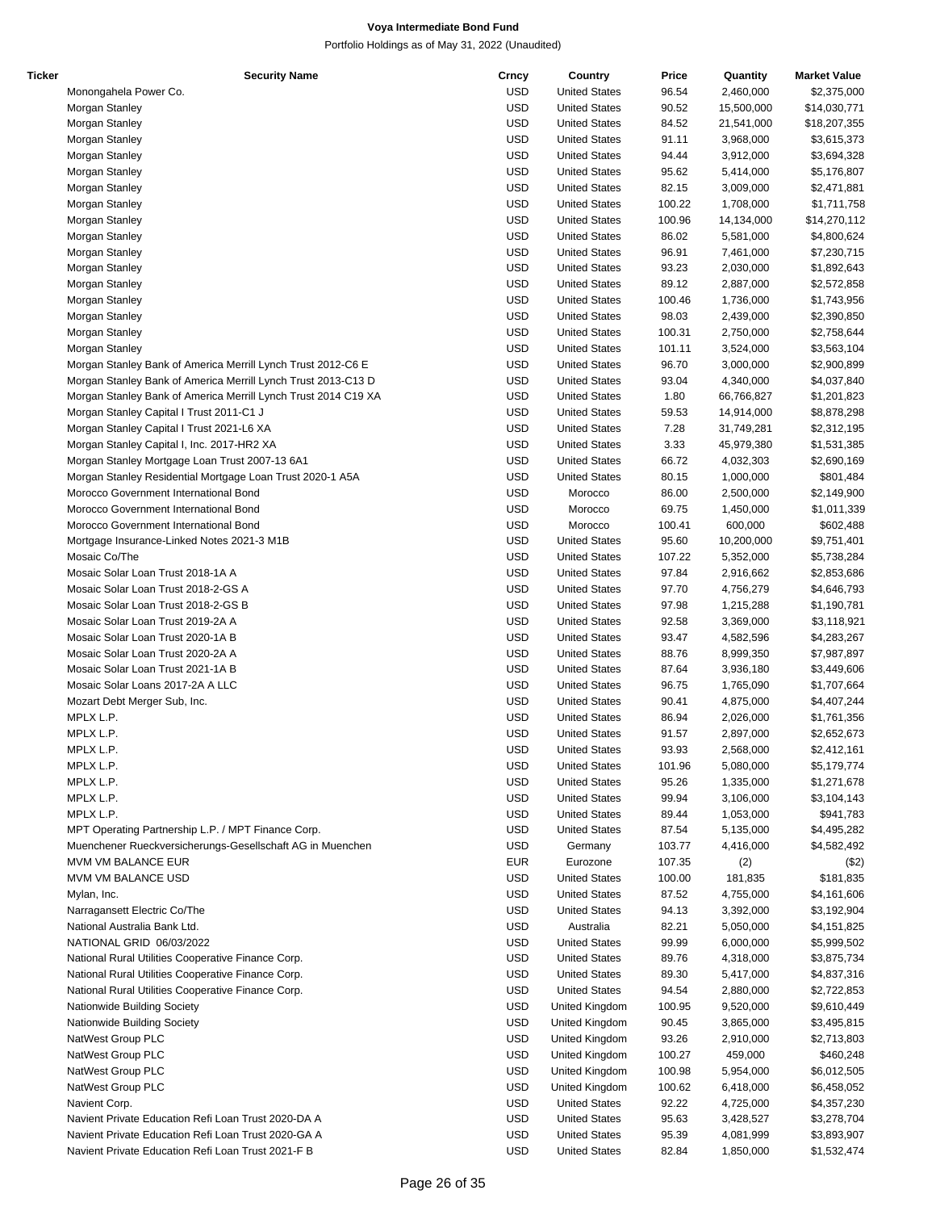| Ticker | Security Name | Crncy | Country | Price | Quantity | Market Value |
|---|---|---|---|---|---|---|
| | Monongahela Power Co. | USD | United States | 96.54 | 2,460,000 | $2,375,000 |
| | Morgan Stanley | USD | United States | 90.52 | 15,500,000 | $14,030,771 |
| | Morgan Stanley | USD | United States | 84.52 | 21,541,000 | $18,207,355 |
| | Morgan Stanley | USD | United States | 91.11 | 3,968,000 | $3,615,373 |
| | Morgan Stanley | USD | United States | 94.44 | 3,912,000 | $3,694,328 |
| | Morgan Stanley | USD | United States | 95.62 | 5,414,000 | $5,176,807 |
| | Morgan Stanley | USD | United States | 82.15 | 3,009,000 | $2,471,881 |
| | Morgan Stanley | USD | United States | 100.22 | 1,708,000 | $1,711,758 |
| | Morgan Stanley | USD | United States | 100.96 | 14,134,000 | $14,270,112 |
| | Morgan Stanley | USD | United States | 86.02 | 5,581,000 | $4,800,624 |
| | Morgan Stanley | USD | United States | 96.91 | 7,461,000 | $7,230,715 |
| | Morgan Stanley | USD | United States | 93.23 | 2,030,000 | $1,892,643 |
| | Morgan Stanley | USD | United States | 89.12 | 2,887,000 | $2,572,858 |
| | Morgan Stanley | USD | United States | 100.46 | 1,736,000 | $1,743,956 |
| | Morgan Stanley | USD | United States | 98.03 | 2,439,000 | $2,390,850 |
| | Morgan Stanley | USD | United States | 100.31 | 2,750,000 | $2,758,644 |
| | Morgan Stanley | USD | United States | 101.11 | 3,524,000 | $3,563,104 |
| | Morgan Stanley Bank of America Merrill Lynch Trust 2012-C6 E | USD | United States | 96.70 | 3,000,000 | $2,900,899 |
| | Morgan Stanley Bank of America Merrill Lynch Trust 2013-C13 D | USD | United States | 93.04 | 4,340,000 | $4,037,840 |
| | Morgan Stanley Bank of America Merrill Lynch Trust 2014 C19 XA | USD | United States | 1.80 | 66,766,827 | $1,201,823 |
| | Morgan Stanley Capital I Trust 2011-C1 J | USD | United States | 59.53 | 14,914,000 | $8,878,298 |
| | Morgan Stanley Capital I Trust 2021-L6 XA | USD | United States | 7.28 | 31,749,281 | $2,312,195 |
| | Morgan Stanley Capital I, Inc. 2017-HR2 XA | USD | United States | 3.33 | 45,979,380 | $1,531,385 |
| | Morgan Stanley Mortgage Loan Trust 2007-13 6A1 | USD | United States | 66.72 | 4,032,303 | $2,690,169 |
| | Morgan Stanley Residential Mortgage Loan Trust 2020-1 A5A | USD | United States | 80.15 | 1,000,000 | $801,484 |
| | Morocco Government International Bond | USD | Morocco | 86.00 | 2,500,000 | $2,149,900 |
| | Morocco Government International Bond | USD | Morocco | 69.75 | 1,450,000 | $1,011,339 |
| | Morocco Government International Bond | USD | Morocco | 100.41 | 600,000 | $602,488 |
| | Mortgage Insurance-Linked Notes 2021-3 M1B | USD | United States | 95.60 | 10,200,000 | $9,751,401 |
| | Mosaic Co/The | USD | United States | 107.22 | 5,352,000 | $5,738,284 |
| | Mosaic Solar Loan Trust 2018-1A A | USD | United States | 97.84 | 2,916,662 | $2,853,686 |
| | Mosaic Solar Loan Trust 2018-2-GS A | USD | United States | 97.70 | 4,756,279 | $4,646,793 |
| | Mosaic Solar Loan Trust 2018-2-GS B | USD | United States | 97.98 | 1,215,288 | $1,190,781 |
| | Mosaic Solar Loan Trust 2019-2A A | USD | United States | 92.58 | 3,369,000 | $3,118,921 |
| | Mosaic Solar Loan Trust 2020-1A B | USD | United States | 93.47 | 4,582,596 | $4,283,267 |
| | Mosaic Solar Loan Trust 2020-2A A | USD | United States | 88.76 | 8,999,350 | $7,987,897 |
| | Mosaic Solar Loan Trust 2021-1A B | USD | United States | 87.64 | 3,936,180 | $3,449,606 |
| | Mosaic Solar Loans 2017-2A A LLC | USD | United States | 96.75 | 1,765,090 | $1,707,664 |
| | Mozart Debt Merger Sub, Inc. | USD | United States | 90.41 | 4,875,000 | $4,407,244 |
| | MPLX L.P. | USD | United States | 86.94 | 2,026,000 | $1,761,356 |
| | MPLX L.P. | USD | United States | 91.57 | 2,897,000 | $2,652,673 |
| | MPLX L.P. | USD | United States | 93.93 | 2,568,000 | $2,412,161 |
| | MPLX L.P. | USD | United States | 101.96 | 5,080,000 | $5,179,774 |
| | MPLX L.P. | USD | United States | 95.26 | 1,335,000 | $1,271,678 |
| | MPLX L.P. | USD | United States | 99.94 | 3,106,000 | $3,104,143 |
| | MPLX L.P. | USD | United States | 89.44 | 1,053,000 | $941,783 |
| | MPT Operating Partnership L.P. / MPT Finance Corp. | USD | United States | 87.54 | 5,135,000 | $4,495,282 |
| | Muenchener Rueckversicherungs-Gesellschaft AG in Muenchen | USD | Germany | 103.77 | 4,416,000 | $4,582,492 |
| | MVM VM BALANCE EUR | EUR | Eurozone | 107.35 | (2) | ($2) |
| | MVM VM BALANCE USD | USD | United States | 100.00 | 181,835 | $181,835 |
| | Mylan, Inc. | USD | United States | 87.52 | 4,755,000 | $4,161,606 |
| | Narragansett Electric Co/The | USD | United States | 94.13 | 3,392,000 | $3,192,904 |
| | National Australia Bank Ltd. | USD | Australia | 82.21 | 5,050,000 | $4,151,825 |
| | NATIONAL GRID 06/03/2022 | USD | United States | 99.99 | 6,000,000 | $5,999,502 |
| | National Rural Utilities Cooperative Finance Corp. | USD | United States | 89.76 | 4,318,000 | $3,875,734 |
| | National Rural Utilities Cooperative Finance Corp. | USD | United States | 89.30 | 5,417,000 | $4,837,316 |
| | National Rural Utilities Cooperative Finance Corp. | USD | United States | 94.54 | 2,880,000 | $2,722,853 |
| | Nationwide Building Society | USD | United Kingdom | 100.95 | 9,520,000 | $9,610,449 |
| | Nationwide Building Society | USD | United Kingdom | 90.45 | 3,865,000 | $3,495,815 |
| | NatWest Group PLC | USD | United Kingdom | 93.26 | 2,910,000 | $2,713,803 |
| | NatWest Group PLC | USD | United Kingdom | 100.27 | 459,000 | $460,248 |
| | NatWest Group PLC | USD | United Kingdom | 100.98 | 5,954,000 | $6,012,505 |
| | NatWest Group PLC | USD | United Kingdom | 100.62 | 6,418,000 | $6,458,052 |
| | Navient Corp. | USD | United States | 92.22 | 4,725,000 | $4,357,230 |
| | Navient Private Education Refi Loan Trust 2020-DA A | USD | United States | 95.63 | 3,428,527 | $3,278,704 |
| | Navient Private Education Refi Loan Trust 2020-GA A | USD | United States | 95.39 | 4,081,999 | $3,893,907 |
| | Navient Private Education Refi Loan Trust 2021-F B | USD | United States | 82.84 | 1,850,000 | $1,532,474 |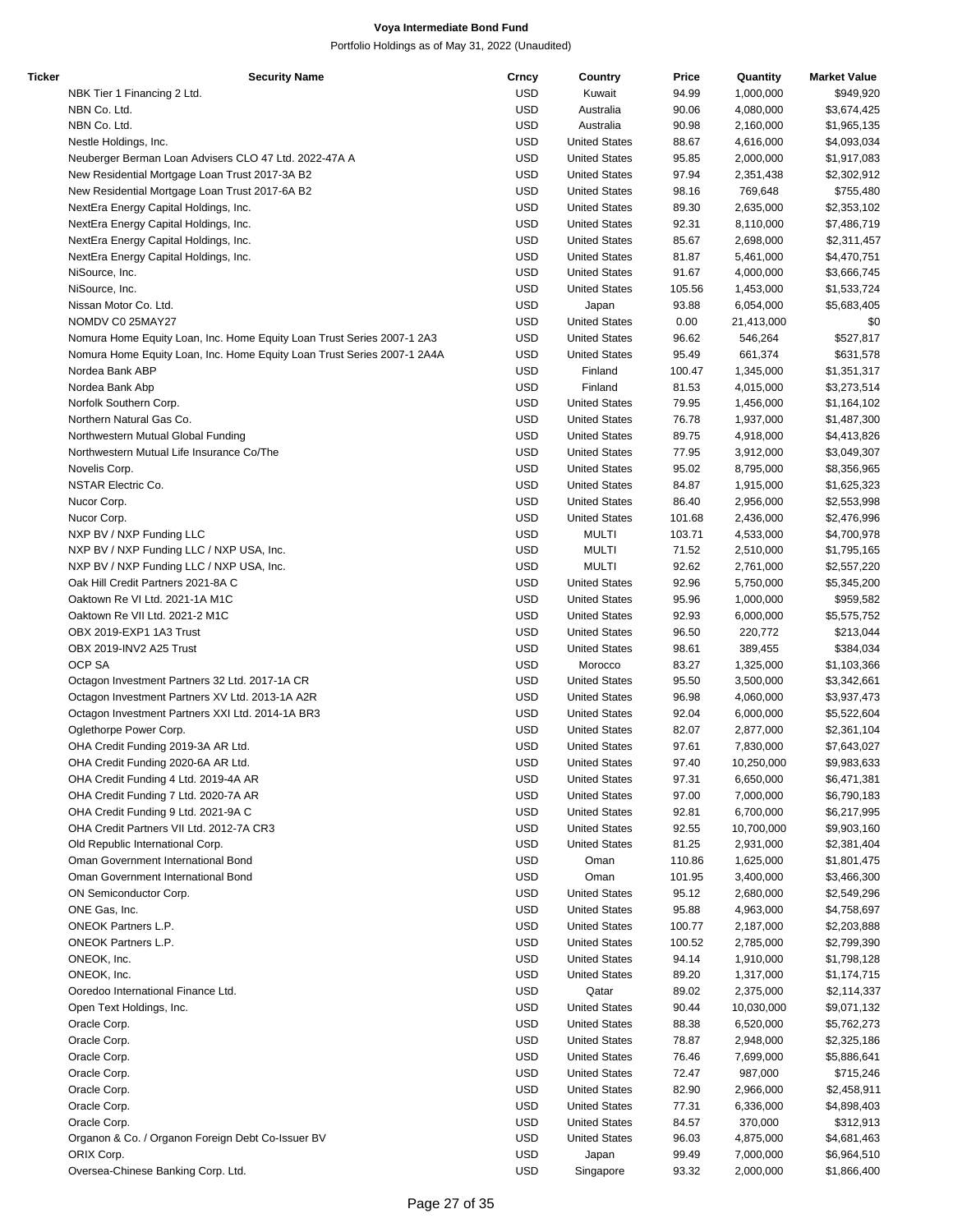# Voya Intermediate Bond Fund

Portfolio Holdings as of May 31, 2022 (Unaudited)

| Ticker | Security Name | Crncy | Country | Price | Quantity | Market Value |
|---|---|---|---|---|---|---|
| | NBK Tier 1 Financing 2 Ltd. | USD | Kuwait | 94.99 | 1,000,000 | $949,920 |
| | NBN Co. Ltd. | USD | Australia | 90.06 | 4,080,000 | $3,674,425 |
| | NBN Co. Ltd. | USD | Australia | 90.98 | 2,160,000 | $1,965,135 |
| | Nestle Holdings, Inc. | USD | United States | 88.67 | 4,616,000 | $4,093,034 |
| | Neuberger Berman Loan Advisers CLO 47 Ltd. 2022-47A A | USD | United States | 95.85 | 2,000,000 | $1,917,083 |
| | New Residential Mortgage Loan Trust 2017-3A B2 | USD | United States | 97.94 | 2,351,438 | $2,302,912 |
| | New Residential Mortgage Loan Trust 2017-6A B2 | USD | United States | 98.16 | 769,648 | $755,480 |
| | NextEra Energy Capital Holdings, Inc. | USD | United States | 89.30 | 2,635,000 | $2,353,102 |
| | NextEra Energy Capital Holdings, Inc. | USD | United States | 92.31 | 8,110,000 | $7,486,719 |
| | NextEra Energy Capital Holdings, Inc. | USD | United States | 85.67 | 2,698,000 | $2,311,457 |
| | NextEra Energy Capital Holdings, Inc. | USD | United States | 81.87 | 5,461,000 | $4,470,751 |
| | NiSource, Inc. | USD | United States | 91.67 | 4,000,000 | $3,666,745 |
| | NiSource, Inc. | USD | United States | 105.56 | 1,453,000 | $1,533,724 |
| | Nissan Motor Co. Ltd. | USD | Japan | 93.88 | 6,054,000 | $5,683,405 |
| | NOMDV C0 25MAY27 | USD | United States | 0.00 | 21,413,000 | $0 |
| | Nomura Home Equity Loan, Inc. Home Equity Loan Trust Series 2007-1 2A3 | USD | United States | 96.62 | 546,264 | $527,817 |
| | Nomura Home Equity Loan, Inc. Home Equity Loan Trust Series 2007-1 2A4A | USD | United States | 95.49 | 661,374 | $631,578 |
| | Nordea Bank ABP | USD | Finland | 100.47 | 1,345,000 | $1,351,317 |
| | Nordea Bank Abp | USD | Finland | 81.53 | 4,015,000 | $3,273,514 |
| | Norfolk Southern Corp. | USD | United States | 79.95 | 1,456,000 | $1,164,102 |
| | Northern Natural Gas Co. | USD | United States | 76.78 | 1,937,000 | $1,487,300 |
| | Northwestern Mutual Global Funding | USD | United States | 89.75 | 4,918,000 | $4,413,826 |
| | Northwestern Mutual Life Insurance Co/The | USD | United States | 77.95 | 3,912,000 | $3,049,307 |
| | Novelis Corp. | USD | United States | 95.02 | 8,795,000 | $8,356,965 |
| | NSTAR Electric Co. | USD | United States | 84.87 | 1,915,000 | $1,625,323 |
| | Nucor Corp. | USD | United States | 86.40 | 2,956,000 | $2,553,998 |
| | Nucor Corp. | USD | United States | 101.68 | 2,436,000 | $2,476,996 |
| | NXP BV / NXP Funding LLC | USD | MULTI | 103.71 | 4,533,000 | $4,700,978 |
| | NXP BV / NXP Funding LLC / NXP USA, Inc. | USD | MULTI | 71.52 | 2,510,000 | $1,795,165 |
| | NXP BV / NXP Funding LLC / NXP USA, Inc. | USD | MULTI | 92.62 | 2,761,000 | $2,557,220 |
| | Oak Hill Credit Partners 2021-8A C | USD | United States | 92.96 | 5,750,000 | $5,345,200 |
| | Oaktown Re VI Ltd. 2021-1A M1C | USD | United States | 95.96 | 1,000,000 | $959,582 |
| | Oaktown Re VII Ltd. 2021-2 M1C | USD | United States | 92.93 | 6,000,000 | $5,575,752 |
| | OBX 2019-EXP1 1A3 Trust | USD | United States | 96.50 | 220,772 | $213,044 |
| | OBX 2019-INV2 A25 Trust | USD | United States | 98.61 | 389,455 | $384,034 |
| | OCP SA | USD | Morocco | 83.27 | 1,325,000 | $1,103,366 |
| | Octagon Investment Partners 32 Ltd. 2017-1A CR | USD | United States | 95.50 | 3,500,000 | $3,342,661 |
| | Octagon Investment Partners XV Ltd. 2013-1A A2R | USD | United States | 96.98 | 4,060,000 | $3,937,473 |
| | Octagon Investment Partners XXI Ltd. 2014-1A BR3 | USD | United States | 92.04 | 6,000,000 | $5,522,604 |
| | Oglethorpe Power Corp. | USD | United States | 82.07 | 2,877,000 | $2,361,104 |
| | OHA Credit Funding 2019-3A AR Ltd. | USD | United States | 97.61 | 7,830,000 | $7,643,027 |
| | OHA Credit Funding 2020-6A AR Ltd. | USD | United States | 97.40 | 10,250,000 | $9,983,633 |
| | OHA Credit Funding 4 Ltd. 2019-4A AR | USD | United States | 97.31 | 6,650,000 | $6,471,381 |
| | OHA Credit Funding 7 Ltd. 2020-7A AR | USD | United States | 97.00 | 7,000,000 | $6,790,183 |
| | OHA Credit Funding 9 Ltd. 2021-9A C | USD | United States | 92.81 | 6,700,000 | $6,217,995 |
| | OHA Credit Partners VII Ltd. 2012-7A CR3 | USD | United States | 92.55 | 10,700,000 | $9,903,160 |
| | Old Republic International Corp. | USD | United States | 81.25 | 2,931,000 | $2,381,404 |
| | Oman Government International Bond | USD | Oman | 110.86 | 1,625,000 | $1,801,475 |
| | Oman Government International Bond | USD | Oman | 101.95 | 3,400,000 | $3,466,300 |
| | ON Semiconductor Corp. | USD | United States | 95.12 | 2,680,000 | $2,549,296 |
| | ONE Gas, Inc. | USD | United States | 95.88 | 4,963,000 | $4,758,697 |
| | ONEOK Partners L.P. | USD | United States | 100.77 | 2,187,000 | $2,203,888 |
| | ONEOK Partners L.P. | USD | United States | 100.52 | 2,785,000 | $2,799,390 |
| | ONEOK, Inc. | USD | United States | 94.14 | 1,910,000 | $1,798,128 |
| | ONEOK, Inc. | USD | United States | 89.20 | 1,317,000 | $1,174,715 |
| | Ooredoo International Finance Ltd. | USD | Qatar | 89.02 | 2,375,000 | $2,114,337 |
| | Open Text Holdings, Inc. | USD | United States | 90.44 | 10,030,000 | $9,071,132 |
| | Oracle Corp. | USD | United States | 88.38 | 6,520,000 | $5,762,273 |
| | Oracle Corp. | USD | United States | 78.87 | 2,948,000 | $2,325,186 |
| | Oracle Corp. | USD | United States | 76.46 | 7,699,000 | $5,886,641 |
| | Oracle Corp. | USD | United States | 72.47 | 987,000 | $715,246 |
| | Oracle Corp. | USD | United States | 82.90 | 2,966,000 | $2,458,911 |
| | Oracle Corp. | USD | United States | 77.31 | 6,336,000 | $4,898,403 |
| | Oracle Corp. | USD | United States | 84.57 | 370,000 | $312,913 |
| | Organon & Co. / Organon Foreign Debt Co-Issuer BV | USD | United States | 96.03 | 4,875,000 | $4,681,463 |
| | ORIX Corp. | USD | Japan | 99.49 | 7,000,000 | $6,964,510 |
| | Oversea-Chinese Banking Corp. Ltd. | USD | Singapore | 93.32 | 2,000,000 | $1,866,400 |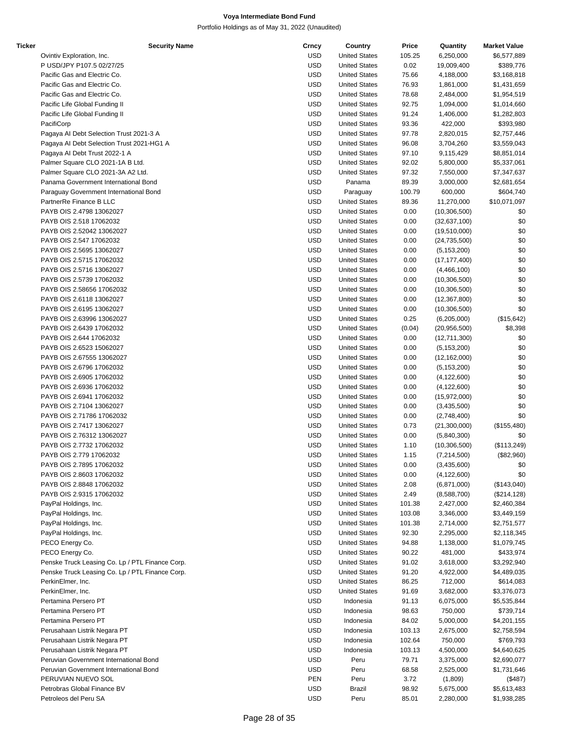# Voya Intermediate Bond Fund

Portfolio Holdings as of May 31, 2022 (Unaudited)

| Ticker | Security Name | Crncy | Country | Price | Quantity | Market Value |
|---|---|---|---|---|---|---|
| | Ovintiv Exploration, Inc. | USD | United States | 105.25 | 6,250,000 | $6,577,889 |
| | P USD/JPY P107.5 02/27/25 | USD | United States | 0.02 | 19,009,400 | $389,776 |
| | Pacific Gas and Electric Co. | USD | United States | 75.66 | 4,188,000 | $3,168,818 |
| | Pacific Gas and Electric Co. | USD | United States | 76.93 | 1,861,000 | $1,431,659 |
| | Pacific Gas and Electric Co. | USD | United States | 78.68 | 2,484,000 | $1,954,519 |
| | Pacific Life Global Funding II | USD | United States | 92.75 | 1,094,000 | $1,014,660 |
| | Pacific Life Global Funding II | USD | United States | 91.24 | 1,406,000 | $1,282,803 |
| | PacifiCorp | USD | United States | 93.36 | 422,000 | $393,980 |
| | Pagaya AI Debt Selection Trust 2021-3 A | USD | United States | 97.78 | 2,820,015 | $2,757,446 |
| | Pagaya AI Debt Selection Trust 2021-HG1 A | USD | United States | 96.08 | 3,704,260 | $3,559,043 |
| | Pagaya AI Debt Trust 2022-1 A | USD | United States | 97.10 | 9,115,429 | $8,851,014 |
| | Palmer Square CLO 2021-1A B Ltd. | USD | United States | 92.02 | 5,800,000 | $5,337,061 |
| | Palmer Square CLO 2021-3A A2 Ltd. | USD | United States | 97.32 | 7,550,000 | $7,347,637 |
| | Panama Government International Bond | USD | Panama | 89.39 | 3,000,000 | $2,681,654 |
| | Paraguay Government International Bond | USD | Paraguay | 100.79 | 600,000 | $604,740 |
| | PartnerRe Finance B LLC | USD | United States | 89.36 | 11,270,000 | $10,071,097 |
| | PAYB OIS 2.4798 13062027 | USD | United States | 0.00 | (10,306,500) | $0 |
| | PAYB OIS 2.518 17062032 | USD | United States | 0.00 | (32,637,100) | $0 |
| | PAYB OIS 2.52042 13062027 | USD | United States | 0.00 | (19,510,000) | $0 |
| | PAYB OIS 2.547 17062032 | USD | United States | 0.00 | (24,735,500) | $0 |
| | PAYB OIS 2.5695 13062027 | USD | United States | 0.00 | (5,153,200) | $0 |
| | PAYB OIS 2.5715 17062032 | USD | United States | 0.00 | (17,177,400) | $0 |
| | PAYB OIS 2.5716 13062027 | USD | United States | 0.00 | (4,466,100) | $0 |
| | PAYB OIS 2.5739 17062032 | USD | United States | 0.00 | (10,306,500) | $0 |
| | PAYB OIS 2.58656 17062032 | USD | United States | 0.00 | (10,306,500) | $0 |
| | PAYB OIS 2.6118 13062027 | USD | United States | 0.00 | (12,367,800) | $0 |
| | PAYB OIS 2.6195 13062027 | USD | United States | 0.00 | (10,306,500) | $0 |
| | PAYB OIS 2.63996 13062027 | USD | United States | 0.25 | (6,205,000) | ($15,642) |
| | PAYB OIS 2.6439 17062032 | USD | United States | (0.04) | (20,956,500) | $8,398 |
| | PAYB OIS 2.644 17062032 | USD | United States | 0.00 | (12,711,300) | $0 |
| | PAYB OIS 2.6523 15062027 | USD | United States | 0.00 | (5,153,200) | $0 |
| | PAYB OIS 2.67555 13062027 | USD | United States | 0.00 | (12,162,000) | $0 |
| | PAYB OIS 2.6796 17062032 | USD | United States | 0.00 | (5,153,200) | $0 |
| | PAYB OIS 2.6905 17062032 | USD | United States | 0.00 | (4,122,600) | $0 |
| | PAYB OIS 2.6936 17062032 | USD | United States | 0.00 | (4,122,600) | $0 |
| | PAYB OIS 2.6941 17062032 | USD | United States | 0.00 | (15,972,000) | $0 |
| | PAYB OIS 2.7104 13062027 | USD | United States | 0.00 | (3,435,500) | $0 |
| | PAYB OIS 2.71786 17062032 | USD | United States | 0.00 | (2,748,400) | $0 |
| | PAYB OIS 2.7417 13062027 | USD | United States | 0.73 | (21,300,000) | ($155,480) |
| | PAYB OIS 2.76312 13062027 | USD | United States | 0.00 | (5,840,300) | $0 |
| | PAYB OIS 2.7732 17062032 | USD | United States | 1.10 | (10,306,500) | ($113,249) |
| | PAYB OIS 2.779 17062032 | USD | United States | 1.15 | (7,214,500) | ($82,960) |
| | PAYB OIS 2.7895 17062032 | USD | United States | 0.00 | (3,435,600) | $0 |
| | PAYB OIS 2.8603 17062032 | USD | United States | 0.00 | (4,122,600) | $0 |
| | PAYB OIS 2.8848 17062032 | USD | United States | 2.08 | (6,871,000) | ($143,040) |
| | PAYB OIS 2.9315 17062032 | USD | United States | 2.49 | (8,588,700) | ($214,128) |
| | PayPal Holdings, Inc. | USD | United States | 101.38 | 2,427,000 | $2,460,384 |
| | PayPal Holdings, Inc. | USD | United States | 103.08 | 3,346,000 | $3,449,159 |
| | PayPal Holdings, Inc. | USD | United States | 101.38 | 2,714,000 | $2,751,577 |
| | PayPal Holdings, Inc. | USD | United States | 92.30 | 2,295,000 | $2,118,345 |
| | PECO Energy Co. | USD | United States | 94.88 | 1,138,000 | $1,079,745 |
| | PECO Energy Co. | USD | United States | 90.22 | 481,000 | $433,974 |
| | Penske Truck Leasing Co. Lp / PTL Finance Corp. | USD | United States | 91.02 | 3,618,000 | $3,292,940 |
| | Penske Truck Leasing Co. Lp / PTL Finance Corp. | USD | United States | 91.20 | 4,922,000 | $4,489,035 |
| | PerkinElmer, Inc. | USD | United States | 86.25 | 712,000 | $614,083 |
| | PerkinElmer, Inc. | USD | United States | 91.69 | 3,682,000 | $3,376,073 |
| | Pertamina Persero PT | USD | Indonesia | 91.13 | 6,075,000 | $5,535,844 |
| | Pertamina Persero PT | USD | Indonesia | 98.63 | 750,000 | $739,714 |
| | Pertamina Persero PT | USD | Indonesia | 84.02 | 5,000,000 | $4,201,155 |
| | Perusahaan Listrik Negara PT | USD | Indonesia | 103.13 | 2,675,000 | $2,758,594 |
| | Perusahaan Listrik Negara PT | USD | Indonesia | 102.64 | 750,000 | $769,793 |
| | Perusahaan Listrik Negara PT | USD | Indonesia | 103.13 | 4,500,000 | $4,640,625 |
| | Peruvian Government International Bond | USD | Peru | 79.71 | 3,375,000 | $2,690,077 |
| | Peruvian Government International Bond | USD | Peru | 68.58 | 2,525,000 | $1,731,646 |
| | PERUVIAN NUEVO SOL | PEN | Peru | 3.72 | (1,809) | ($487) |
| | Petrobras Global Finance BV | USD | Brazil | 98.92 | 5,675,000 | $5,613,483 |
| | Petroleos del Peru SA | USD | Peru | 85.01 | 2,280,000 | $1,938,285 |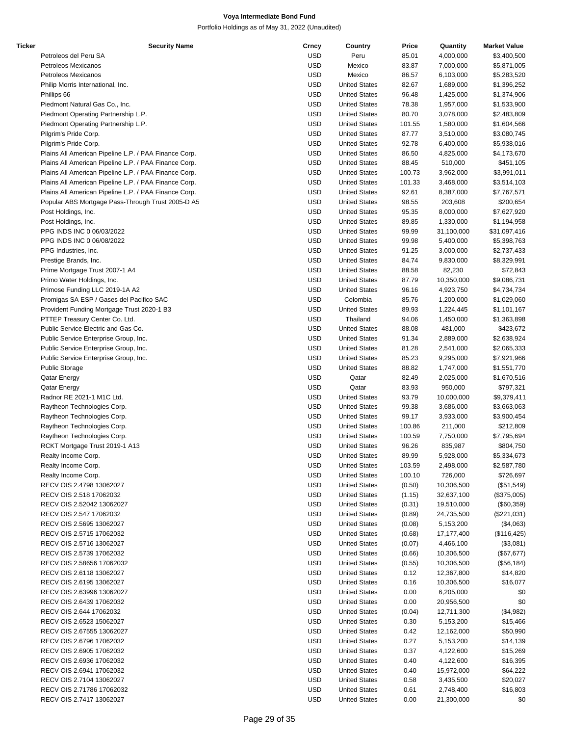# Voya Intermediate Bond Fund

Portfolio Holdings as of May 31, 2022 (Unaudited)

| Ticker | Security Name | Crncy | Country | Price | Quantity | Market Value |
|---|---|---|---|---|---|---|
| | Petroleos del Peru SA | USD | Peru | 85.01 | 4,000,000 | $3,400,500 |
| | Petroleos Mexicanos | USD | Mexico | 83.87 | 7,000,000 | $5,871,005 |
| | Petroleos Mexicanos | USD | Mexico | 86.57 | 6,103,000 | $5,283,520 |
| | Philip Morris International, Inc. | USD | United States | 82.67 | 1,689,000 | $1,396,252 |
| | Phillips 66 | USD | United States | 96.48 | 1,425,000 | $1,374,906 |
| | Piedmont Natural Gas Co., Inc. | USD | United States | 78.38 | 1,957,000 | $1,533,900 |
| | Piedmont Operating Partnership L.P. | USD | United States | 80.70 | 3,078,000 | $2,483,809 |
| | Piedmont Operating Partnership L.P. | USD | United States | 101.55 | 1,580,000 | $1,604,566 |
| | Pilgrim's Pride Corp. | USD | United States | 87.77 | 3,510,000 | $3,080,745 |
| | Pilgrim's Pride Corp. | USD | United States | 92.78 | 6,400,000 | $5,938,016 |
| | Plains All American Pipeline L.P. / PAA Finance Corp. | USD | United States | 86.50 | 4,825,000 | $4,173,670 |
| | Plains All American Pipeline L.P. / PAA Finance Corp. | USD | United States | 88.45 | 510,000 | $451,105 |
| | Plains All American Pipeline L.P. / PAA Finance Corp. | USD | United States | 100.73 | 3,962,000 | $3,991,011 |
| | Plains All American Pipeline L.P. / PAA Finance Corp. | USD | United States | 101.33 | 3,468,000 | $3,514,103 |
| | Plains All American Pipeline L.P. / PAA Finance Corp. | USD | United States | 92.61 | 8,387,000 | $7,767,571 |
| | Popular ABS Mortgage Pass-Through Trust 2005-D A5 | USD | United States | 98.55 | 203,608 | $200,654 |
| | Post Holdings, Inc. | USD | United States | 95.35 | 8,000,000 | $7,627,920 |
| | Post Holdings, Inc. | USD | United States | 89.85 | 1,330,000 | $1,194,958 |
| | PPG INDS INC 0 06/03/2022 | USD | United States | 99.99 | 31,100,000 | $31,097,416 |
| | PPG INDS INC 0 06/08/2022 | USD | United States | 99.98 | 5,400,000 | $5,398,763 |
| | PPG Industries, Inc. | USD | United States | 91.25 | 3,000,000 | $2,737,433 |
| | Prestige Brands, Inc. | USD | United States | 84.74 | 9,830,000 | $8,329,991 |
| | Prime Mortgage Trust 2007-1 A4 | USD | United States | 88.58 | 82,230 | $72,843 |
| | Primo Water Holdings, Inc. | USD | United States | 87.79 | 10,350,000 | $9,086,731 |
| | Primose Funding LLC 2019-1A A2 | USD | United States | 96.16 | 4,923,750 | $4,734,734 |
| | Promigas SA ESP / Gases del Pacifico SAC | USD | Colombia | 85.76 | 1,200,000 | $1,029,060 |
| | Provident Funding Mortgage Trust 2020-1 B3 | USD | United States | 89.93 | 1,224,445 | $1,101,167 |
| | PTTEP Treasury Center Co. Ltd. | USD | Thailand | 94.06 | 1,450,000 | $1,363,898 |
| | Public Service Electric and Gas Co. | USD | United States | 88.08 | 481,000 | $423,672 |
| | Public Service Enterprise Group, Inc. | USD | United States | 91.34 | 2,889,000 | $2,638,924 |
| | Public Service Enterprise Group, Inc. | USD | United States | 81.28 | 2,541,000 | $2,065,333 |
| | Public Service Enterprise Group, Inc. | USD | United States | 85.23 | 9,295,000 | $7,921,966 |
| | Public Storage | USD | United States | 88.82 | 1,747,000 | $1,551,770 |
| | Qatar Energy | USD | Qatar | 82.49 | 2,025,000 | $1,670,516 |
| | Qatar Energy | USD | Qatar | 83.93 | 950,000 | $797,321 |
| | Radnor RE 2021-1 M1C Ltd. | USD | United States | 93.79 | 10,000,000 | $9,379,411 |
| | Raytheon Technologies Corp. | USD | United States | 99.38 | 3,686,000 | $3,663,063 |
| | Raytheon Technologies Corp. | USD | United States | 99.17 | 3,933,000 | $3,900,454 |
| | Raytheon Technologies Corp. | USD | United States | 100.86 | 211,000 | $212,809 |
| | Raytheon Technologies Corp. | USD | United States | 100.59 | 7,750,000 | $7,795,694 |
| | RCKT Mortgage Trust 2019-1 A13 | USD | United States | 96.26 | 835,987 | $804,750 |
| | Realty Income Corp. | USD | United States | 89.99 | 5,928,000 | $5,334,673 |
| | Realty Income Corp. | USD | United States | 103.59 | 2,498,000 | $2,587,780 |
| | Realty Income Corp. | USD | United States | 100.10 | 726,000 | $726,697 |
| | RECV OIS 2.4798 13062027 | USD | United States | (0.50) | 10,306,500 | ($51,549) |
| | RECV OIS 2.518 17062032 | USD | United States | (1.15) | 32,637,100 | ($375,005) |
| | RECV OIS 2.52042 13062027 | USD | United States | (0.31) | 19,510,000 | ($60,359) |
| | RECV OIS 2.547 17062032 | USD | United States | (0.89) | 24,735,500 | ($221,031) |
| | RECV OIS 2.5695 13062027 | USD | United States | (0.08) | 5,153,200 | ($4,063) |
| | RECV OIS 2.5715 17062032 | USD | United States | (0.68) | 17,177,400 | ($116,425) |
| | RECV OIS 2.5716 13062027 | USD | United States | (0.07) | 4,466,100 | ($3,081) |
| | RECV OIS 2.5739 17062032 | USD | United States | (0.66) | 10,306,500 | ($67,677) |
| | RECV OIS 2.58656 17062032 | USD | United States | (0.55) | 10,306,500 | ($56,184) |
| | RECV OIS 2.6118 13062027 | USD | United States | 0.12 | 12,367,800 | $14,820 |
| | RECV OIS 2.6195 13062027 | USD | United States | 0.16 | 10,306,500 | $16,077 |
| | RECV OIS 2.63996 13062027 | USD | United States | 0.00 | 6,205,000 | $0 |
| | RECV OIS 2.6439 17062032 | USD | United States | 0.00 | 20,956,500 | $0 |
| | RECV OIS 2.644 17062032 | USD | United States | (0.04) | 12,711,300 | ($4,982) |
| | RECV OIS 2.6523 15062027 | USD | United States | 0.30 | 5,153,200 | $15,466 |
| | RECV OIS 2.67555 13062027 | USD | United States | 0.42 | 12,162,000 | $50,990 |
| | RECV OIS 2.6796 17062032 | USD | United States | 0.27 | 5,153,200 | $14,139 |
| | RECV OIS 2.6905 17062032 | USD | United States | 0.37 | 4,122,600 | $15,269 |
| | RECV OIS 2.6936 17062032 | USD | United States | 0.40 | 4,122,600 | $16,395 |
| | RECV OIS 2.6941 17062032 | USD | United States | 0.40 | 15,972,000 | $64,222 |
| | RECV OIS 2.7104 13062027 | USD | United States | 0.58 | 3,435,500 | $20,027 |
| | RECV OIS 2.71786 17062032 | USD | United States | 0.61 | 2,748,400 | $16,803 |
| | RECV OIS 2.7417 13062027 | USD | United States | 0.00 | 21,300,000 | $0 |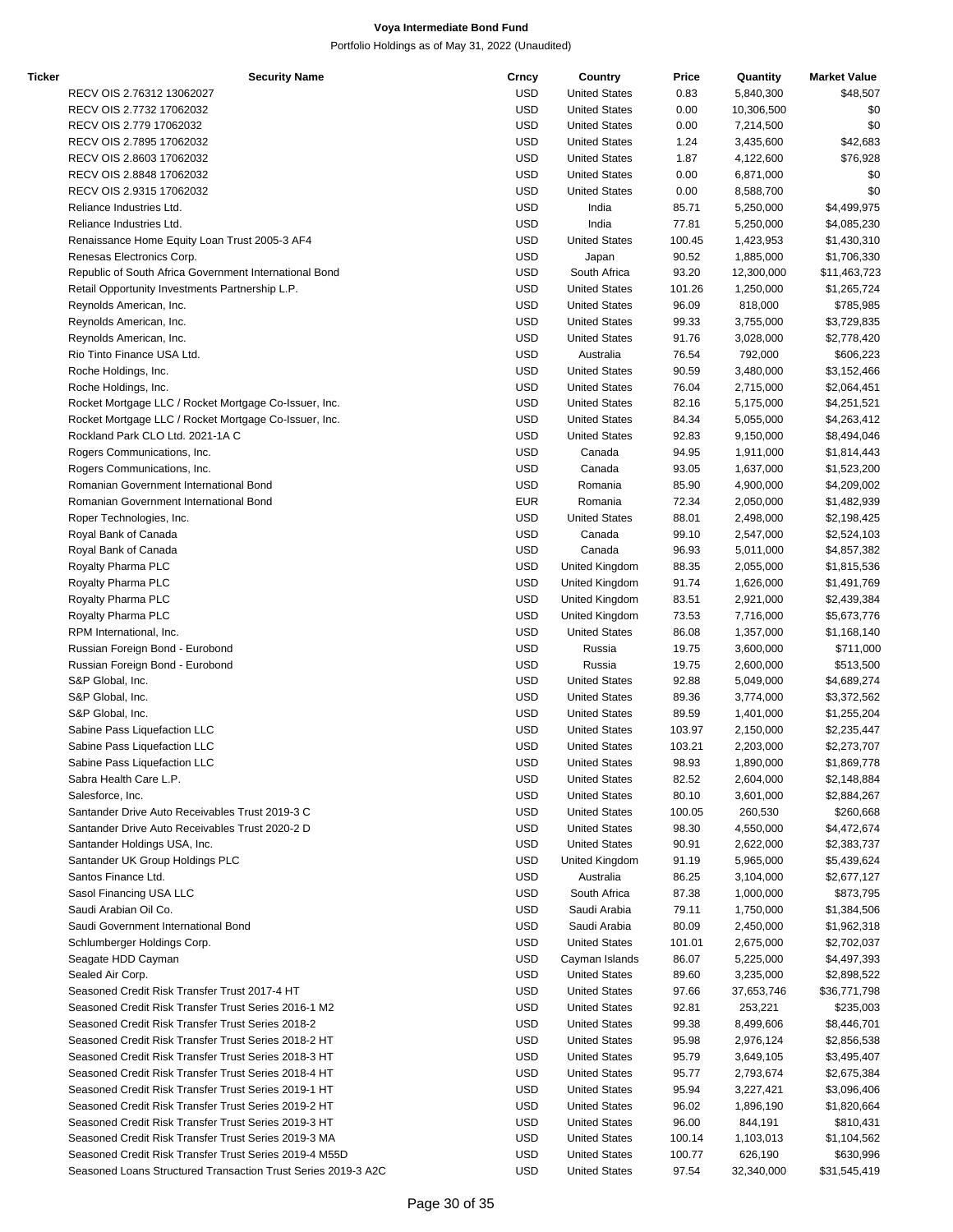**Voya Intermediate Bond Fund**

Portfolio Holdings as of May 31, 2022 (Unaudited)

| Ticker | Security Name | Crncy | Country | Price | Quantity | Market Value |
|---|---|---|---|---|---|---|
| | RECV OIS 2.76312 13062027 | USD | United States | 0.83 | 5,840,300 | $48,507 |
| | RECV OIS 2.7732 17062032 | USD | United States | 0.00 | 10,306,500 | $0 |
| | RECV OIS 2.779 17062032 | USD | United States | 0.00 | 7,214,500 | $0 |
| | RECV OIS 2.7895 17062032 | USD | United States | 1.24 | 3,435,600 | $42,683 |
| | RECV OIS 2.8603 17062032 | USD | United States | 1.87 | 4,122,600 | $76,928 |
| | RECV OIS 2.8848 17062032 | USD | United States | 0.00 | 6,871,000 | $0 |
| | RECV OIS 2.9315 17062032 | USD | United States | 0.00 | 8,588,700 | $0 |
| | Reliance Industries Ltd. | USD | India | 85.71 | 5,250,000 | $4,499,975 |
| | Reliance Industries Ltd. | USD | India | 77.81 | 5,250,000 | $4,085,230 |
| | Renaissance Home Equity Loan Trust 2005-3 AF4 | USD | United States | 100.45 | 1,423,953 | $1,430,310 |
| | Renesas Electronics Corp. | USD | Japan | 90.52 | 1,885,000 | $1,706,330 |
| | Republic of South Africa Government International Bond | USD | South Africa | 93.20 | 12,300,000 | $11,463,723 |
| | Retail Opportunity Investments Partnership L.P. | USD | United States | 101.26 | 1,250,000 | $1,265,724 |
| | Reynolds American, Inc. | USD | United States | 96.09 | 818,000 | $785,985 |
| | Reynolds American, Inc. | USD | United States | 99.33 | 3,755,000 | $3,729,835 |
| | Reynolds American, Inc. | USD | United States | 91.76 | 3,028,000 | $2,778,420 |
| | Rio Tinto Finance USA Ltd. | USD | Australia | 76.54 | 792,000 | $606,223 |
| | Roche Holdings, Inc. | USD | United States | 90.59 | 3,480,000 | $3,152,466 |
| | Roche Holdings, Inc. | USD | United States | 76.04 | 2,715,000 | $2,064,451 |
| | Rocket Mortgage LLC / Rocket Mortgage Co-Issuer, Inc. | USD | United States | 82.16 | 5,175,000 | $4,251,521 |
| | Rocket Mortgage LLC / Rocket Mortgage Co-Issuer, Inc. | USD | United States | 84.34 | 5,055,000 | $4,263,412 |
| | Rockland Park CLO Ltd. 2021-1A C | USD | United States | 92.83 | 9,150,000 | $8,494,046 |
| | Rogers Communications, Inc. | USD | Canada | 94.95 | 1,911,000 | $1,814,443 |
| | Rogers Communications, Inc. | USD | Canada | 93.05 | 1,637,000 | $1,523,200 |
| | Romanian Government International Bond | USD | Romania | 85.90 | 4,900,000 | $4,209,002 |
| | Romanian Government International Bond | EUR | Romania | 72.34 | 2,050,000 | $1,482,939 |
| | Roper Technologies, Inc. | USD | United States | 88.01 | 2,498,000 | $2,198,425 |
| | Royal Bank of Canada | USD | Canada | 99.10 | 2,547,000 | $2,524,103 |
| | Royal Bank of Canada | USD | Canada | 96.93 | 5,011,000 | $4,857,382 |
| | Royalty Pharma PLC | USD | United Kingdom | 88.35 | 2,055,000 | $1,815,536 |
| | Royalty Pharma PLC | USD | United Kingdom | 91.74 | 1,626,000 | $1,491,769 |
| | Royalty Pharma PLC | USD | United Kingdom | 83.51 | 2,921,000 | $2,439,384 |
| | Royalty Pharma PLC | USD | United Kingdom | 73.53 | 7,716,000 | $5,673,776 |
| | RPM International, Inc. | USD | United States | 86.08 | 1,357,000 | $1,168,140 |
| | Russian Foreign Bond - Eurobond | USD | Russia | 19.75 | 3,600,000 | $711,000 |
| | Russian Foreign Bond - Eurobond | USD | Russia | 19.75 | 2,600,000 | $513,500 |
| | S&P Global, Inc. | USD | United States | 92.88 | 5,049,000 | $4,689,274 |
| | S&P Global, Inc. | USD | United States | 89.36 | 3,774,000 | $3,372,562 |
| | S&P Global, Inc. | USD | United States | 89.59 | 1,401,000 | $1,255,204 |
| | Sabine Pass Liquefaction LLC | USD | United States | 103.97 | 2,150,000 | $2,235,447 |
| | Sabine Pass Liquefaction LLC | USD | United States | 103.21 | 2,203,000 | $2,273,707 |
| | Sabine Pass Liquefaction LLC | USD | United States | 98.93 | 1,890,000 | $1,869,778 |
| | Sabra Health Care L.P. | USD | United States | 82.52 | 2,604,000 | $2,148,884 |
| | Salesforce, Inc. | USD | United States | 80.10 | 3,601,000 | $2,884,267 |
| | Santander Drive Auto Receivables Trust 2019-3 C | USD | United States | 100.05 | 260,530 | $260,668 |
| | Santander Drive Auto Receivables Trust 2020-2 D | USD | United States | 98.30 | 4,550,000 | $4,472,674 |
| | Santander Holdings USA, Inc. | USD | United States | 90.91 | 2,622,000 | $2,383,737 |
| | Santander UK Group Holdings PLC | USD | United Kingdom | 91.19 | 5,965,000 | $5,439,624 |
| | Santos Finance Ltd. | USD | Australia | 86.25 | 3,104,000 | $2,677,127 |
| | Sasol Financing USA LLC | USD | South Africa | 87.38 | 1,000,000 | $873,795 |
| | Saudi Arabian Oil Co. | USD | Saudi Arabia | 79.11 | 1,750,000 | $1,384,506 |
| | Saudi Government International Bond | USD | Saudi Arabia | 80.09 | 2,450,000 | $1,962,318 |
| | Schlumberger Holdings Corp. | USD | United States | 101.01 | 2,675,000 | $2,702,037 |
| | Seagate HDD Cayman | USD | Cayman Islands | 86.07 | 5,225,000 | $4,497,393 |
| | Sealed Air Corp. | USD | United States | 89.60 | 3,235,000 | $2,898,522 |
| | Seasoned Credit Risk Transfer Trust 2017-4 HT | USD | United States | 97.66 | 37,653,746 | $36,771,798 |
| | Seasoned Credit Risk Transfer Trust Series 2016-1 M2 | USD | United States | 92.81 | 253,221 | $235,003 |
| | Seasoned Credit Risk Transfer Trust Series 2018-2 | USD | United States | 99.38 | 8,499,606 | $8,446,701 |
| | Seasoned Credit Risk Transfer Trust Series 2018-2 HT | USD | United States | 95.98 | 2,976,124 | $2,856,538 |
| | Seasoned Credit Risk Transfer Trust Series 2018-3 HT | USD | United States | 95.79 | 3,649,105 | $3,495,407 |
| | Seasoned Credit Risk Transfer Trust Series 2018-4 HT | USD | United States | 95.77 | 2,793,674 | $2,675,384 |
| | Seasoned Credit Risk Transfer Trust Series 2019-1 HT | USD | United States | 95.94 | 3,227,421 | $3,096,406 |
| | Seasoned Credit Risk Transfer Trust Series 2019-2 HT | USD | United States | 96.02 | 1,896,190 | $1,820,664 |
| | Seasoned Credit Risk Transfer Trust Series 2019-3 HT | USD | United States | 96.00 | 844,191 | $810,431 |
| | Seasoned Credit Risk Transfer Trust Series 2019-3 MA | USD | United States | 100.14 | 1,103,013 | $1,104,562 |
| | Seasoned Credit Risk Transfer Trust Series 2019-4 M55D | USD | United States | 100.77 | 626,190 | $630,996 |
| | Seasoned Loans Structured Transaction Trust Series 2019-3 A2C | USD | United States | 97.54 | 32,340,000 | $31,545,419 |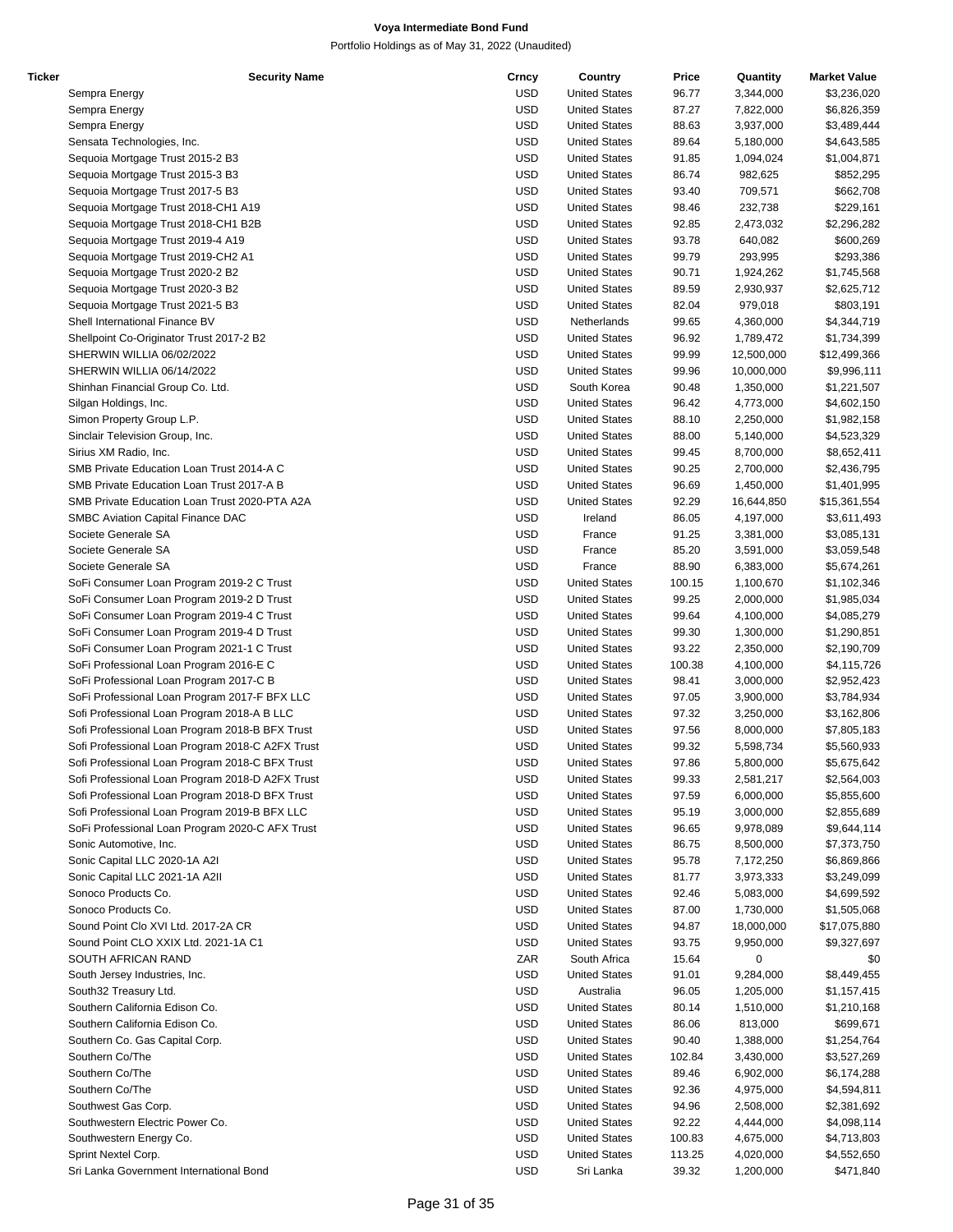# Voya Intermediate Bond Fund

Portfolio Holdings as of May 31, 2022 (Unaudited)

| Ticker | Security Name | Crncy | Country | Price | Quantity | Market Value |
|---|---|---|---|---|---|---|
| | Sempra Energy | USD | United States | 96.77 | 3,344,000 | $3,236,020 |
| | Sempra Energy | USD | United States | 87.27 | 7,822,000 | $6,826,359 |
| | Sempra Energy | USD | United States | 88.63 | 3,937,000 | $3,489,444 |
| | Sensata Technologies, Inc. | USD | United States | 89.64 | 5,180,000 | $4,643,585 |
| | Sequoia Mortgage Trust 2015-2 B3 | USD | United States | 91.85 | 1,094,024 | $1,004,871 |
| | Sequoia Mortgage Trust 2015-3 B3 | USD | United States | 86.74 | 982,625 | $852,295 |
| | Sequoia Mortgage Trust 2017-5 B3 | USD | United States | 93.40 | 709,571 | $662,708 |
| | Sequoia Mortgage Trust 2018-CH1 A19 | USD | United States | 98.46 | 232,738 | $229,161 |
| | Sequoia Mortgage Trust 2018-CH1 B2B | USD | United States | 92.85 | 2,473,032 | $2,296,282 |
| | Sequoia Mortgage Trust 2019-4 A19 | USD | United States | 93.78 | 640,082 | $600,269 |
| | Sequoia Mortgage Trust 2019-CH2 A1 | USD | United States | 99.79 | 293,995 | $293,386 |
| | Sequoia Mortgage Trust 2020-2 B2 | USD | United States | 90.71 | 1,924,262 | $1,745,568 |
| | Sequoia Mortgage Trust 2020-3 B2 | USD | United States | 89.59 | 2,930,937 | $2,625,712 |
| | Sequoia Mortgage Trust 2021-5 B3 | USD | United States | 82.04 | 979,018 | $803,191 |
| | Shell International Finance BV | USD | Netherlands | 99.65 | 4,360,000 | $4,344,719 |
| | Shellpoint Co-Originator Trust 2017-2 B2 | USD | United States | 96.92 | 1,789,472 | $1,734,399 |
| | SHERWIN WILLIA 06/02/2022 | USD | United States | 99.99 | 12,500,000 | $12,499,366 |
| | SHERWIN WILLIA 06/14/2022 | USD | United States | 99.96 | 10,000,000 | $9,996,111 |
| | Shinhan Financial Group Co. Ltd. | USD | South Korea | 90.48 | 1,350,000 | $1,221,507 |
| | Silgan Holdings, Inc. | USD | United States | 96.42 | 4,773,000 | $4,602,150 |
| | Simon Property Group L.P. | USD | United States | 88.10 | 2,250,000 | $1,982,158 |
| | Sinclair Television Group, Inc. | USD | United States | 88.00 | 5,140,000 | $4,523,329 |
| | Sirius XM Radio, Inc. | USD | United States | 99.45 | 8,700,000 | $8,652,411 |
| | SMB Private Education Loan Trust 2014-A C | USD | United States | 90.25 | 2,700,000 | $2,436,795 |
| | SMB Private Education Loan Trust 2017-A B | USD | United States | 96.69 | 1,450,000 | $1,401,995 |
| | SMB Private Education Loan Trust 2020-PTA A2A | USD | United States | 92.29 | 16,644,850 | $15,361,554 |
| | SMBC Aviation Capital Finance DAC | USD | Ireland | 86.05 | 4,197,000 | $3,611,493 |
| | Societe Generale SA | USD | France | 91.25 | 3,381,000 | $3,085,131 |
| | Societe Generale SA | USD | France | 85.20 | 3,591,000 | $3,059,548 |
| | Societe Generale SA | USD | France | 88.90 | 6,383,000 | $5,674,261 |
| | SoFi Consumer Loan Program 2019-2 C Trust | USD | United States | 100.15 | 1,100,670 | $1,102,346 |
| | SoFi Consumer Loan Program 2019-2 D Trust | USD | United States | 99.25 | 2,000,000 | $1,985,034 |
| | SoFi Consumer Loan Program 2019-4 C Trust | USD | United States | 99.64 | 4,100,000 | $4,085,279 |
| | SoFi Consumer Loan Program 2019-4 D Trust | USD | United States | 99.30 | 1,300,000 | $1,290,851 |
| | SoFi Consumer Loan Program 2021-1 C Trust | USD | United States | 93.22 | 2,350,000 | $2,190,709 |
| | SoFi Professional Loan Program 2016-E C | USD | United States | 100.38 | 4,100,000 | $4,115,726 |
| | SoFi Professional Loan Program 2017-C B | USD | United States | 98.41 | 3,000,000 | $2,952,423 |
| | SoFi Professional Loan Program 2017-F BFX LLC | USD | United States | 97.05 | 3,900,000 | $3,784,934 |
| | Sofi Professional Loan Program 2018-A B LLC | USD | United States | 97.32 | 3,250,000 | $3,162,806 |
| | Sofi Professional Loan Program 2018-B BFX Trust | USD | United States | 97.56 | 8,000,000 | $7,805,183 |
| | Sofi Professional Loan Program 2018-C A2FX Trust | USD | United States | 99.32 | 5,598,734 | $5,560,933 |
| | Sofi Professional Loan Program 2018-C BFX Trust | USD | United States | 97.86 | 5,800,000 | $5,675,642 |
| | Sofi Professional Loan Program 2018-D A2FX Trust | USD | United States | 99.33 | 2,581,217 | $2,564,003 |
| | Sofi Professional Loan Program 2018-D BFX Trust | USD | United States | 97.59 | 6,000,000 | $5,855,600 |
| | Sofi Professional Loan Program 2019-B BFX LLC | USD | United States | 95.19 | 3,000,000 | $2,855,689 |
| | SoFi Professional Loan Program 2020-C AFX Trust | USD | United States | 96.65 | 9,978,089 | $9,644,114 |
| | Sonic Automotive, Inc. | USD | United States | 86.75 | 8,500,000 | $7,373,750 |
| | Sonic Capital LLC 2020-1A A2I | USD | United States | 95.78 | 7,172,250 | $6,869,866 |
| | Sonic Capital LLC 2021-1A A2II | USD | United States | 81.77 | 3,973,333 | $3,249,099 |
| | Sonoco Products Co. | USD | United States | 92.46 | 5,083,000 | $4,699,592 |
| | Sonoco Products Co. | USD | United States | 87.00 | 1,730,000 | $1,505,068 |
| | Sound Point Clo XVI Ltd. 2017-2A CR | USD | United States | 94.87 | 18,000,000 | $17,075,880 |
| | Sound Point CLO XXIX Ltd. 2021-1A C1 | USD | United States | 93.75 | 9,950,000 | $9,327,697 |
| | SOUTH AFRICAN RAND | ZAR | South Africa | 15.64 | 0 | $0 |
| | South Jersey Industries, Inc. | USD | United States | 91.01 | 9,284,000 | $8,449,455 |
| | South32 Treasury Ltd. | USD | Australia | 96.05 | 1,205,000 | $1,157,415 |
| | Southern California Edison Co. | USD | United States | 80.14 | 1,510,000 | $1,210,168 |
| | Southern California Edison Co. | USD | United States | 86.06 | 813,000 | $699,671 |
| | Southern Co. Gas Capital Corp. | USD | United States | 90.40 | 1,388,000 | $1,254,764 |
| | Southern Co/The | USD | United States | 102.84 | 3,430,000 | $3,527,269 |
| | Southern Co/The | USD | United States | 89.46 | 6,902,000 | $6,174,288 |
| | Southern Co/The | USD | United States | 92.36 | 4,975,000 | $4,594,811 |
| | Southwest Gas Corp. | USD | United States | 94.96 | 2,508,000 | $2,381,692 |
| | Southwestern Electric Power Co. | USD | United States | 92.22 | 4,444,000 | $4,098,114 |
| | Southwestern Energy Co. | USD | United States | 100.83 | 4,675,000 | $4,713,803 |
| | Sprint Nextel Corp. | USD | United States | 113.25 | 4,020,000 | $4,552,650 |
| | Sri Lanka Government International Bond | USD | Sri Lanka | 39.32 | 1,200,000 | $471,840 |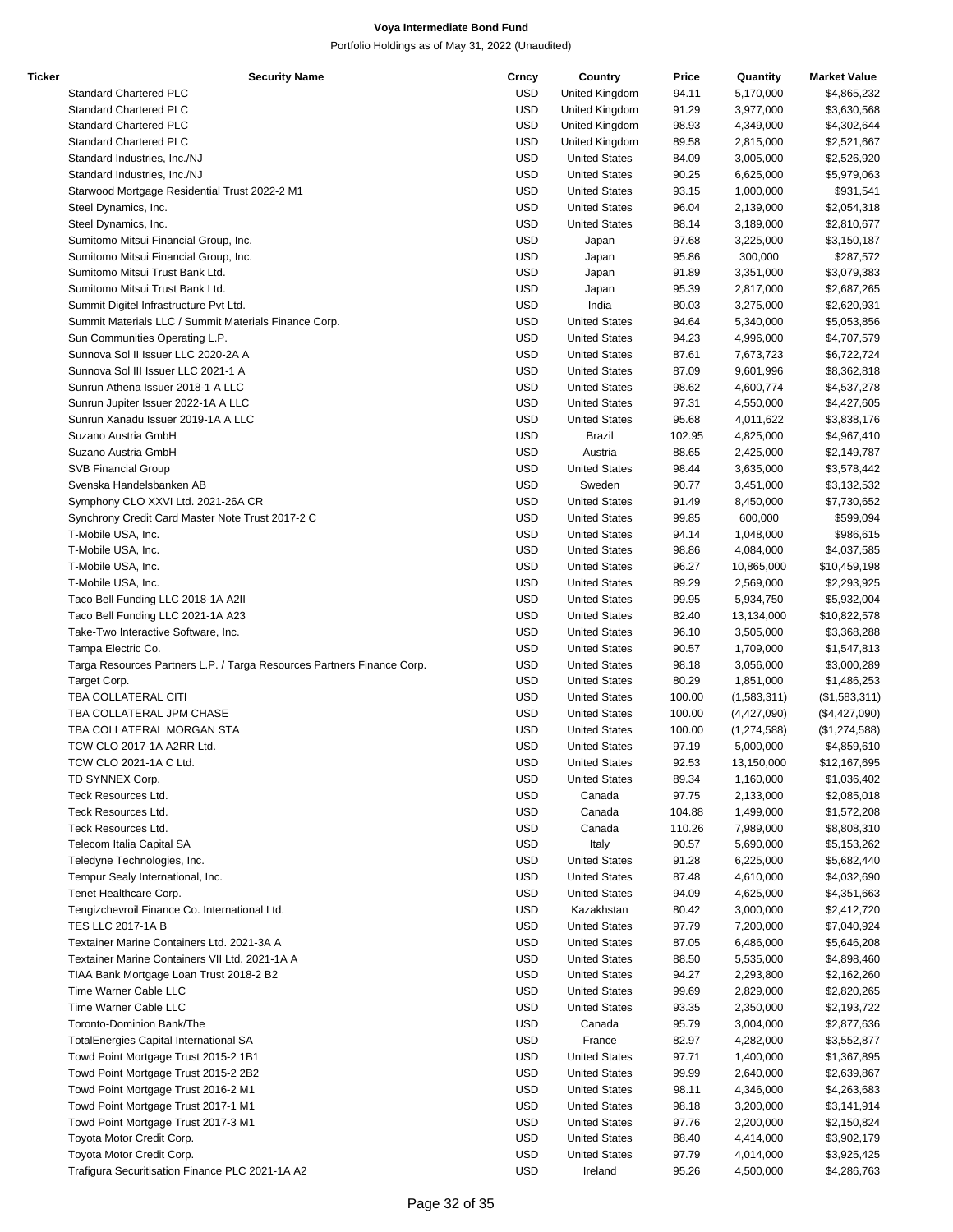| Ticker | Security Name | Crncy | Country | Price | Quantity | Market Value |
|---|---|---|---|---|---|---|
| | Standard Chartered PLC | USD | United Kingdom | 94.11 | 5,170,000 | $4,865,232 |
| | Standard Chartered PLC | USD | United Kingdom | 91.29 | 3,977,000 | $3,630,568 |
| | Standard Chartered PLC | USD | United Kingdom | 98.93 | 4,349,000 | $4,302,644 |
| | Standard Chartered PLC | USD | United Kingdom | 89.58 | 2,815,000 | $2,521,667 |
| | Standard Industries, Inc./NJ | USD | United States | 84.09 | 3,005,000 | $2,526,920 |
| | Standard Industries, Inc./NJ | USD | United States | 90.25 | 6,625,000 | $5,979,063 |
| | Starwood Mortgage Residential Trust 2022-2 M1 | USD | United States | 93.15 | 1,000,000 | $931,541 |
| | Steel Dynamics, Inc. | USD | United States | 96.04 | 2,139,000 | $2,054,318 |
| | Steel Dynamics, Inc. | USD | United States | 88.14 | 3,189,000 | $2,810,677 |
| | Sumitomo Mitsui Financial Group, Inc. | USD | Japan | 97.68 | 3,225,000 | $3,150,187 |
| | Sumitomo Mitsui Financial Group, Inc. | USD | Japan | 95.86 | 300,000 | $287,572 |
| | Sumitomo Mitsui Trust Bank Ltd. | USD | Japan | 91.89 | 3,351,000 | $3,079,383 |
| | Sumitomo Mitsui Trust Bank Ltd. | USD | Japan | 95.39 | 2,817,000 | $2,687,265 |
| | Summit Digitel Infrastructure Pvt Ltd. | USD | India | 80.03 | 3,275,000 | $2,620,931 |
| | Summit Materials LLC / Summit Materials Finance Corp. | USD | United States | 94.64 | 5,340,000 | $5,053,856 |
| | Sun Communities Operating L.P. | USD | United States | 94.23 | 4,996,000 | $4,707,579 |
| | Sunnova Sol II Issuer LLC 2020-2A A | USD | United States | 87.61 | 7,673,723 | $6,722,724 |
| | Sunnova Sol III Issuer LLC 2021-1 A | USD | United States | 87.09 | 9,601,996 | $8,362,818 |
| | Sunrun Athena Issuer 2018-1 A LLC | USD | United States | 98.62 | 4,600,774 | $4,537,278 |
| | Sunrun Jupiter Issuer 2022-1A A LLC | USD | United States | 97.31 | 4,550,000 | $4,427,605 |
| | Sunrun Xanadu Issuer 2019-1A A LLC | USD | United States | 95.68 | 4,011,622 | $3,838,176 |
| | Suzano Austria GmbH | USD | Brazil | 102.95 | 4,825,000 | $4,967,410 |
| | Suzano Austria GmbH | USD | Austria | 88.65 | 2,425,000 | $2,149,787 |
| | SVB Financial Group | USD | United States | 98.44 | 3,635,000 | $3,578,442 |
| | Svenska Handelsbanken AB | USD | Sweden | 90.77 | 3,451,000 | $3,132,532 |
| | Symphony CLO XXVI Ltd. 2021-26A CR | USD | United States | 91.49 | 8,450,000 | $7,730,652 |
| | Synchrony Credit Card Master Note Trust 2017-2 C | USD | United States | 99.85 | 600,000 | $599,094 |
| | T-Mobile USA, Inc. | USD | United States | 94.14 | 1,048,000 | $986,615 |
| | T-Mobile USA, Inc. | USD | United States | 98.86 | 4,084,000 | $4,037,585 |
| | T-Mobile USA, Inc. | USD | United States | 96.27 | 10,865,000 | $10,459,198 |
| | T-Mobile USA, Inc. | USD | United States | 89.29 | 2,569,000 | $2,293,925 |
| | Taco Bell Funding LLC 2018-1A A2II | USD | United States | 99.95 | 5,934,750 | $5,932,004 |
| | Taco Bell Funding LLC 2021-1A A23 | USD | United States | 82.40 | 13,134,000 | $10,822,578 |
| | Take-Two Interactive Software, Inc. | USD | United States | 96.10 | 3,505,000 | $3,368,288 |
| | Tampa Electric Co. | USD | United States | 90.57 | 1,709,000 | $1,547,813 |
| | Targa Resources Partners L.P. / Targa Resources Partners Finance Corp. | USD | United States | 98.18 | 3,056,000 | $3,000,289 |
| | Target Corp. | USD | United States | 80.29 | 1,851,000 | $1,486,253 |
| | TBA COLLATERAL CITI | USD | United States | 100.00 | (1,583,311) | ($1,583,311) |
| | TBA COLLATERAL JPM CHASE | USD | United States | 100.00 | (4,427,090) | ($4,427,090) |
| | TBA COLLATERAL MORGAN STA | USD | United States | 100.00 | (1,274,588) | ($1,274,588) |
| | TCW CLO 2017-1A A2RR Ltd. | USD | United States | 97.19 | 5,000,000 | $4,859,610 |
| | TCW CLO 2021-1A C Ltd. | USD | United States | 92.53 | 13,150,000 | $12,167,695 |
| | TD SYNNEX Corp. | USD | United States | 89.34 | 1,160,000 | $1,036,402 |
| | Teck Resources Ltd. | USD | Canada | 97.75 | 2,133,000 | $2,085,018 |
| | Teck Resources Ltd. | USD | Canada | 104.88 | 1,499,000 | $1,572,208 |
| | Teck Resources Ltd. | USD | Canada | 110.26 | 7,989,000 | $8,808,310 |
| | Telecom Italia Capital SA | USD | Italy | 90.57 | 5,690,000 | $5,153,262 |
| | Teledyne Technologies, Inc. | USD | United States | 91.28 | 6,225,000 | $5,682,440 |
| | Tempur Sealy International, Inc. | USD | United States | 87.48 | 4,610,000 | $4,032,690 |
| | Tenet Healthcare Corp. | USD | United States | 94.09 | 4,625,000 | $4,351,663 |
| | Tengizchevroil Finance Co. International Ltd. | USD | Kazakhstan | 80.42 | 3,000,000 | $2,412,720 |
| | TES LLC 2017-1A B | USD | United States | 97.79 | 7,200,000 | $7,040,924 |
| | Textainer Marine Containers Ltd. 2021-3A A | USD | United States | 87.05 | 6,486,000 | $5,646,208 |
| | Textainer Marine Containers VII Ltd. 2021-1A A | USD | United States | 88.50 | 5,535,000 | $4,898,460 |
| | TIAA Bank Mortgage Loan Trust 2018-2 B2 | USD | United States | 94.27 | 2,293,800 | $2,162,260 |
| | Time Warner Cable LLC | USD | United States | 99.69 | 2,829,000 | $2,820,265 |
| | Time Warner Cable LLC | USD | United States | 93.35 | 2,350,000 | $2,193,722 |
| | Toronto-Dominion Bank/The | USD | Canada | 95.79 | 3,004,000 | $2,877,636 |
| | TotalEnergies Capital International SA | USD | France | 82.97 | 4,282,000 | $3,552,877 |
| | Towd Point Mortgage Trust 2015-2 1B1 | USD | United States | 97.71 | 1,400,000 | $1,367,895 |
| | Towd Point Mortgage Trust 2015-2 2B2 | USD | United States | 99.99 | 2,640,000 | $2,639,867 |
| | Towd Point Mortgage Trust 2016-2 M1 | USD | United States | 98.11 | 4,346,000 | $4,263,683 |
| | Towd Point Mortgage Trust 2017-1 M1 | USD | United States | 98.18 | 3,200,000 | $3,141,914 |
| | Towd Point Mortgage Trust 2017-3 M1 | USD | United States | 97.76 | 2,200,000 | $2,150,824 |
| | Toyota Motor Credit Corp. | USD | United States | 88.40 | 4,414,000 | $3,902,179 |
| | Toyota Motor Credit Corp. | USD | United States | 97.79 | 4,014,000 | $3,925,425 |
| | Trafigura Securitisation Finance PLC 2021-1A A2 | USD | Ireland | 95.26 | 4,500,000 | $4,286,763 |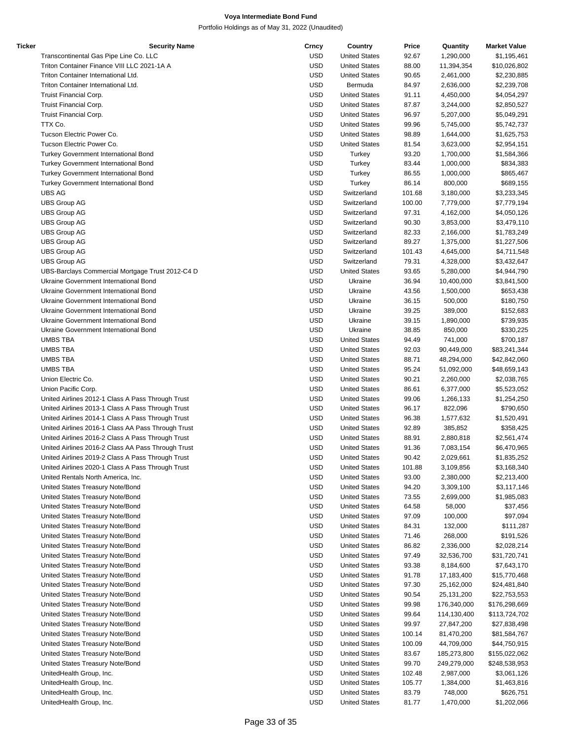# Voya Intermediate Bond Fund

Portfolio Holdings as of May 31, 2022 (Unaudited)

| Ticker | Security Name | Crncy | Country | Price | Quantity | Market Value |
|---|---|---|---|---|---|---|
| | Transcontinental Gas Pipe Line Co. LLC | USD | United States | 92.67 | 1,290,000 | $1,195,461 |
| | Triton Container Finance VIII LLC 2021-1A A | USD | United States | 88.00 | 11,394,354 | $10,026,802 |
| | Triton Container International Ltd. | USD | United States | 90.65 | 2,461,000 | $2,230,885 |
| | Triton Container International Ltd. | USD | Bermuda | 84.97 | 2,636,000 | $2,239,708 |
| | Truist Financial Corp. | USD | United States | 91.11 | 4,450,000 | $4,054,297 |
| | Truist Financial Corp. | USD | United States | 87.87 | 3,244,000 | $2,850,527 |
| | Truist Financial Corp. | USD | United States | 96.97 | 5,207,000 | $5,049,291 |
| | TTX Co. | USD | United States | 99.96 | 5,745,000 | $5,742,737 |
| | Tucson Electric Power Co. | USD | United States | 98.89 | 1,644,000 | $1,625,753 |
| | Tucson Electric Power Co. | USD | United States | 81.54 | 3,623,000 | $2,954,151 |
| | Turkey Government International Bond | USD | Turkey | 93.20 | 1,700,000 | $1,584,366 |
| | Turkey Government International Bond | USD | Turkey | 83.44 | 1,000,000 | $834,383 |
| | Turkey Government International Bond | USD | Turkey | 86.55 | 1,000,000 | $865,467 |
| | Turkey Government International Bond | USD | Turkey | 86.14 | 800,000 | $689,155 |
| | UBS AG | USD | Switzerland | 101.68 | 3,180,000 | $3,233,345 |
| | UBS Group AG | USD | Switzerland | 100.00 | 7,779,000 | $7,779,194 |
| | UBS Group AG | USD | Switzerland | 97.31 | 4,162,000 | $4,050,126 |
| | UBS Group AG | USD | Switzerland | 90.30 | 3,853,000 | $3,479,110 |
| | UBS Group AG | USD | Switzerland | 82.33 | 2,166,000 | $1,783,249 |
| | UBS Group AG | USD | Switzerland | 89.27 | 1,375,000 | $1,227,506 |
| | UBS Group AG | USD | Switzerland | 101.43 | 4,645,000 | $4,711,548 |
| | UBS Group AG | USD | Switzerland | 79.31 | 4,328,000 | $3,432,647 |
| | UBS-Barclays Commercial Mortgage Trust 2012-C4 D | USD | United States | 93.65 | 5,280,000 | $4,944,790 |
| | Ukraine Government International Bond | USD | Ukraine | 36.94 | 10,400,000 | $3,841,500 |
| | Ukraine Government International Bond | USD | Ukraine | 43.56 | 1,500,000 | $653,438 |
| | Ukraine Government International Bond | USD | Ukraine | 36.15 | 500,000 | $180,750 |
| | Ukraine Government International Bond | USD | Ukraine | 39.25 | 389,000 | $152,683 |
| | Ukraine Government International Bond | USD | Ukraine | 39.15 | 1,890,000 | $739,935 |
| | Ukraine Government International Bond | USD | Ukraine | 38.85 | 850,000 | $330,225 |
| | UMBS TBA | USD | United States | 94.49 | 741,000 | $700,187 |
| | UMBS TBA | USD | United States | 92.03 | 90,449,000 | $83,241,344 |
| | UMBS TBA | USD | United States | 88.71 | 48,294,000 | $42,842,060 |
| | UMBS TBA | USD | United States | 95.24 | 51,092,000 | $48,659,143 |
| | Union Electric Co. | USD | United States | 90.21 | 2,260,000 | $2,038,765 |
| | Union Pacific Corp. | USD | United States | 86.61 | 6,377,000 | $5,523,052 |
| | United Airlines 2012-1 Class A Pass Through Trust | USD | United States | 99.06 | 1,266,133 | $1,254,250 |
| | United Airlines 2013-1 Class A Pass Through Trust | USD | United States | 96.17 | 822,096 | $790,650 |
| | United Airlines 2014-1 Class A Pass Through Trust | USD | United States | 96.38 | 1,577,632 | $1,520,491 |
| | United Airlines 2016-1 Class AA Pass Through Trust | USD | United States | 92.89 | 385,852 | $358,425 |
| | United Airlines 2016-2 Class A Pass Through Trust | USD | United States | 88.91 | 2,880,818 | $2,561,474 |
| | United Airlines 2016-2 Class AA Pass Through Trust | USD | United States | 91.36 | 7,083,154 | $6,470,965 |
| | United Airlines 2019-2 Class A Pass Through Trust | USD | United States | 90.42 | 2,029,661 | $1,835,252 |
| | United Airlines 2020-1 Class A Pass Through Trust | USD | United States | 101.88 | 3,109,856 | $3,168,340 |
| | United Rentals North America, Inc. | USD | United States | 93.00 | 2,380,000 | $2,213,400 |
| | United States Treasury Note/Bond | USD | United States | 94.20 | 3,309,100 | $3,117,146 |
| | United States Treasury Note/Bond | USD | United States | 73.55 | 2,699,000 | $1,985,083 |
| | United States Treasury Note/Bond | USD | United States | 64.58 | 58,000 | $37,456 |
| | United States Treasury Note/Bond | USD | United States | 97.09 | 100,000 | $97,094 |
| | United States Treasury Note/Bond | USD | United States | 84.31 | 132,000 | $111,287 |
| | United States Treasury Note/Bond | USD | United States | 71.46 | 268,000 | $191,526 |
| | United States Treasury Note/Bond | USD | United States | 86.82 | 2,336,000 | $2,028,214 |
| | United States Treasury Note/Bond | USD | United States | 97.49 | 32,536,700 | $31,720,741 |
| | United States Treasury Note/Bond | USD | United States | 93.38 | 8,184,600 | $7,643,170 |
| | United States Treasury Note/Bond | USD | United States | 91.78 | 17,183,400 | $15,770,468 |
| | United States Treasury Note/Bond | USD | United States | 97.30 | 25,162,000 | $24,481,840 |
| | United States Treasury Note/Bond | USD | United States | 90.54 | 25,131,200 | $22,753,553 |
| | United States Treasury Note/Bond | USD | United States | 99.98 | 176,340,000 | $176,298,669 |
| | United States Treasury Note/Bond | USD | United States | 99.64 | 114,130,400 | $113,724,702 |
| | United States Treasury Note/Bond | USD | United States | 99.97 | 27,847,200 | $27,838,498 |
| | United States Treasury Note/Bond | USD | United States | 100.14 | 81,470,200 | $81,584,767 |
| | United States Treasury Note/Bond | USD | United States | 100.09 | 44,709,000 | $44,750,915 |
| | United States Treasury Note/Bond | USD | United States | 83.67 | 185,273,800 | $155,022,062 |
| | United States Treasury Note/Bond | USD | United States | 99.70 | 249,279,000 | $248,538,953 |
| | UnitedHealth Group, Inc. | USD | United States | 102.48 | 2,987,000 | $3,061,126 |
| | UnitedHealth Group, Inc. | USD | United States | 105.77 | 1,384,000 | $1,463,816 |
| | UnitedHealth Group, Inc. | USD | United States | 83.79 | 748,000 | $626,751 |
| | UnitedHealth Group, Inc. | USD | United States | 81.77 | 1,470,000 | $1,202,066 |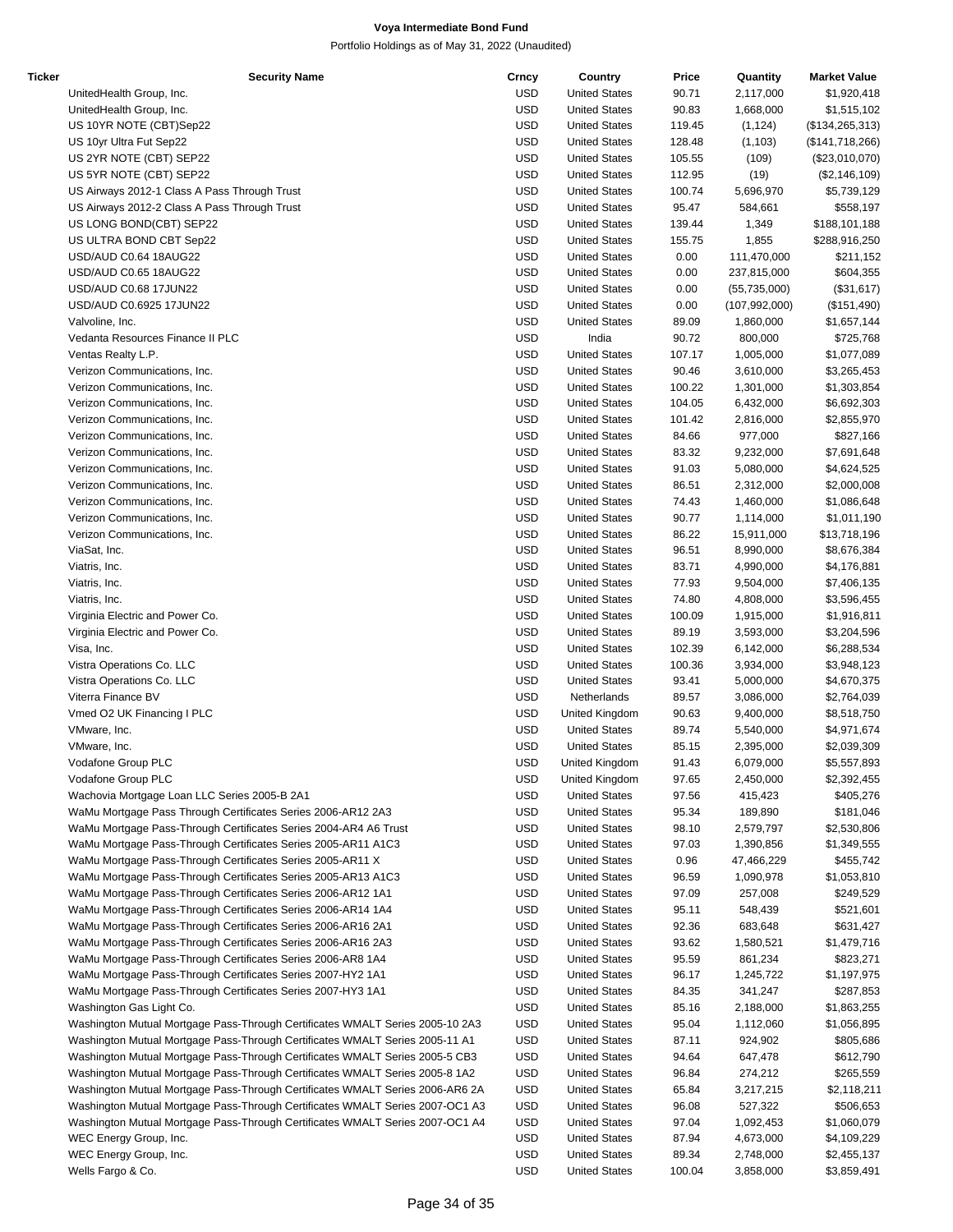# Voya Intermediate Bond Fund

Portfolio Holdings as of May 31, 2022 (Unaudited)

| Ticker | Security Name | Crncy | Country | Price | Quantity | Market Value |
|---|---|---|---|---|---|---|
| | UnitedHealth Group, Inc. | USD | United States | 90.71 | 2,117,000 | $1,920,418 |
| | UnitedHealth Group, Inc. | USD | United States | 90.83 | 1,668,000 | $1,515,102 |
| | US 10YR NOTE (CBT)Sep22 | USD | United States | 119.45 | (1,124) | ($134,265,313) |
| | US 10yr Ultra Fut Sep22 | USD | United States | 128.48 | (1,103) | ($141,718,266) |
| | US 2YR NOTE (CBT) SEP22 | USD | United States | 105.55 | (109) | ($23,010,070) |
| | US 5YR NOTE (CBT) SEP22 | USD | United States | 112.95 | (19) | ($2,146,109) |
| | US Airways 2012-1 Class A Pass Through Trust | USD | United States | 100.74 | 5,696,970 | $5,739,129 |
| | US Airways 2012-2 Class A Pass Through Trust | USD | United States | 95.47 | 584,661 | $558,197 |
| | US LONG BOND(CBT) SEP22 | USD | United States | 139.44 | 1,349 | $188,101,188 |
| | US ULTRA BOND CBT Sep22 | USD | United States | 155.75 | 1,855 | $288,916,250 |
| | USD/AUD C0.64 18AUG22 | USD | United States | 0.00 | 111,470,000 | $211,152 |
| | USD/AUD C0.65 18AUG22 | USD | United States | 0.00 | 237,815,000 | $604,355 |
| | USD/AUD C0.68 17JUN22 | USD | United States | 0.00 | (55,735,000) | ($31,617) |
| | USD/AUD C0.6925 17JUN22 | USD | United States | 0.00 | (107,992,000) | ($151,490) |
| | Valvoline, Inc. | USD | United States | 89.09 | 1,860,000 | $1,657,144 |
| | Vedanta Resources Finance II PLC | USD | India | 90.72 | 800,000 | $725,768 |
| | Ventas Realty L.P. | USD | United States | 107.17 | 1,005,000 | $1,077,089 |
| | Verizon Communications, Inc. | USD | United States | 90.46 | 3,610,000 | $3,265,453 |
| | Verizon Communications, Inc. | USD | United States | 100.22 | 1,301,000 | $1,303,854 |
| | Verizon Communications, Inc. | USD | United States | 104.05 | 6,432,000 | $6,692,303 |
| | Verizon Communications, Inc. | USD | United States | 101.42 | 2,816,000 | $2,855,970 |
| | Verizon Communications, Inc. | USD | United States | 84.66 | 977,000 | $827,166 |
| | Verizon Communications, Inc. | USD | United States | 83.32 | 9,232,000 | $7,691,648 |
| | Verizon Communications, Inc. | USD | United States | 91.03 | 5,080,000 | $4,624,525 |
| | Verizon Communications, Inc. | USD | United States | 86.51 | 2,312,000 | $2,000,008 |
| | Verizon Communications, Inc. | USD | United States | 74.43 | 1,460,000 | $1,086,648 |
| | Verizon Communications, Inc. | USD | United States | 90.77 | 1,114,000 | $1,011,190 |
| | Verizon Communications, Inc. | USD | United States | 86.22 | 15,911,000 | $13,718,196 |
| | ViaSat, Inc. | USD | United States | 96.51 | 8,990,000 | $8,676,384 |
| | Viatris, Inc. | USD | United States | 83.71 | 4,990,000 | $4,176,881 |
| | Viatris, Inc. | USD | United States | 77.93 | 9,504,000 | $7,406,135 |
| | Viatris, Inc. | USD | United States | 74.80 | 4,808,000 | $3,596,455 |
| | Virginia Electric and Power Co. | USD | United States | 100.09 | 1,915,000 | $1,916,811 |
| | Virginia Electric and Power Co. | USD | United States | 89.19 | 3,593,000 | $3,204,596 |
| | Visa, Inc. | USD | United States | 102.39 | 6,142,000 | $6,288,534 |
| | Vistra Operations Co. LLC | USD | United States | 100.36 | 3,934,000 | $3,948,123 |
| | Vistra Operations Co. LLC | USD | United States | 93.41 | 5,000,000 | $4,670,375 |
| | Viterra Finance BV | USD | Netherlands | 89.57 | 3,086,000 | $2,764,039 |
| | Vmed O2 UK Financing I PLC | USD | United Kingdom | 90.63 | 9,400,000 | $8,518,750 |
| | VMware, Inc. | USD | United States | 89.74 | 5,540,000 | $4,971,674 |
| | VMware, Inc. | USD | United States | 85.15 | 2,395,000 | $2,039,309 |
| | Vodafone Group PLC | USD | United Kingdom | 91.43 | 6,079,000 | $5,557,893 |
| | Vodafone Group PLC | USD | United Kingdom | 97.65 | 2,450,000 | $2,392,455 |
| | Wachovia Mortgage Loan LLC Series 2005-B 2A1 | USD | United States | 97.56 | 415,423 | $405,276 |
| | WaMu Mortgage Pass Through Certificates Series 2006-AR12 2A3 | USD | United States | 95.34 | 189,890 | $181,046 |
| | WaMu Mortgage Pass-Through Certificates Series 2004-AR4 A6 Trust | USD | United States | 98.10 | 2,579,797 | $2,530,806 |
| | WaMu Mortgage Pass-Through Certificates Series 2005-AR11 A1C3 | USD | United States | 97.03 | 1,390,856 | $1,349,555 |
| | WaMu Mortgage Pass-Through Certificates Series 2005-AR11 X | USD | United States | 0.96 | 47,466,229 | $455,742 |
| | WaMu Mortgage Pass-Through Certificates Series 2005-AR13 A1C3 | USD | United States | 96.59 | 1,090,978 | $1,053,810 |
| | WaMu Mortgage Pass-Through Certificates Series 2006-AR12 1A1 | USD | United States | 97.09 | 257,008 | $249,529 |
| | WaMu Mortgage Pass-Through Certificates Series 2006-AR14 1A4 | USD | United States | 95.11 | 548,439 | $521,601 |
| | WaMu Mortgage Pass-Through Certificates Series 2006-AR16 2A1 | USD | United States | 92.36 | 683,648 | $631,427 |
| | WaMu Mortgage Pass-Through Certificates Series 2006-AR16 2A3 | USD | United States | 93.62 | 1,580,521 | $1,479,716 |
| | WaMu Mortgage Pass-Through Certificates Series 2006-AR8 1A4 | USD | United States | 95.59 | 861,234 | $823,271 |
| | WaMu Mortgage Pass-Through Certificates Series 2007-HY2 1A1 | USD | United States | 96.17 | 1,245,722 | $1,197,975 |
| | WaMu Mortgage Pass-Through Certificates Series 2007-HY3 1A1 | USD | United States | 84.35 | 341,247 | $287,853 |
| | Washington Gas Light Co. | USD | United States | 85.16 | 2,188,000 | $1,863,255 |
| | Washington Mutual Mortgage Pass-Through Certificates WMALT Series 2005-10 2A3 | USD | United States | 95.04 | 1,112,060 | $1,056,895 |
| | Washington Mutual Mortgage Pass-Through Certificates WMALT Series 2005-11 A1 | USD | United States | 87.11 | 924,902 | $805,686 |
| | Washington Mutual Mortgage Pass-Through Certificates WMALT Series 2005-5 CB3 | USD | United States | 94.64 | 647,478 | $612,790 |
| | Washington Mutual Mortgage Pass-Through Certificates WMALT Series 2005-8 1A2 | USD | United States | 96.84 | 274,212 | $265,559 |
| | Washington Mutual Mortgage Pass-Through Certificates WMALT Series 2006-AR6 2A | USD | United States | 65.84 | 3,217,215 | $2,118,211 |
| | Washington Mutual Mortgage Pass-Through Certificates WMALT Series 2007-OC1 A3 | USD | United States | 96.08 | 527,322 | $506,653 |
| | Washington Mutual Mortgage Pass-Through Certificates WMALT Series 2007-OC1 A4 | USD | United States | 97.04 | 1,092,453 | $1,060,079 |
| | WEC Energy Group, Inc. | USD | United States | 87.94 | 4,673,000 | $4,109,229 |
| | WEC Energy Group, Inc. | USD | United States | 89.34 | 2,748,000 | $2,455,137 |
| | Wells Fargo & Co. | USD | United States | 100.04 | 3,858,000 | $3,859,491 |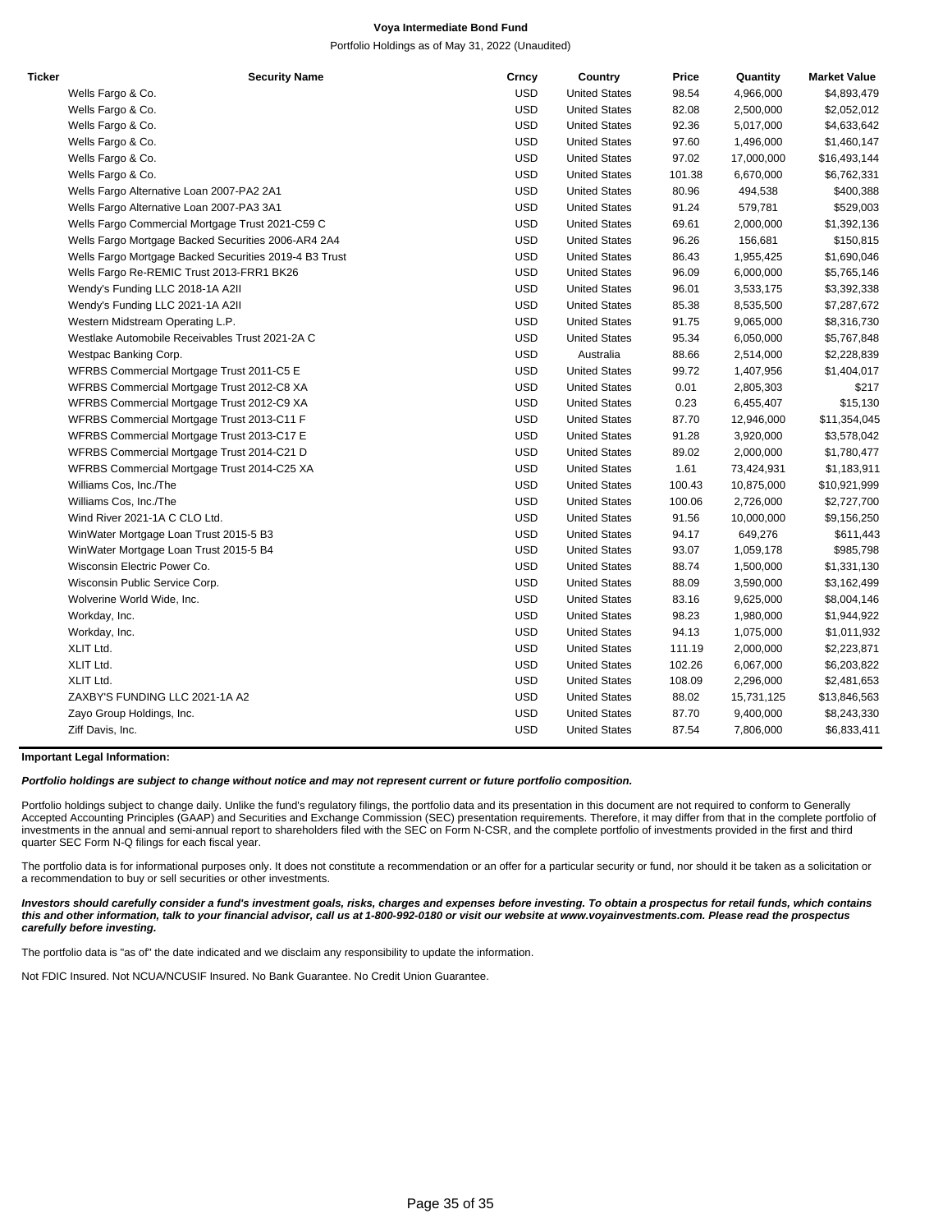| Ticker | Security Name | Crncy | Country | Price | Quantity | Market Value |
| --- | --- | --- | --- | --- | --- | --- |
| | Wells Fargo & Co. | USD | United States | 98.54 | 4,966,000 | $4,893,479 |
| | Wells Fargo & Co. | USD | United States | 82.08 | 2,500,000 | $2,052,012 |
| | Wells Fargo & Co. | USD | United States | 92.36 | 5,017,000 | $4,633,642 |
| | Wells Fargo & Co. | USD | United States | 97.60 | 1,496,000 | $1,460,147 |
| | Wells Fargo & Co. | USD | United States | 97.02 | 17,000,000 | $16,493,144 |
| | Wells Fargo & Co. | USD | United States | 101.38 | 6,670,000 | $6,762,331 |
| | Wells Fargo Alternative Loan 2007-PA2 2A1 | USD | United States | 80.96 | 494,538 | $400,388 |
| | Wells Fargo Alternative Loan 2007-PA3 3A1 | USD | United States | 91.24 | 579,781 | $529,003 |
| | Wells Fargo Commercial Mortgage Trust 2021-C59 C | USD | United States | 69.61 | 2,000,000 | $1,392,136 |
| | Wells Fargo Mortgage Backed Securities 2006-AR4 2A4 | USD | United States | 96.26 | 156,681 | $150,815 |
| | Wells Fargo Mortgage Backed Securities 2019-4 B3 Trust | USD | United States | 86.43 | 1,955,425 | $1,690,046 |
| | Wells Fargo Re-REMIC Trust 2013-FRR1 BK26 | USD | United States | 96.09 | 6,000,000 | $5,765,146 |
| | Wendy's Funding LLC 2018-1A A2II | USD | United States | 96.01 | 3,533,175 | $3,392,338 |
| | Wendy's Funding LLC 2021-1A A2II | USD | United States | 85.38 | 8,535,500 | $7,287,672 |
| | Western Midstream Operating L.P. | USD | United States | 91.75 | 9,065,000 | $8,316,730 |
| | Westlake Automobile Receivables Trust 2021-2A C | USD | United States | 95.34 | 6,050,000 | $5,767,848 |
| | Westpac Banking Corp. | USD | Australia | 88.66 | 2,514,000 | $2,228,839 |
| | WFRBS Commercial Mortgage Trust 2011-C5 E | USD | United States | 99.72 | 1,407,956 | $1,404,017 |
| | WFRBS Commercial Mortgage Trust 2012-C8 XA | USD | United States | 0.01 | 2,805,303 | $217 |
| | WFRBS Commercial Mortgage Trust 2012-C9 XA | USD | United States | 0.23 | 6,455,407 | $15,130 |
| | WFRBS Commercial Mortgage Trust 2013-C11 F | USD | United States | 87.70 | 12,946,000 | $11,354,045 |
| | WFRBS Commercial Mortgage Trust 2013-C17 E | USD | United States | 91.28 | 3,920,000 | $3,578,042 |
| | WFRBS Commercial Mortgage Trust 2014-C21 D | USD | United States | 89.02 | 2,000,000 | $1,780,477 |
| | WFRBS Commercial Mortgage Trust 2014-C25 XA | USD | United States | 1.61 | 73,424,931 | $1,183,911 |
| | Williams Cos, Inc./The | USD | United States | 100.43 | 10,875,000 | $10,921,999 |
| | Williams Cos, Inc./The | USD | United States | 100.06 | 2,726,000 | $2,727,700 |
| | Wind River 2021-1A C CLO Ltd. | USD | United States | 91.56 | 10,000,000 | $9,156,250 |
| | WinWater Mortgage Loan Trust 2015-5 B3 | USD | United States | 94.17 | 649,276 | $611,443 |
| | WinWater Mortgage Loan Trust 2015-5 B4 | USD | United States | 93.07 | 1,059,178 | $985,798 |
| | Wisconsin Electric Power Co. | USD | United States | 88.74 | 1,500,000 | $1,331,130 |
| | Wisconsin Public Service Corp. | USD | United States | 88.09 | 3,590,000 | $3,162,499 |
| | Wolverine World Wide, Inc. | USD | United States | 83.16 | 9,625,000 | $8,004,146 |
| | Workday, Inc. | USD | United States | 98.23 | 1,980,000 | $1,944,922 |
| | Workday, Inc. | USD | United States | 94.13 | 1,075,000 | $1,011,932 |
| | XLIT Ltd. | USD | United States | 111.19 | 2,000,000 | $2,223,871 |
| | XLIT Ltd. | USD | United States | 102.26 | 6,067,000 | $6,203,822 |
| | XLIT Ltd. | USD | United States | 108.09 | 2,296,000 | $2,481,653 |
| | ZAXBY'S FUNDING LLC 2021-1A A2 | USD | United States | 88.02 | 15,731,125 | $13,846,563 |
| | Zayo Group Holdings, Inc. | USD | United States | 87.70 | 9,400,000 | $8,243,330 |
| | Ziff Davis, Inc. | USD | United States | 87.54 | 7,806,000 | $6,833,411 |

**Important Legal Information:**

***Portfolio holdings are subject to change without notice and may not represent current or future portfolio composition.***

Portfolio holdings subject to change daily. Unlike the fund's regulatory filings, the portfolio data and its presentation in this document are not required to conform to Generally Accepted Accounting Principles (GAAP) and Securities and Exchange Commission (SEC) presentation requirements. Therefore, it may differ from that in the complete portfolio of investments in the annual and semi-annual report to shareholders filed with the SEC on Form N-CSR, and the complete portfolio of investments provided in the first and third quarter SEC Form N-Q filings for each fiscal year.

The portfolio data is for informational purposes only. It does not constitute a recommendation or an offer for a particular security or fund, nor should it be taken as a solicitation or a recommendation to buy or sell securities or other investments.

***Investors should carefully consider a fund's investment goals, risks, charges and expenses before investing. To obtain a prospectus for retail funds, which contains this and other information, talk to your financial advisor, call us at 1-800-992-0180 or visit our website at www.voyainvestments.com. Please read the prospectus carefully before investing.***

The portfolio data is "as of" the date indicated and we disclaim any responsibility to update the information.

Not FDIC Insured. Not NCUA/NCUSIF Insured. No Bank Guarantee. No Credit Union Guarantee.